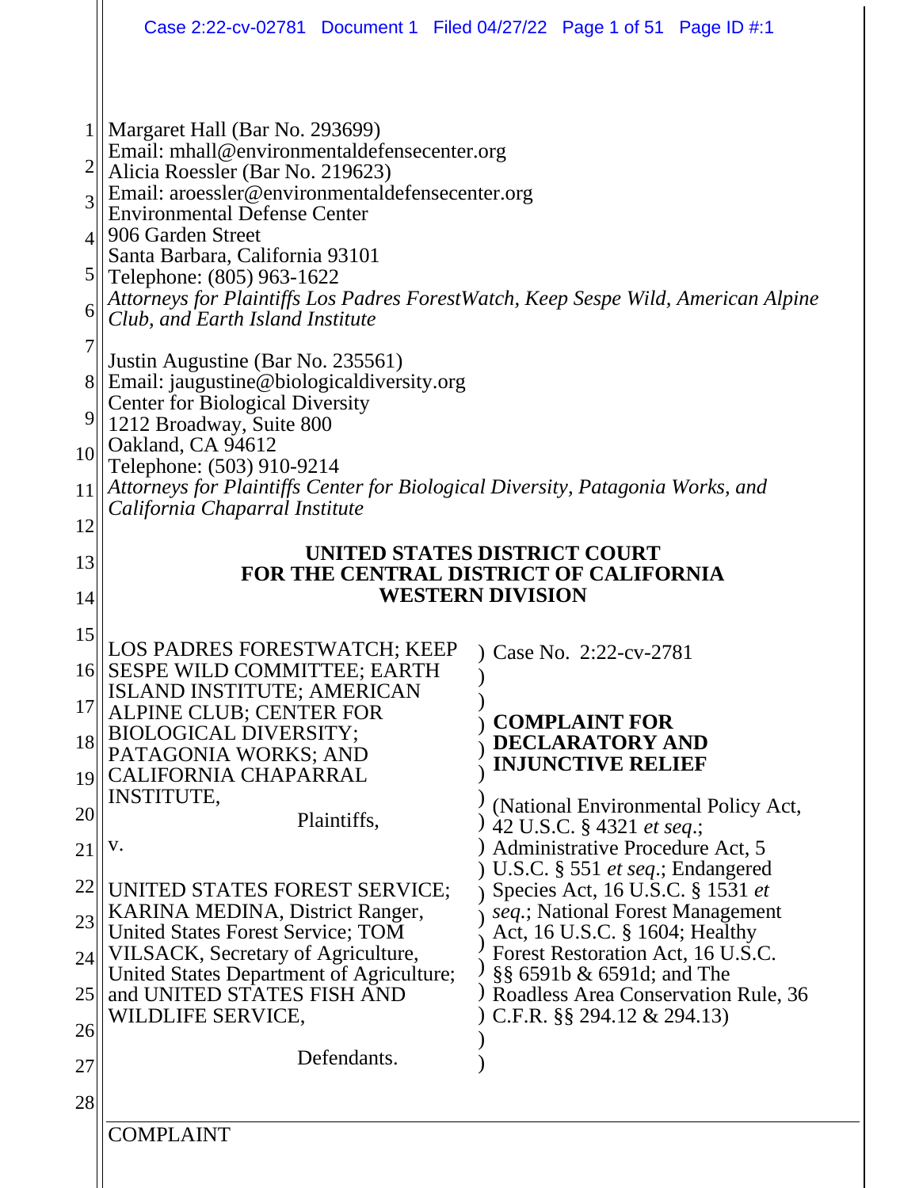Margaret Hall (Bar No. 293699)
Email: mhall@environmentaldefensecenter.org
Alicia Roessler (Bar No. 219623)
Email: aroessler@environmentaldefensecenter.org
Environmental Defense Center
906 Garden Street
Santa Barbara, California 93101
Telephone: (805) 963-1622
*Attorneys for Plaintiffs Los Padres ForestWatch, Keep Sespe Wild, American Alpine Club, and Earth Island Institute*

Justin Augustine (Bar No. 235561)
Email: jaugustine@biologicaldiversity.org
Center for Biological Diversity
1212 Broadway, Suite 800
Oakland, CA 94612
Telephone: (503) 910-9214
*Attorneys for Plaintiffs Center for Biological Diversity, Patagonia Works, and California Chaparral Institute*

**UNITED STATES DISTRICT COURT**
**FOR THE CENTRAL DISTRICT OF CALIFORNIA**
**WESTERN DIVISION**

| | |
|---|---|
| LOS PADRES FORESTWATCH; KEEP SESPE WILD COMMITTEE; EARTH ISLAND INSTITUTE; AMERICAN ALPINE CLUB; CENTER FOR BIOLOGICAL DIVERSITY; PATAGONIA WORKS; AND CALIFORNIA CHAPARRAL INSTITUTE,<br><br>Plaintiffs,<br><br>v.<br><br>UNITED STATES FOREST SERVICE; KARINA MEDINA, District Ranger, United States Forest Service; TOM VILSACK, Secretary of Agriculture, United States Department of Agriculture; and UNITED STATES FISH AND WILDLIFE SERVICE,<br><br>Defendants. | Case No. 2:22-cv-2781<br><br>**COMPLAINT FOR DECLARATORY AND INJUNCTIVE RELIEF**<br><br>(National Environmental Policy Act, 42 U.S.C. § 4321 *et seq*.; Administrative Procedure Act, 5 U.S.C. § 551 *et seq*.; Endangered Species Act, 16 U.S.C. § 1531 *et seq*.; National Forest Management Act, 16 U.S.C. § 1604; Healthy Forest Restoration Act, 16 U.S.C. §§ 6591b & 6591d; and The Roadless Area Conservation Rule, 36 C.F.R. §§ 294.12 & 294.13) |

COMPLAINT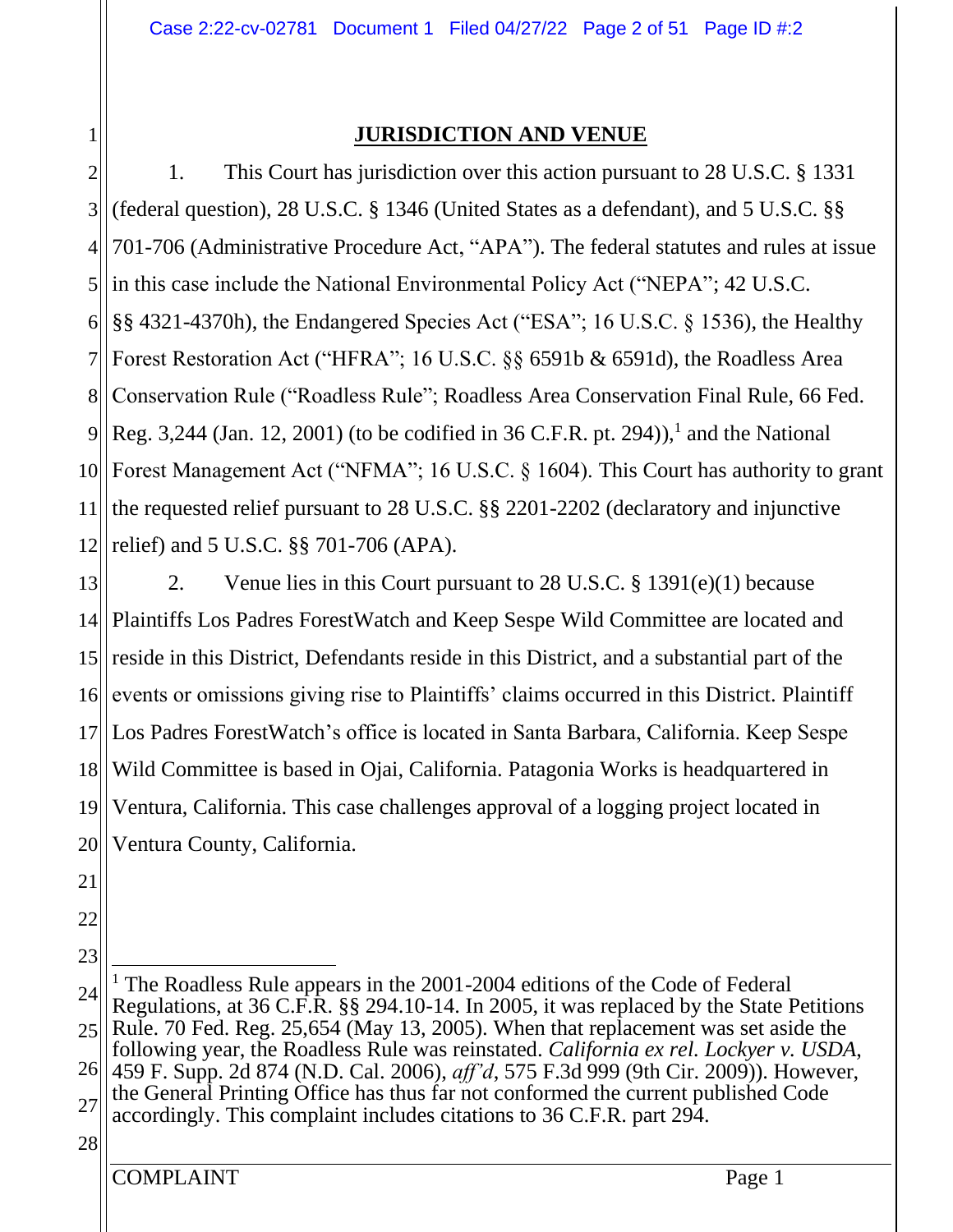## JURISDICTION AND VENUE

1. This Court has jurisdiction over this action pursuant to 28 U.S.C. § 1331 (federal question), 28 U.S.C. § 1346 (United States as a defendant), and 5 U.S.C. §§ 701-706 (Administrative Procedure Act, "APA"). The federal statutes and rules at issue in this case include the National Environmental Policy Act ("NEPA"; 42 U.S.C. §§ 4321-4370h), the Endangered Species Act ("ESA"; 16 U.S.C. § 1536), the Healthy Forest Restoration Act ("HFRA"; 16 U.S.C. §§ 6591b & 6591d), the Roadless Area Conservation Rule ("Roadless Rule"; Roadless Area Conservation Final Rule, 66 Fed. Reg. 3,244 (Jan. 12, 2001) (to be codified in 36 C.F.R. pt. 294)),[1] and the National Forest Management Act ("NFMA"; 16 U.S.C. § 1604). This Court has authority to grant the requested relief pursuant to 28 U.S.C. §§ 2201-2202 (declaratory and injunctive relief) and 5 U.S.C. §§ 701-706 (APA).

2. Venue lies in this Court pursuant to 28 U.S.C. § 1391(e)(1) because Plaintiffs Los Padres ForestWatch and Keep Sespe Wild Committee are located and reside in this District, Defendants reside in this District, and a substantial part of the events or omissions giving rise to Plaintiffs' claims occurred in this District. Plaintiff Los Padres ForestWatch's office is located in Santa Barbara, California. Keep Sespe Wild Committee is based in Ojai, California. Patagonia Works is headquartered in Ventura, California. This case challenges approval of a logging project located in Ventura County, California.

---

[1] The Roadless Rule appears in the 2001-2004 editions of the Code of Federal Regulations, at 36 C.F.R. §§ 294.10-14. In 2005, it was replaced by the State Petitions Rule. 70 Fed. Reg. 25,654 (May 13, 2005). When that replacement was set aside the following year, the Roadless Rule was reinstated. *California ex rel. Lockyer v. USDA*, 459 F. Supp. 2d 874 (N.D. Cal. 2006), *aff'd*, 575 F.3d 999 (9th Cir. 2009)). However, the General Printing Office has thus far not conformed the current published Code accordingly. This complaint includes citations to 36 C.F.R. part 294.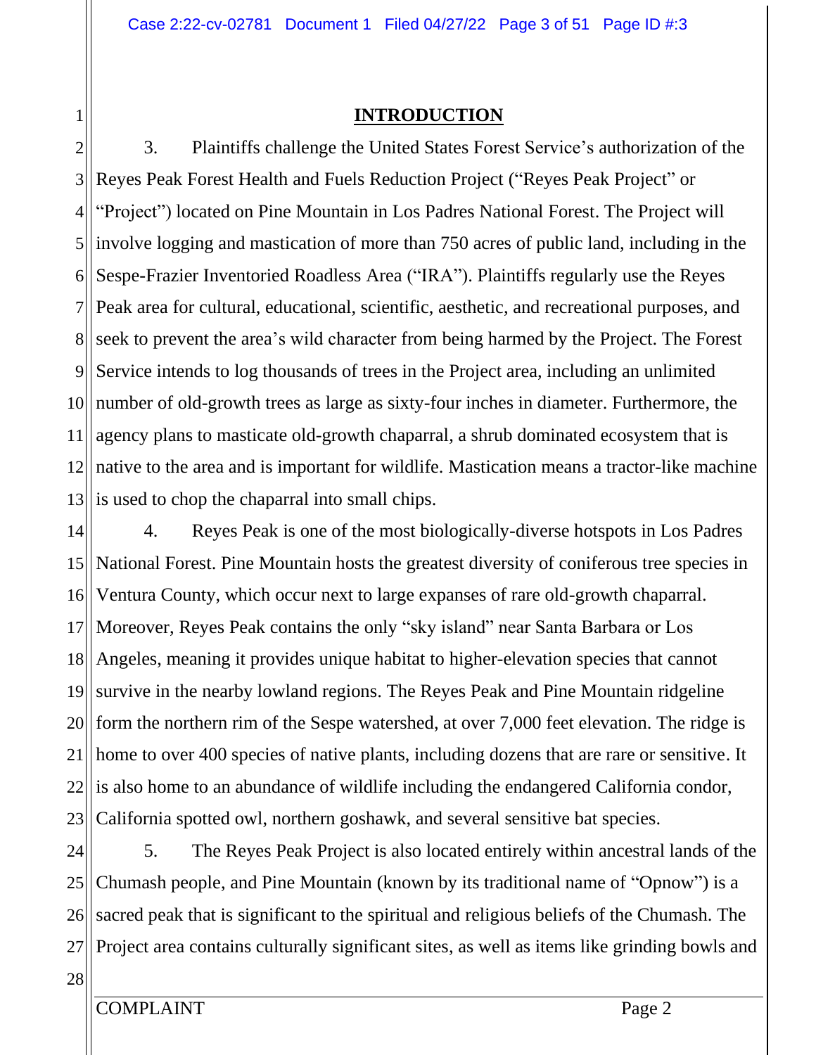## INTRODUCTION

3. Plaintiffs challenge the United States Forest Service's authorization of the Reyes Peak Forest Health and Fuels Reduction Project ("Reyes Peak Project" or "Project") located on Pine Mountain in Los Padres National Forest. The Project will involve logging and mastication of more than 750 acres of public land, including in the Sespe-Frazier Inventoried Roadless Area ("IRA"). Plaintiffs regularly use the Reyes Peak area for cultural, educational, scientific, aesthetic, and recreational purposes, and seek to prevent the area's wild character from being harmed by the Project. The Forest Service intends to log thousands of trees in the Project area, including an unlimited number of old-growth trees as large as sixty-four inches in diameter. Furthermore, the agency plans to masticate old-growth chaparral, a shrub dominated ecosystem that is native to the area and is important for wildlife. Mastication means a tractor-like machine is used to chop the chaparral into small chips.

4. Reyes Peak is one of the most biologically-diverse hotspots in Los Padres National Forest. Pine Mountain hosts the greatest diversity of coniferous tree species in Ventura County, which occur next to large expanses of rare old-growth chaparral. Moreover, Reyes Peak contains the only "sky island" near Santa Barbara or Los Angeles, meaning it provides unique habitat to higher-elevation species that cannot survive in the nearby lowland regions. The Reyes Peak and Pine Mountain ridgeline form the northern rim of the Sespe watershed, at over 7,000 feet elevation. The ridge is home to over 400 species of native plants, including dozens that are rare or sensitive. It is also home to an abundance of wildlife including the endangered California condor, California spotted owl, northern goshawk, and several sensitive bat species.

5. The Reyes Peak Project is also located entirely within ancestral lands of the Chumash people, and Pine Mountain (known by its traditional name of "Opnow") is a sacred peak that is significant to the spiritual and religious beliefs of the Chumash. The Project area contains culturally significant sites, as well as items like grinding bowls and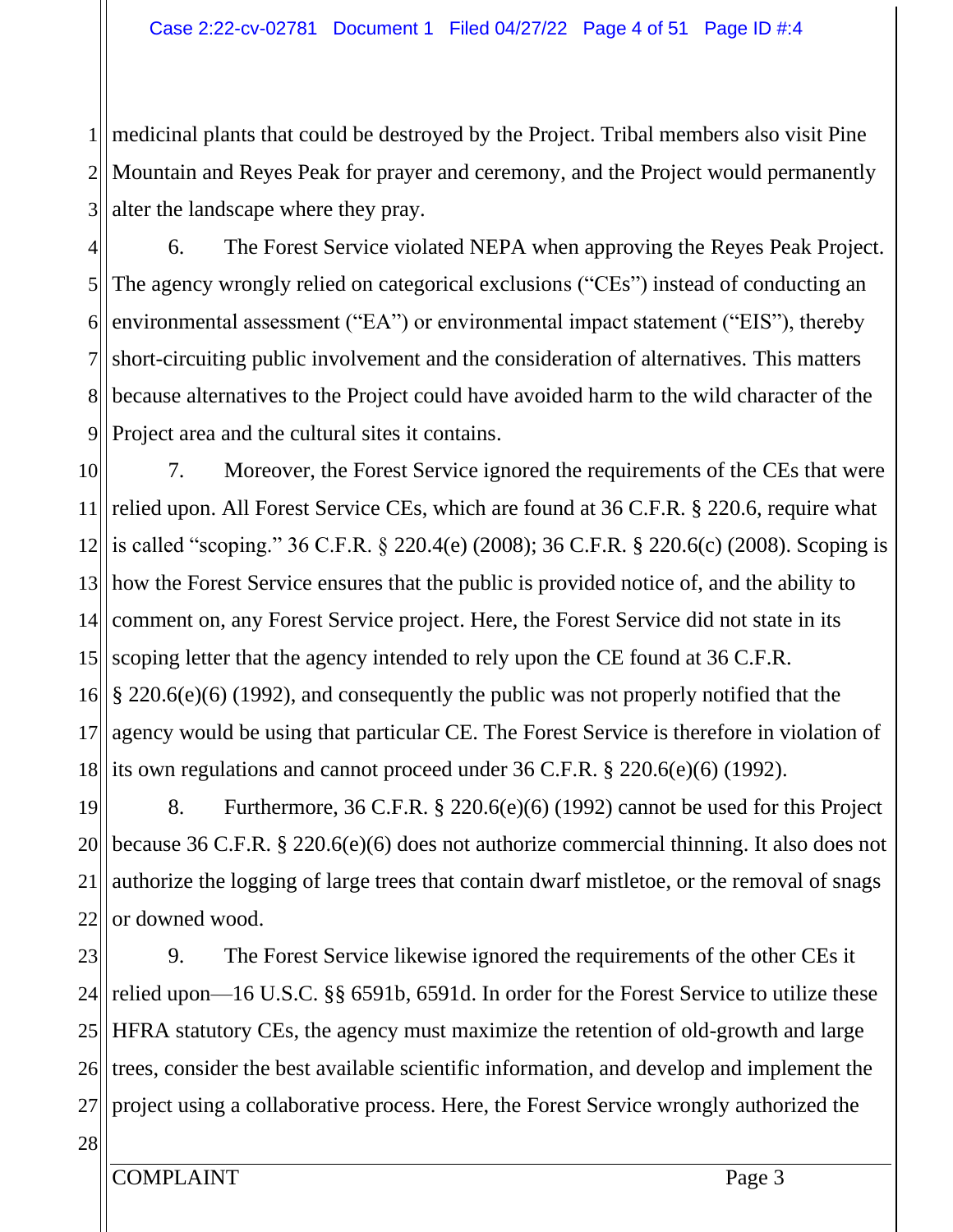medicinal plants that could be destroyed by the Project. Tribal members also visit Pine Mountain and Reyes Peak for prayer and ceremony, and the Project would permanently alter the landscape where they pray.

6. The Forest Service violated NEPA when approving the Reyes Peak Project. The agency wrongly relied on categorical exclusions ("CEs") instead of conducting an environmental assessment ("EA") or environmental impact statement ("EIS"), thereby short-circuiting public involvement and the consideration of alternatives. This matters because alternatives to the Project could have avoided harm to the wild character of the Project area and the cultural sites it contains.

7. Moreover, the Forest Service ignored the requirements of the CEs that were relied upon. All Forest Service CEs, which are found at 36 C.F.R. § 220.6, require what is called "scoping." 36 C.F.R. § 220.4(e) (2008); 36 C.F.R. § 220.6(c) (2008). Scoping is how the Forest Service ensures that the public is provided notice of, and the ability to comment on, any Forest Service project. Here, the Forest Service did not state in its scoping letter that the agency intended to rely upon the CE found at 36 C.F.R. § 220.6(e)(6) (1992), and consequently the public was not properly notified that the agency would be using that particular CE. The Forest Service is therefore in violation of its own regulations and cannot proceed under 36 C.F.R. § 220.6(e)(6) (1992).

8. Furthermore, 36 C.F.R. § 220.6(e)(6) (1992) cannot be used for this Project because 36 C.F.R. § 220.6(e)(6) does not authorize commercial thinning. It also does not authorize the logging of large trees that contain dwarf mistletoe, or the removal of snags or downed wood.

9. The Forest Service likewise ignored the requirements of the other CEs it relied upon—16 U.S.C. §§ 6591b, 6591d. In order for the Forest Service to utilize these HFRA statutory CEs, the agency must maximize the retention of old-growth and large trees, consider the best available scientific information, and develop and implement the project using a collaborative process. Here, the Forest Service wrongly authorized the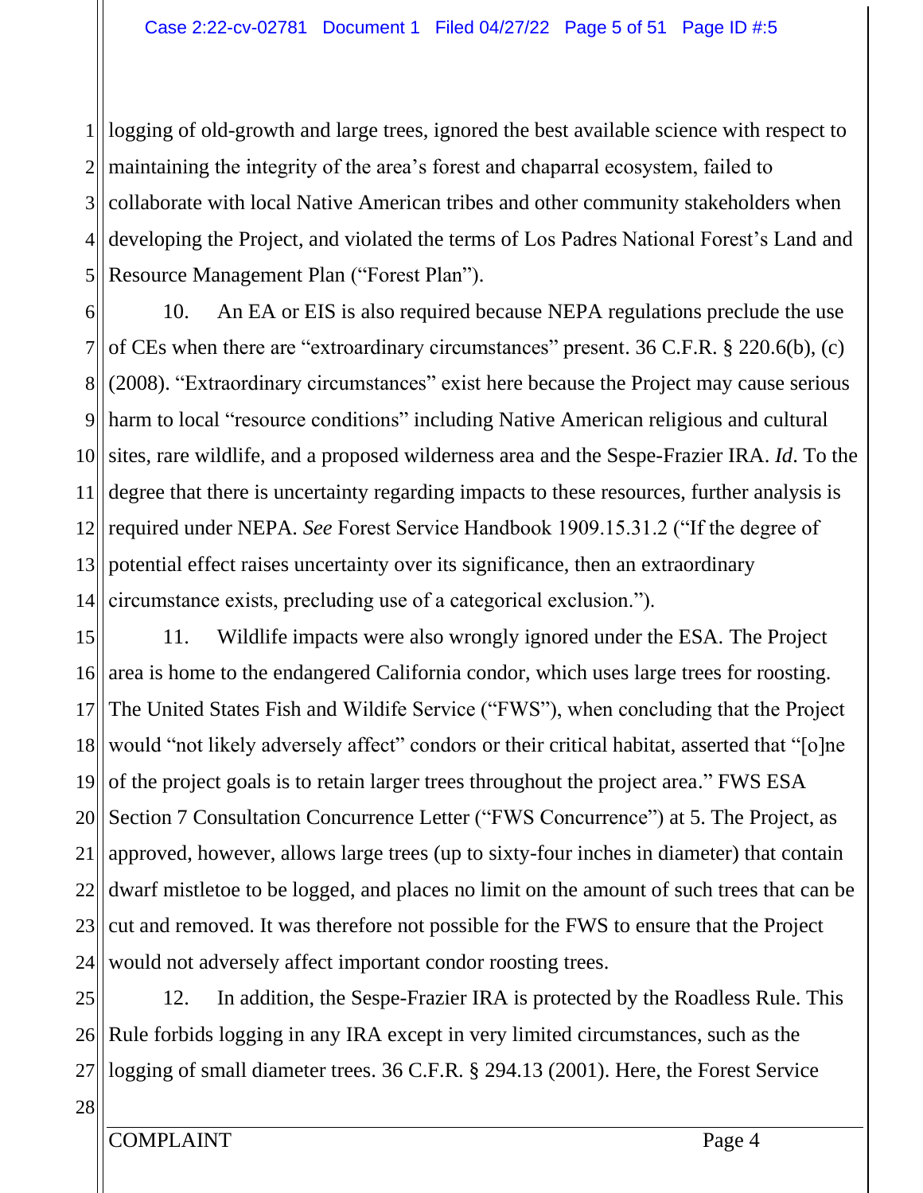logging of old-growth and large trees, ignored the best available science with respect to maintaining the integrity of the area's forest and chaparral ecosystem, failed to collaborate with local Native American tribes and other community stakeholders when developing the Project, and violated the terms of Los Padres National Forest's Land and Resource Management Plan ("Forest Plan").

10. An EA or EIS is also required because NEPA regulations preclude the use of CEs when there are "extraordinary circumstances" present. 36 C.F.R. § 220.6(b), (c) (2008). "Extraordinary circumstances" exist here because the Project may cause serious harm to local "resource conditions" including Native American religious and cultural sites, rare wildlife, and a proposed wilderness area and the Sespe-Frazier IRA. *Id*. To the degree that there is uncertainty regarding impacts to these resources, further analysis is required under NEPA. *See* Forest Service Handbook 1909.15.31.2 ("If the degree of potential effect raises uncertainty over its significance, then an extraordinary circumstance exists, precluding use of a categorical exclusion.").

11. Wildlife impacts were also wrongly ignored under the ESA. The Project area is home to the endangered California condor, which uses large trees for roosting. The United States Fish and Wildife Service ("FWS"), when concluding that the Project would "not likely adversely affect" condors or their critical habitat, asserted that "[o]ne of the project goals is to retain larger trees throughout the project area." FWS ESA Section 7 Consultation Concurrence Letter ("FWS Concurrence") at 5. The Project, as approved, however, allows large trees (up to sixty-four inches in diameter) that contain dwarf mistletoe to be logged, and places no limit on the amount of such trees that can be cut and removed. It was therefore not possible for the FWS to ensure that the Project would not adversely affect important condor roosting trees.

12. In addition, the Sespe-Frazier IRA is protected by the Roadless Rule. This Rule forbids logging in any IRA except in very limited circumstances, such as the logging of small diameter trees. 36 C.F.R. § 294.13 (2001). Here, the Forest Service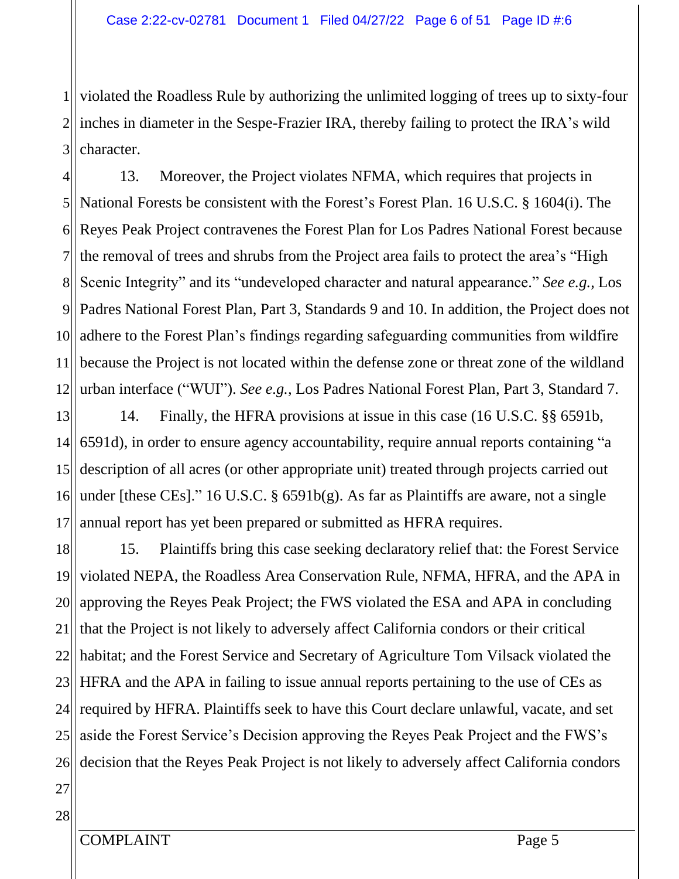violated the Roadless Rule by authorizing the unlimited logging of trees up to sixty-four inches in diameter in the Sespe-Frazier IRA, thereby failing to protect the IRA's wild character.

13. Moreover, the Project violates NFMA, which requires that projects in National Forests be consistent with the Forest's Forest Plan. 16 U.S.C. § 1604(i). The Reyes Peak Project contravenes the Forest Plan for Los Padres National Forest because the removal of trees and shrubs from the Project area fails to protect the area's "High Scenic Integrity" and its "undeveloped character and natural appearance." *See e.g.*, Los Padres National Forest Plan, Part 3, Standards 9 and 10. In addition, the Project does not adhere to the Forest Plan's findings regarding safeguarding communities from wildfire because the Project is not located within the defense zone or threat zone of the wildland urban interface ("WUI"). *See e.g.*, Los Padres National Forest Plan, Part 3, Standard 7.

14. Finally, the HFRA provisions at issue in this case (16 U.S.C. §§ 6591b, 6591d), in order to ensure agency accountability, require annual reports containing "a description of all acres (or other appropriate unit) treated through projects carried out under [these CEs]." 16 U.S.C. § 6591b(g). As far as Plaintiffs are aware, not a single annual report has yet been prepared or submitted as HFRA requires.

15. Plaintiffs bring this case seeking declaratory relief that: the Forest Service violated NEPA, the Roadless Area Conservation Rule, NFMA, HFRA, and the APA in approving the Reyes Peak Project; the FWS violated the ESA and APA in concluding that the Project is not likely to adversely affect California condors or their critical habitat; and the Forest Service and Secretary of Agriculture Tom Vilsack violated the HFRA and the APA in failing to issue annual reports pertaining to the use of CEs as required by HFRA. Plaintiffs seek to have this Court declare unlawful, vacate, and set aside the Forest Service's Decision approving the Reyes Peak Project and the FWS's decision that the Reyes Peak Project is not likely to adversely affect California condors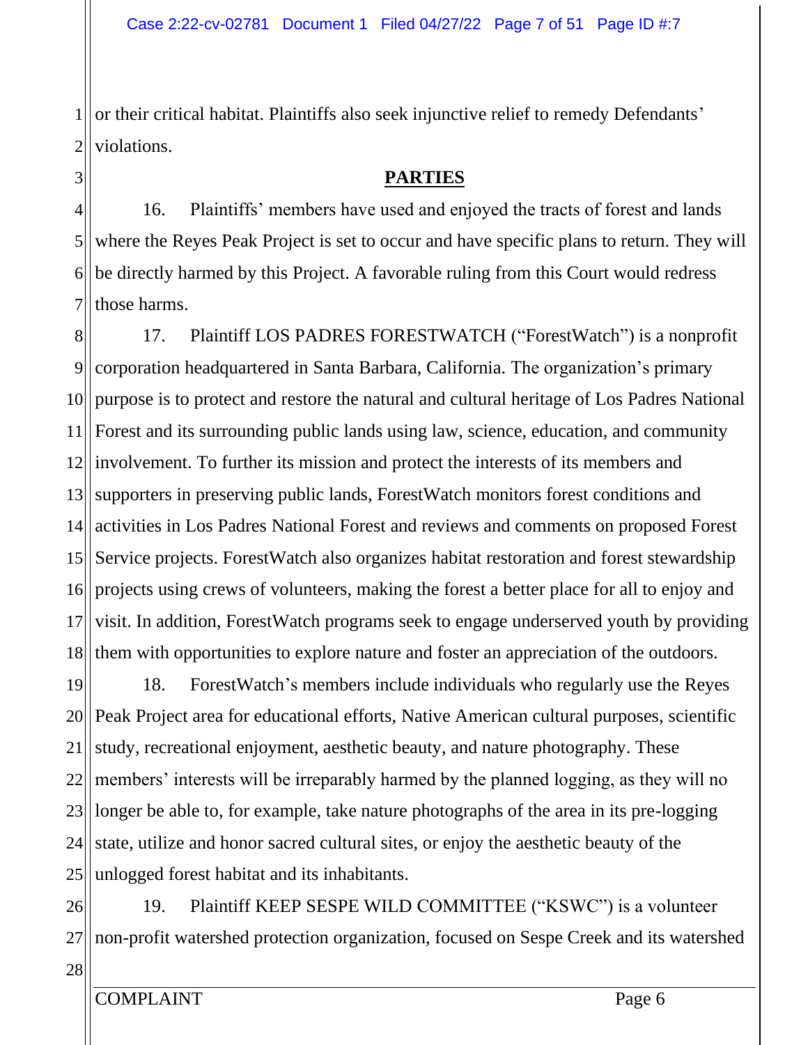or their critical habitat. Plaintiffs also seek injunctive relief to remedy Defendants' violations.

## PARTIES

16. Plaintiffs' members have used and enjoyed the tracts of forest and lands where the Reyes Peak Project is set to occur and have specific plans to return. They will be directly harmed by this Project. A favorable ruling from this Court would redress those harms.

17. Plaintiff LOS PADRES FORESTWATCH ("ForestWatch") is a nonprofit corporation headquartered in Santa Barbara, California. The organization's primary purpose is to protect and restore the natural and cultural heritage of Los Padres National Forest and its surrounding public lands using law, science, education, and community involvement. To further its mission and protect the interests of its members and supporters in preserving public lands, ForestWatch monitors forest conditions and activities in Los Padres National Forest and reviews and comments on proposed Forest Service projects. ForestWatch also organizes habitat restoration and forest stewardship projects using crews of volunteers, making the forest a better place for all to enjoy and visit. In addition, ForestWatch programs seek to engage underserved youth by providing them with opportunities to explore nature and foster an appreciation of the outdoors.

18. ForestWatch's members include individuals who regularly use the Reyes Peak Project area for educational efforts, Native American cultural purposes, scientific study, recreational enjoyment, aesthetic beauty, and nature photography. These members' interests will be irreparably harmed by the planned logging, as they will no longer be able to, for example, take nature photographs of the area in its pre-logging state, utilize and honor sacred cultural sites, or enjoy the aesthetic beauty of the unlogged forest habitat and its inhabitants.

19. Plaintiff KEEP SESPE WILD COMMITTEE ("KSWC") is a volunteer non-profit watershed protection organization, focused on Sespe Creek and its watershed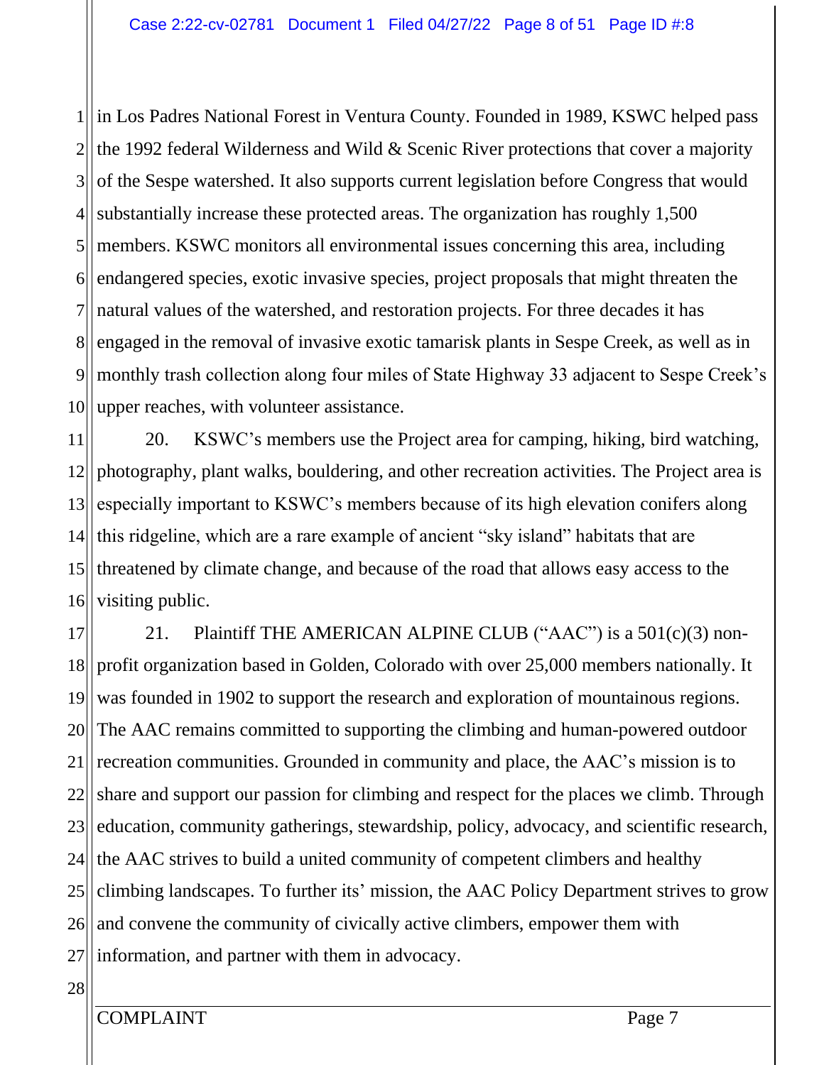in Los Padres National Forest in Ventura County. Founded in 1989, KSWC helped pass the 1992 federal Wilderness and Wild & Scenic River protections that cover a majority of the Sespe watershed. It also supports current legislation before Congress that would substantially increase these protected areas. The organization has roughly 1,500 members. KSWC monitors all environmental issues concerning this area, including endangered species, exotic invasive species, project proposals that might threaten the natural values of the watershed, and restoration projects. For three decades it has engaged in the removal of invasive exotic tamarisk plants in Sespe Creek, as well as in monthly trash collection along four miles of State Highway 33 adjacent to Sespe Creek's upper reaches, with volunteer assistance.

20. KSWC's members use the Project area for camping, hiking, bird watching, photography, plant walks, bouldering, and other recreation activities. The Project area is especially important to KSWC's members because of its high elevation conifers along this ridgeline, which are a rare example of ancient "sky island" habitats that are threatened by climate change, and because of the road that allows easy access to the visiting public.

21. Plaintiff THE AMERICAN ALPINE CLUB ("AAC") is a 501(c)(3) non-profit organization based in Golden, Colorado with over 25,000 members nationally. It was founded in 1902 to support the research and exploration of mountainous regions. The AAC remains committed to supporting the climbing and human-powered outdoor recreation communities. Grounded in community and place, the AAC's mission is to share and support our passion for climbing and respect for the places we climb. Through education, community gatherings, stewardship, policy, advocacy, and scientific research, the AAC strives to build a united community of competent climbers and healthy climbing landscapes. To further its' mission, the AAC Policy Department strives to grow and convene the community of civically active climbers, empower them with information, and partner with them in advocacy.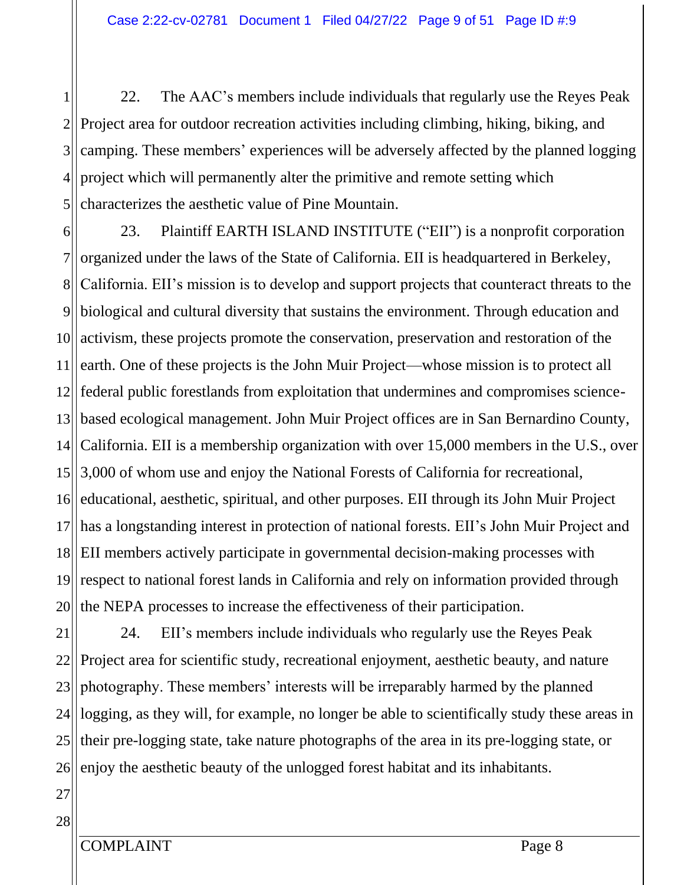22. The AAC's members include individuals that regularly use the Reyes Peak Project area for outdoor recreation activities including climbing, hiking, biking, and camping. These members' experiences will be adversely affected by the planned logging project which will permanently alter the primitive and remote setting which characterizes the aesthetic value of Pine Mountain.

23. Plaintiff EARTH ISLAND INSTITUTE ("EII") is a nonprofit corporation organized under the laws of the State of California. EII is headquartered in Berkeley, California. EII's mission is to develop and support projects that counteract threats to the biological and cultural diversity that sustains the environment. Through education and activism, these projects promote the conservation, preservation and restoration of the earth. One of these projects is the John Muir Project—whose mission is to protect all federal public forestlands from exploitation that undermines and compromises science-based ecological management. John Muir Project offices are in San Bernardino County, California. EII is a membership organization with over 15,000 members in the U.S., over 3,000 of whom use and enjoy the National Forests of California for recreational, educational, aesthetic, spiritual, and other purposes. EII through its John Muir Project has a longstanding interest in protection of national forests. EII's John Muir Project and EII members actively participate in governmental decision-making processes with respect to national forest lands in California and rely on information provided through the NEPA processes to increase the effectiveness of their participation.

24. EII's members include individuals who regularly use the Reyes Peak Project area for scientific study, recreational enjoyment, aesthetic beauty, and nature photography. These members' interests will be irreparably harmed by the planned logging, as they will, for example, no longer be able to scientifically study these areas in their pre-logging state, take nature photographs of the area in its pre-logging state, or enjoy the aesthetic beauty of the unlogged forest habitat and its inhabitants.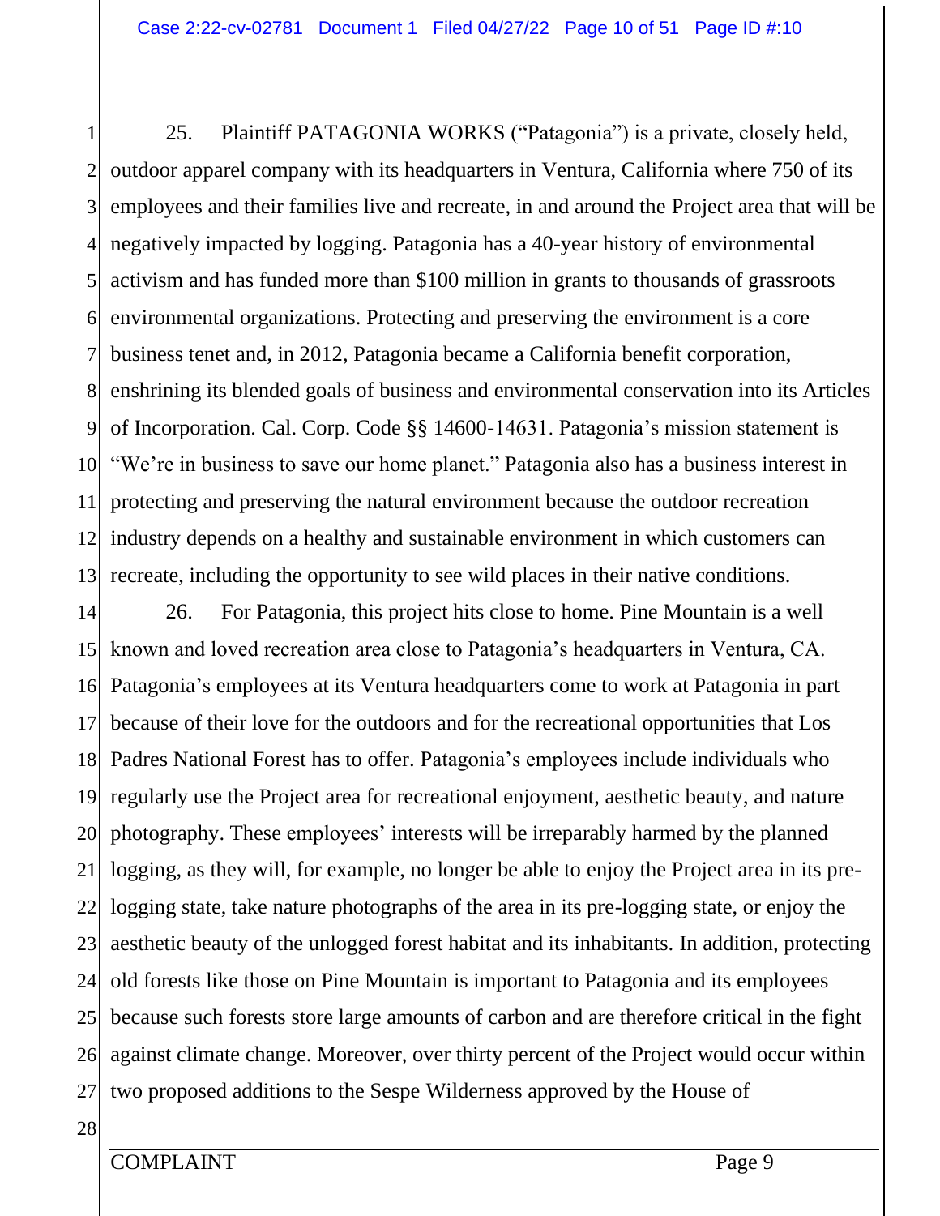25. Plaintiff PATAGONIA WORKS ("Patagonia") is a private, closely held, outdoor apparel company with its headquarters in Ventura, California where 750 of its employees and their families live and recreate, in and around the Project area that will be negatively impacted by logging. Patagonia has a 40-year history of environmental activism and has funded more than $100 million in grants to thousands of grassroots environmental organizations. Protecting and preserving the environment is a core business tenet and, in 2012, Patagonia became a California benefit corporation, enshrining its blended goals of business and environmental conservation into its Articles of Incorporation. Cal. Corp. Code §§ 14600-14631. Patagonia's mission statement is "We're in business to save our home planet." Patagonia also has a business interest in protecting and preserving the natural environment because the outdoor recreation industry depends on a healthy and sustainable environment in which customers can recreate, including the opportunity to see wild places in their native conditions.

26. For Patagonia, this project hits close to home. Pine Mountain is a well known and loved recreation area close to Patagonia's headquarters in Ventura, CA. Patagonia's employees at its Ventura headquarters come to work at Patagonia in part because of their love for the outdoors and for the recreational opportunities that Los Padres National Forest has to offer. Patagonia's employees include individuals who regularly use the Project area for recreational enjoyment, aesthetic beauty, and nature photography. These employees' interests will be irreparably harmed by the planned logging, as they will, for example, no longer be able to enjoy the Project area in its pre-logging state, take nature photographs of the area in its pre-logging state, or enjoy the aesthetic beauty of the unlogged forest habitat and its inhabitants. In addition, protecting old forests like those on Pine Mountain is important to Patagonia and its employees because such forests store large amounts of carbon and are therefore critical in the fight against climate change. Moreover, over thirty percent of the Project would occur within two proposed additions to the Sespe Wilderness approved by the House of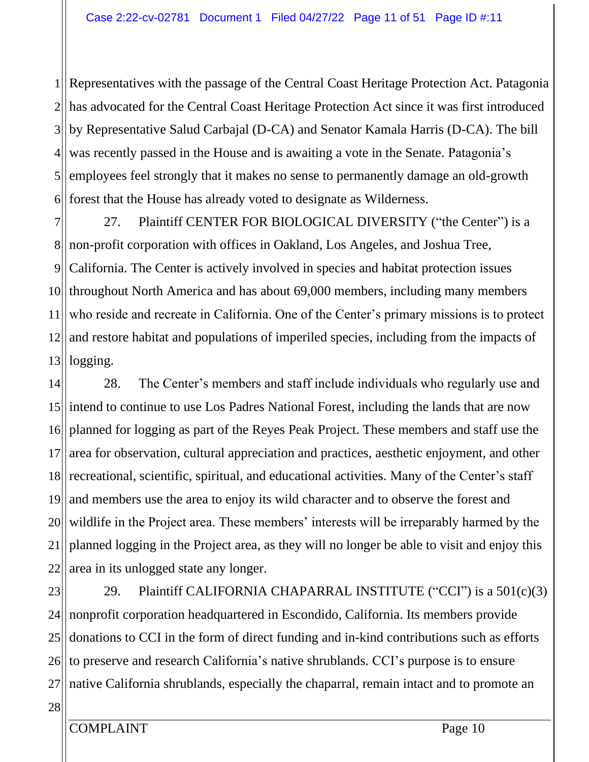Representatives with the passage of the Central Coast Heritage Protection Act. Patagonia has advocated for the Central Coast Heritage Protection Act since it was first introduced by Representative Salud Carbajal (D-CA) and Senator Kamala Harris (D-CA). The bill was recently passed in the House and is awaiting a vote in the Senate. Patagonia's employees feel strongly that it makes no sense to permanently damage an old-growth forest that the House has already voted to designate as Wilderness.

27. Plaintiff CENTER FOR BIOLOGICAL DIVERSITY ("the Center") is a non-profit corporation with offices in Oakland, Los Angeles, and Joshua Tree, California. The Center is actively involved in species and habitat protection issues throughout North America and has about 69,000 members, including many members who reside and recreate in California. One of the Center's primary missions is to protect and restore habitat and populations of imperiled species, including from the impacts of logging.

28. The Center's members and staff include individuals who regularly use and intend to continue to use Los Padres National Forest, including the lands that are now planned for logging as part of the Reyes Peak Project. These members and staff use the area for observation, cultural appreciation and practices, aesthetic enjoyment, and other recreational, scientific, spiritual, and educational activities. Many of the Center's staff and members use the area to enjoy its wild character and to observe the forest and wildlife in the Project area. These members' interests will be irreparably harmed by the planned logging in the Project area, as they will no longer be able to visit and enjoy this area in its unlogged state any longer.

29. Plaintiff CALIFORNIA CHAPARRAL INSTITUTE ("CCI") is a 501(c)(3) nonprofit corporation headquartered in Escondido, California. Its members provide donations to CCI in the form of direct funding and in-kind contributions such as efforts to preserve and research California's native shrublands. CCI's purpose is to ensure native California shrublands, especially the chaparral, remain intact and to promote an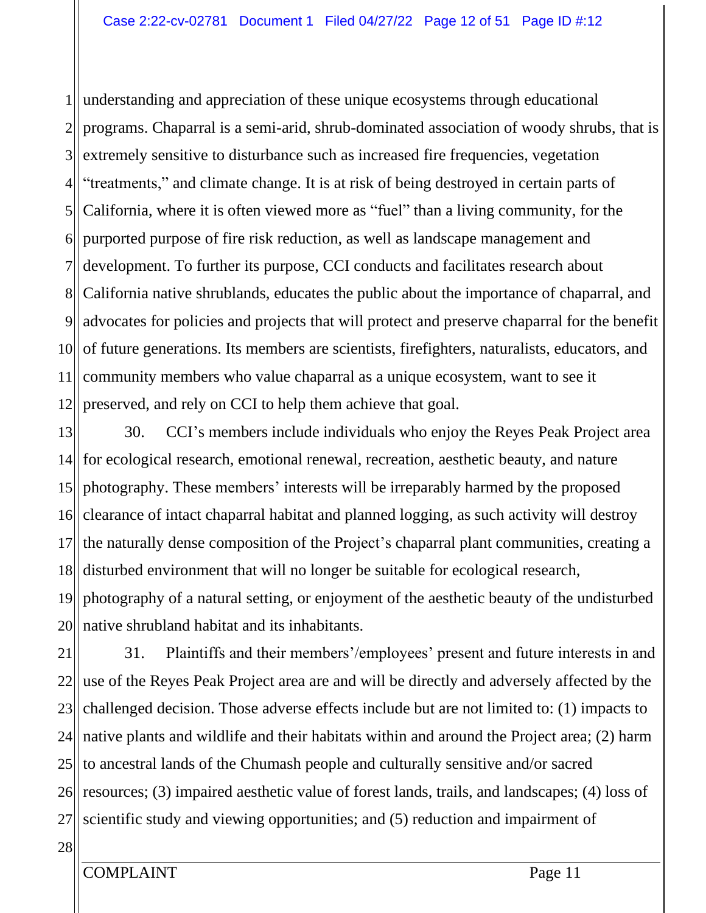understanding and appreciation of these unique ecosystems through educational programs. Chaparral is a semi-arid, shrub-dominated association of woody shrubs, that is extremely sensitive to disturbance such as increased fire frequencies, vegetation "treatments," and climate change. It is at risk of being destroyed in certain parts of California, where it is often viewed more as "fuel" than a living community, for the purported purpose of fire risk reduction, as well as landscape management and development. To further its purpose, CCI conducts and facilitates research about California native shrublands, educates the public about the importance of chaparral, and advocates for policies and projects that will protect and preserve chaparral for the benefit of future generations. Its members are scientists, firefighters, naturalists, educators, and community members who value chaparral as a unique ecosystem, want to see it preserved, and rely on CCI to help them achieve that goal.

30. CCI's members include individuals who enjoy the Reyes Peak Project area for ecological research, emotional renewal, recreation, aesthetic beauty, and nature photography. These members' interests will be irreparably harmed by the proposed clearance of intact chaparral habitat and planned logging, as such activity will destroy the naturally dense composition of the Project's chaparral plant communities, creating a disturbed environment that will no longer be suitable for ecological research, photography of a natural setting, or enjoyment of the aesthetic beauty of the undisturbed native shrubland habitat and its inhabitants.

31. Plaintiffs and their members'/employees' present and future interests in and use of the Reyes Peak Project area are and will be directly and adversely affected by the challenged decision. Those adverse effects include but are not limited to: (1) impacts to native plants and wildlife and their habitats within and around the Project area; (2) harm to ancestral lands of the Chumash people and culturally sensitive and/or sacred resources; (3) impaired aesthetic value of forest lands, trails, and landscapes; (4) loss of scientific study and viewing opportunities; and (5) reduction and impairment of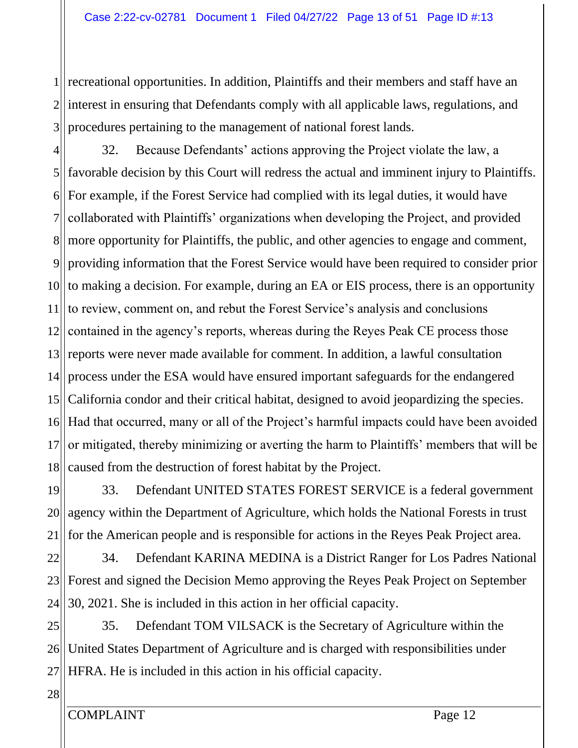recreational opportunities. In addition, Plaintiffs and their members and staff have an interest in ensuring that Defendants comply with all applicable laws, regulations, and procedures pertaining to the management of national forest lands.

32. Because Defendants' actions approving the Project violate the law, a favorable decision by this Court will redress the actual and imminent injury to Plaintiffs. For example, if the Forest Service had complied with its legal duties, it would have collaborated with Plaintiffs' organizations when developing the Project, and provided more opportunity for Plaintiffs, the public, and other agencies to engage and comment, providing information that the Forest Service would have been required to consider prior to making a decision. For example, during an EA or EIS process, there is an opportunity to review, comment on, and rebut the Forest Service's analysis and conclusions contained in the agency's reports, whereas during the Reyes Peak CE process those reports were never made available for comment. In addition, a lawful consultation process under the ESA would have ensured important safeguards for the endangered California condor and their critical habitat, designed to avoid jeopardizing the species. Had that occurred, many or all of the Project's harmful impacts could have been avoided or mitigated, thereby minimizing or averting the harm to Plaintiffs' members that will be caused from the destruction of forest habitat by the Project.

33. Defendant UNITED STATES FOREST SERVICE is a federal government agency within the Department of Agriculture, which holds the National Forests in trust for the American people and is responsible for actions in the Reyes Peak Project area.

34. Defendant KARINA MEDINA is a District Ranger for Los Padres National Forest and signed the Decision Memo approving the Reyes Peak Project on September 30, 2021. She is included in this action in her official capacity.

35. Defendant TOM VILSACK is the Secretary of Agriculture within the United States Department of Agriculture and is charged with responsibilities under HFRA. He is included in this action in his official capacity.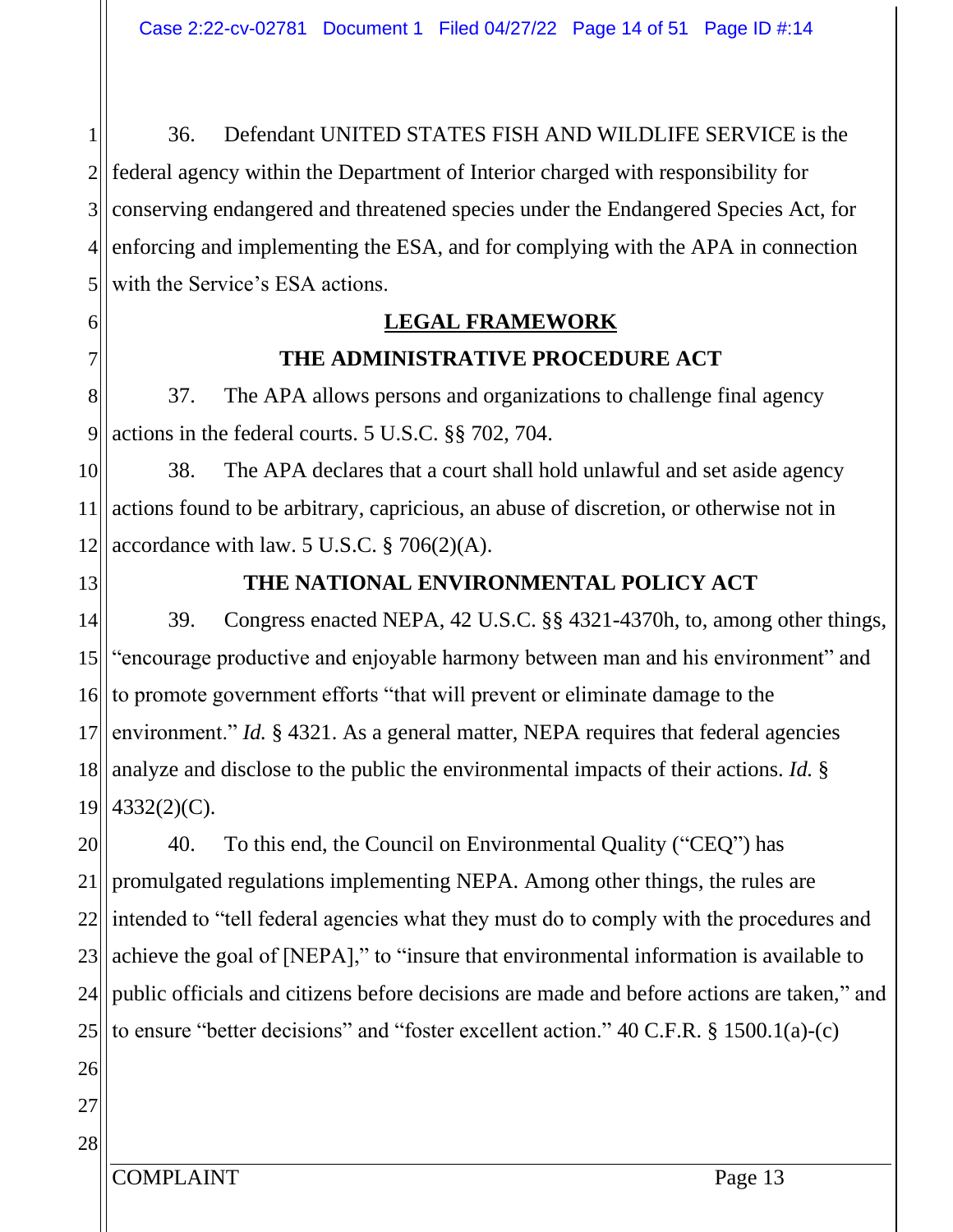36. Defendant UNITED STATES FISH AND WILDLIFE SERVICE is the federal agency within the Department of Interior charged with responsibility for conserving endangered and threatened species under the Endangered Species Act, for enforcing and implementing the ESA, and for complying with the APA in connection with the Service's ESA actions.

## LEGAL FRAMEWORK

### THE ADMINISTRATIVE PROCEDURE ACT

37. The APA allows persons and organizations to challenge final agency actions in the federal courts. 5 U.S.C. §§ 702, 704.

38. The APA declares that a court shall hold unlawful and set aside agency actions found to be arbitrary, capricious, an abuse of discretion, or otherwise not in accordance with law. 5 U.S.C. § 706(2)(A).

### THE NATIONAL ENVIRONMENTAL POLICY ACT

39. Congress enacted NEPA, 42 U.S.C. §§ 4321-4370h, to, among other things, "encourage productive and enjoyable harmony between man and his environment" and to promote government efforts "that will prevent or eliminate damage to the environment." *Id.* § 4321. As a general matter, NEPA requires that federal agencies analyze and disclose to the public the environmental impacts of their actions. *Id.* § 4332(2)(C).

40. To this end, the Council on Environmental Quality ("CEQ") has promulgated regulations implementing NEPA. Among other things, the rules are intended to "tell federal agencies what they must do to comply with the procedures and achieve the goal of [NEPA]," to "insure that environmental information is available to public officials and citizens before decisions are made and before actions are taken," and to ensure "better decisions" and "foster excellent action." 40 C.F.R. § 1500.1(a)-(c)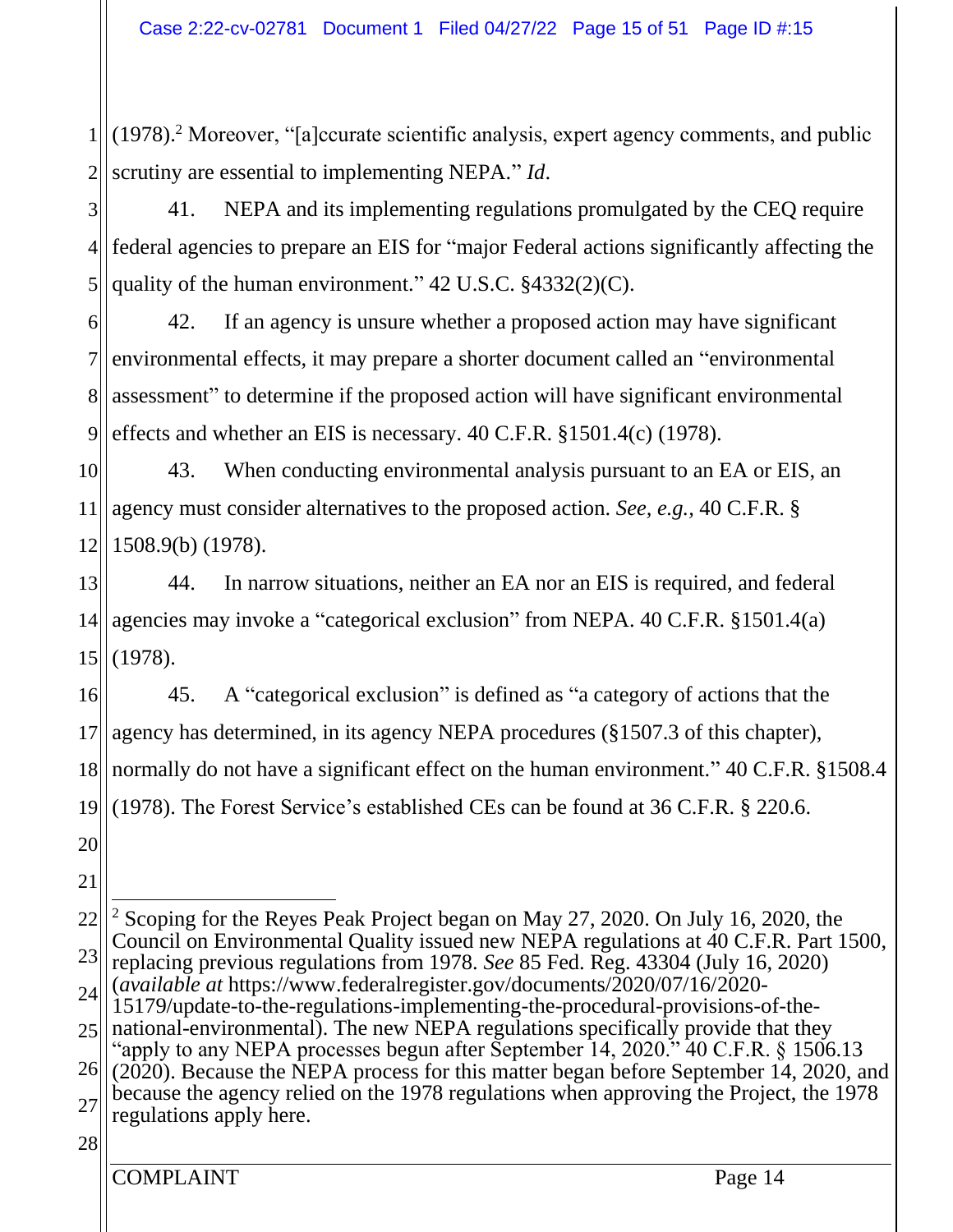(1978).[2] Moreover, "[a]ccurate scientific analysis, expert agency comments, and public scrutiny are essential to implementing NEPA." *Id*.

41. NEPA and its implementing regulations promulgated by the CEQ require federal agencies to prepare an EIS for "major Federal actions significantly affecting the quality of the human environment." 42 U.S.C. §4332(2)(C).

42. If an agency is unsure whether a proposed action may have significant environmental effects, it may prepare a shorter document called an "environmental assessment" to determine if the proposed action will have significant environmental effects and whether an EIS is necessary. 40 C.F.R. §1501.4(c) (1978).

43. When conducting environmental analysis pursuant to an EA or EIS, an agency must consider alternatives to the proposed action. *See, e.g.*, 40 C.F.R. § 1508.9(b) (1978).

44. In narrow situations, neither an EA nor an EIS is required, and federal agencies may invoke a "categorical exclusion" from NEPA. 40 C.F.R. §1501.4(a) (1978).

45. A "categorical exclusion" is defined as "a category of actions that the agency has determined, in its agency NEPA procedures (§1507.3 of this chapter), normally do not have a significant effect on the human environment." 40 C.F.R. §1508.4 (1978). The Forest Service's established CEs can be found at 36 C.F.R. § 220.6.

---

[2] Scoping for the Reyes Peak Project began on May 27, 2020. On July 16, 2020, the Council on Environmental Quality issued new NEPA regulations at 40 C.F.R. Part 1500, replacing previous regulations from 1978. *See* 85 Fed. Reg. 43304 (July 16, 2020) (*available at* https://www.federalregister.gov/documents/2020/07/16/2020-15179/update-to-the-regulations-implementing-the-procedural-provisions-of-the-national-environmental). The new NEPA regulations specifically provide that they "apply to any NEPA processes begun after September 14, 2020." 40 C.F.R. § 1506.13 (2020). Because the NEPA process for this matter began before September 14, 2020, and because the agency relied on the 1978 regulations when approving the Project, the 1978 regulations apply here.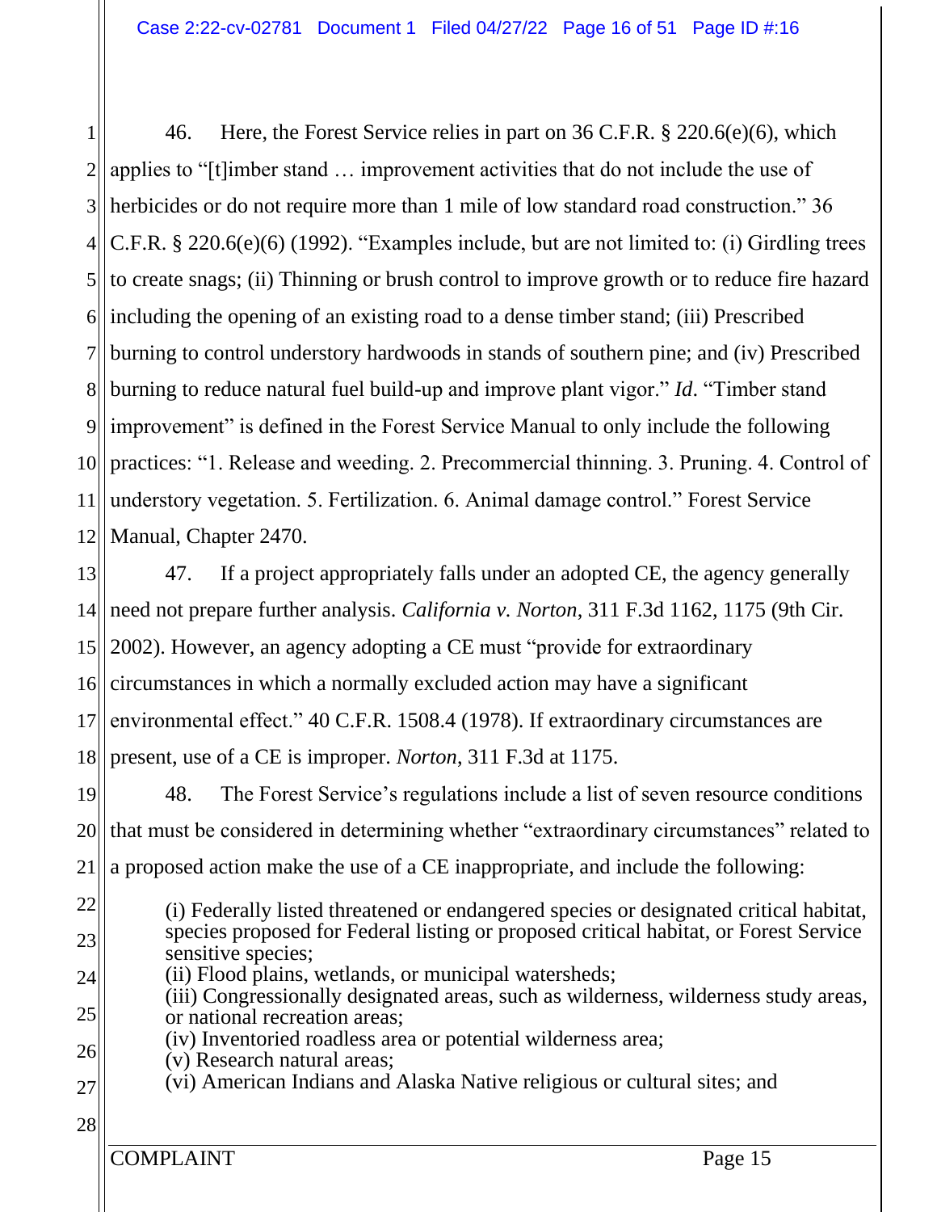46. Here, the Forest Service relies in part on 36 C.F.R. § 220.6(e)(6), which applies to "[t]imber stand … improvement activities that do not include the use of herbicides or do not require more than 1 mile of low standard road construction." 36 C.F.R. § 220.6(e)(6) (1992). "Examples include, but are not limited to: (i) Girdling trees to create snags; (ii) Thinning or brush control to improve growth or to reduce fire hazard including the opening of an existing road to a dense timber stand; (iii) Prescribed burning to control understory hardwoods in stands of southern pine; and (iv) Prescribed burning to reduce natural fuel build-up and improve plant vigor." *Id*. "Timber stand improvement" is defined in the Forest Service Manual to only include the following practices: "1. Release and weeding. 2. Precommercial thinning. 3. Pruning. 4. Control of understory vegetation. 5. Fertilization. 6. Animal damage control." Forest Service Manual, Chapter 2470.

47. If a project appropriately falls under an adopted CE, the agency generally need not prepare further analysis. *California v. Norton*, 311 F.3d 1162, 1175 (9th Cir. 2002). However, an agency adopting a CE must "provide for extraordinary circumstances in which a normally excluded action may have a significant environmental effect." 40 C.F.R. 1508.4 (1978). If extraordinary circumstances are present, use of a CE is improper. *Norton*, 311 F.3d at 1175.

48. The Forest Service's regulations include a list of seven resource conditions that must be considered in determining whether "extraordinary circumstances" related to a proposed action make the use of a CE inappropriate, and include the following:

> (i) Federally listed threatened or endangered species or designated critical habitat, species proposed for Federal listing or proposed critical habitat, or Forest Service sensitive species;
> (ii) Flood plains, wetlands, or municipal watersheds;
> (iii) Congressionally designated areas, such as wilderness, wilderness study areas, or national recreation areas;
> (iv) Inventoried roadless area or potential wilderness area;
> (v) Research natural areas;
> (vi) American Indians and Alaska Native religious or cultural sites; and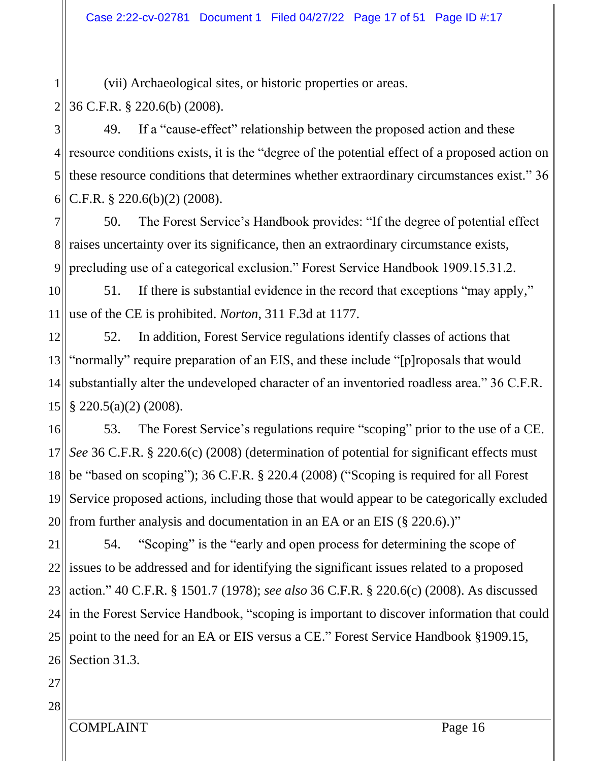(vii) Archaeological sites, or historic properties or areas.

36 C.F.R. § 220.6(b) (2008).

49. If a "cause-effect" relationship between the proposed action and these resource conditions exists, it is the "degree of the potential effect of a proposed action on these resource conditions that determines whether extraordinary circumstances exist." 36 C.F.R. § 220.6(b)(2) (2008).

50. The Forest Service's Handbook provides: "If the degree of potential effect raises uncertainty over its significance, then an extraordinary circumstance exists, precluding use of a categorical exclusion." Forest Service Handbook 1909.15.31.2.

51. If there is substantial evidence in the record that exceptions "may apply," use of the CE is prohibited. *Norton*, 311 F.3d at 1177.

52. In addition, Forest Service regulations identify classes of actions that "normally" require preparation of an EIS, and these include "[p]roposals that would substantially alter the undeveloped character of an inventoried roadless area." 36 C.F.R. § 220.5(a)(2) (2008).

53. The Forest Service's regulations require "scoping" prior to the use of a CE. *See* 36 C.F.R. § 220.6(c) (2008) (determination of potential for significant effects must be "based on scoping"); 36 C.F.R. § 220.4 (2008) ("Scoping is required for all Forest Service proposed actions, including those that would appear to be categorically excluded from further analysis and documentation in an EA or an EIS (§ 220.6).)"

54. "Scoping" is the "early and open process for determining the scope of issues to be addressed and for identifying the significant issues related to a proposed action." 40 C.F.R. § 1501.7 (1978); *see also* 36 C.F.R. § 220.6(c) (2008). As discussed in the Forest Service Handbook, "scoping is important to discover information that could point to the need for an EA or EIS versus a CE." Forest Service Handbook §1909.15, Section 31.3.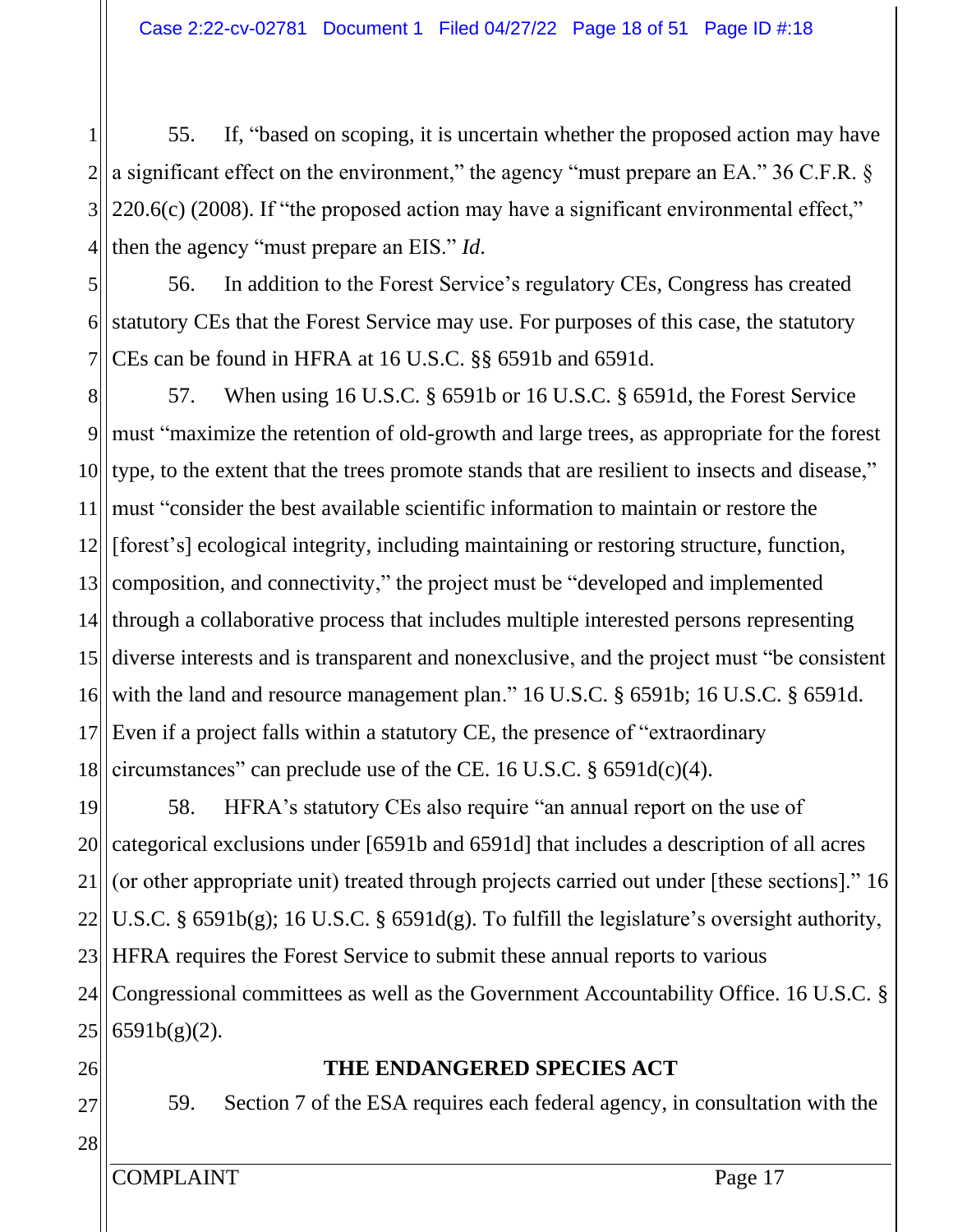55. If, "based on scoping, it is uncertain whether the proposed action may have a significant effect on the environment," the agency "must prepare an EA." 36 C.F.R. § 220.6(c) (2008). If "the proposed action may have a significant environmental effect," then the agency "must prepare an EIS." *Id*.

56. In addition to the Forest Service's regulatory CEs, Congress has created statutory CEs that the Forest Service may use. For purposes of this case, the statutory CEs can be found in HFRA at 16 U.S.C. §§ 6591b and 6591d.

57. When using 16 U.S.C. § 6591b or 16 U.S.C. § 6591d, the Forest Service must "maximize the retention of old-growth and large trees, as appropriate for the forest type, to the extent that the trees promote stands that are resilient to insects and disease," must "consider the best available scientific information to maintain or restore the [forest's] ecological integrity, including maintaining or restoring structure, function, composition, and connectivity," the project must be "developed and implemented through a collaborative process that includes multiple interested persons representing diverse interests and is transparent and nonexclusive, and the project must "be consistent with the land and resource management plan." 16 U.S.C. § 6591b; 16 U.S.C. § 6591d. Even if a project falls within a statutory CE, the presence of "extraordinary circumstances" can preclude use of the CE. 16 U.S.C. § 6591d(c)(4).

58. HFRA's statutory CEs also require "an annual report on the use of categorical exclusions under [6591b and 6591d] that includes a description of all acres (or other appropriate unit) treated through projects carried out under [these sections]." 16 U.S.C. § 6591b(g); 16 U.S.C. § 6591d(g). To fulfill the legislature's oversight authority, HFRA requires the Forest Service to submit these annual reports to various Congressional committees as well as the Government Accountability Office. 16 U.S.C. § 6591b(g)(2).

## THE ENDANGERED SPECIES ACT

59. Section 7 of the ESA requires each federal agency, in consultation with the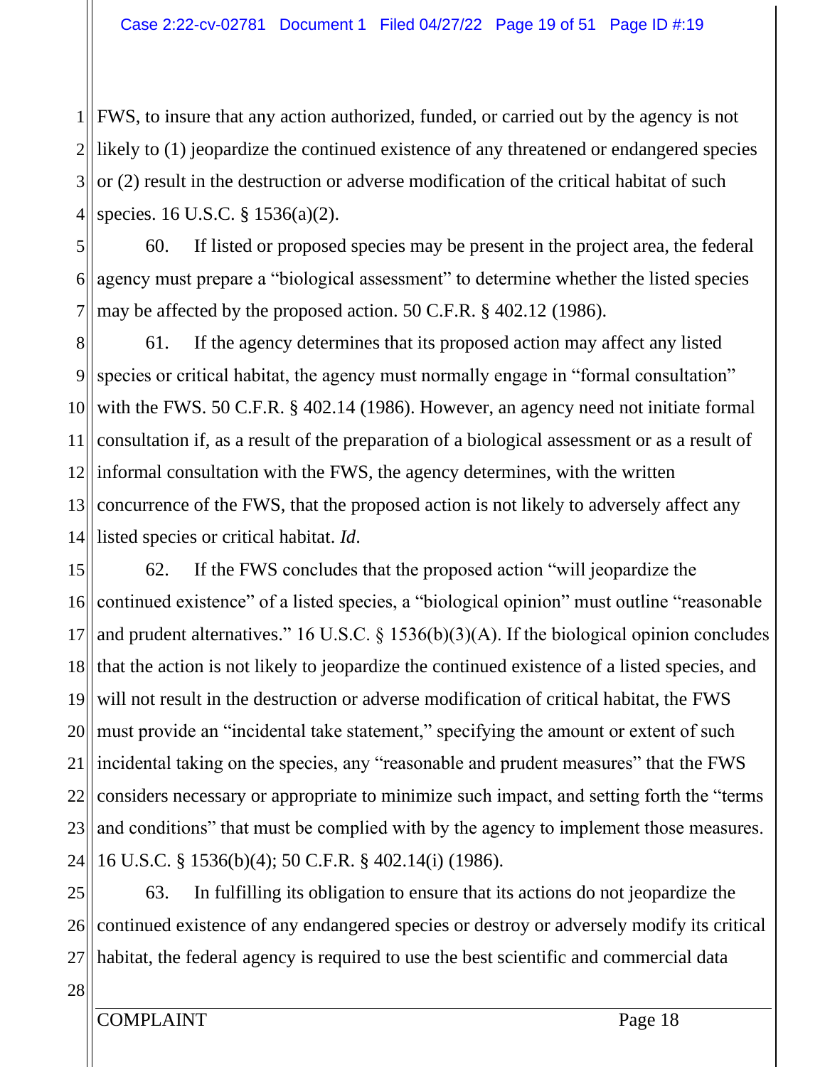FWS, to insure that any action authorized, funded, or carried out by the agency is not likely to (1) jeopardize the continued existence of any threatened or endangered species or (2) result in the destruction or adverse modification of the critical habitat of such species. 16 U.S.C. § 1536(a)(2).

60. If listed or proposed species may be present in the project area, the federal agency must prepare a "biological assessment" to determine whether the listed species may be affected by the proposed action. 50 C.F.R. § 402.12 (1986).

61. If the agency determines that its proposed action may affect any listed species or critical habitat, the agency must normally engage in "formal consultation" with the FWS. 50 C.F.R. § 402.14 (1986). However, an agency need not initiate formal consultation if, as a result of the preparation of a biological assessment or as a result of informal consultation with the FWS, the agency determines, with the written concurrence of the FWS, that the proposed action is not likely to adversely affect any listed species or critical habitat. *Id*.

62. If the FWS concludes that the proposed action "will jeopardize the continued existence" of a listed species, a "biological opinion" must outline "reasonable and prudent alternatives." 16 U.S.C. § 1536(b)(3)(A). If the biological opinion concludes that the action is not likely to jeopardize the continued existence of a listed species, and will not result in the destruction or adverse modification of critical habitat, the FWS must provide an "incidental take statement," specifying the amount or extent of such incidental taking on the species, any "reasonable and prudent measures" that the FWS considers necessary or appropriate to minimize such impact, and setting forth the "terms and conditions" that must be complied with by the agency to implement those measures. 16 U.S.C. § 1536(b)(4); 50 C.F.R. § 402.14(i) (1986).

63. In fulfilling its obligation to ensure that its actions do not jeopardize the continued existence of any endangered species or destroy or adversely modify its critical habitat, the federal agency is required to use the best scientific and commercial data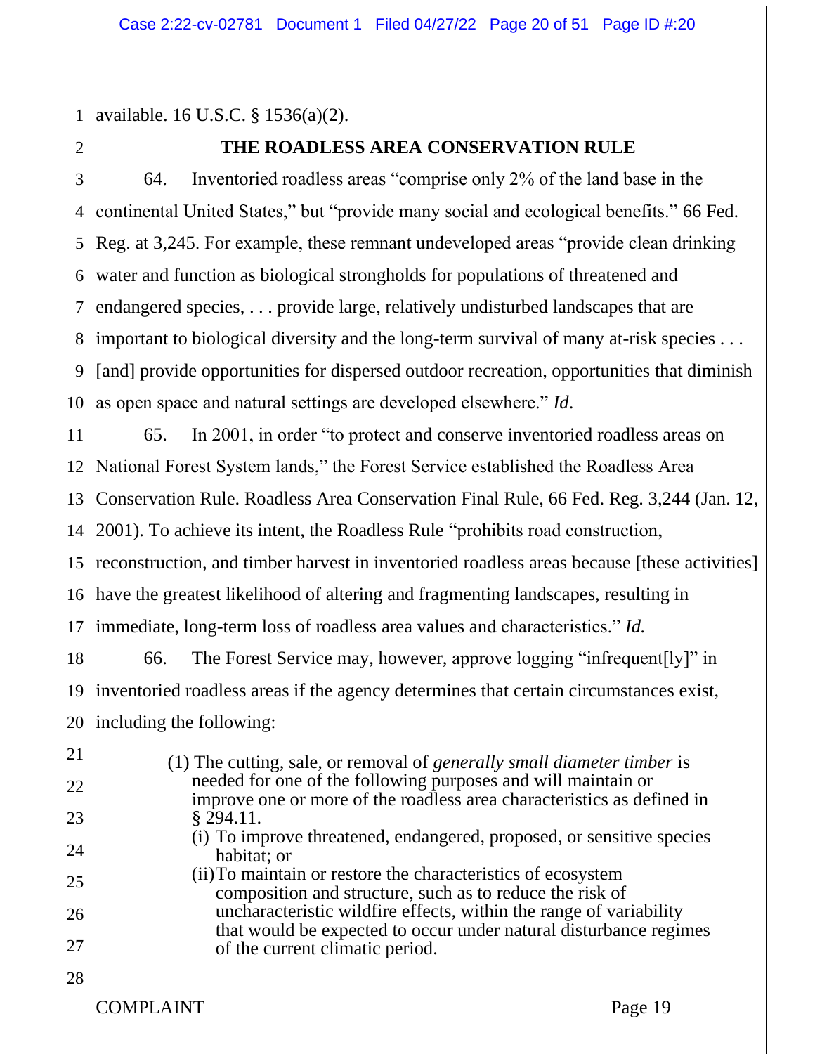available. 16 U.S.C. § 1536(a)(2).

## THE ROADLESS AREA CONSERVATION RULE

64. Inventoried roadless areas "comprise only 2% of the land base in the continental United States," but "provide many social and ecological benefits." 66 Fed. Reg. at 3,245. For example, these remnant undeveloped areas "provide clean drinking water and function as biological strongholds for populations of threatened and endangered species, . . . provide large, relatively undisturbed landscapes that are important to biological diversity and the long-term survival of many at-risk species . . . [and] provide opportunities for dispersed outdoor recreation, opportunities that diminish as open space and natural settings are developed elsewhere." *Id*.

65. In 2001, in order "to protect and conserve inventoried roadless areas on National Forest System lands," the Forest Service established the Roadless Area Conservation Rule. Roadless Area Conservation Final Rule, 66 Fed. Reg. 3,244 (Jan. 12, 2001). To achieve its intent, the Roadless Rule "prohibits road construction, reconstruction, and timber harvest in inventoried roadless areas because [these activities] have the greatest likelihood of altering and fragmenting landscapes, resulting in immediate, long-term loss of roadless area values and characteristics." *Id.*

66. The Forest Service may, however, approve logging "infrequent[ly]" in inventoried roadless areas if the agency determines that certain circumstances exist, including the following:

> (1) The cutting, sale, or removal of *generally small diameter timber* is needed for one of the following purposes and will maintain or improve one or more of the roadless area characteristics as defined in § 294.11.
>
> (i) To improve threatened, endangered, proposed, or sensitive species habitat; or
>
> (ii) To maintain or restore the characteristics of ecosystem composition and structure, such as to reduce the risk of uncharacteristic wildfire effects, within the range of variability that would be expected to occur under natural disturbance regimes of the current climatic period.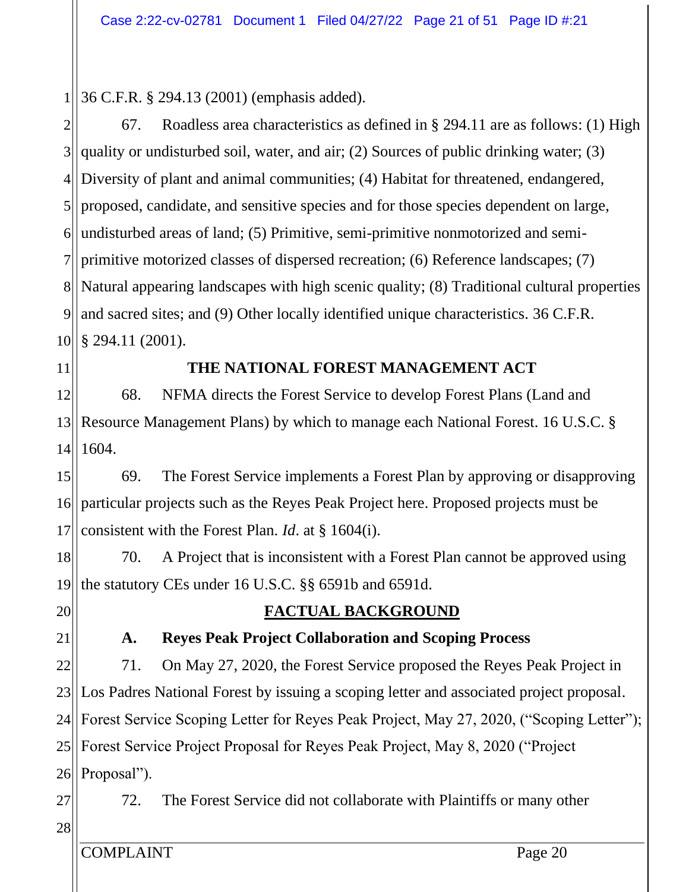36 C.F.R. § 294.13 (2001) (emphasis added).

67. Roadless area characteristics as defined in § 294.11 are as follows: (1) High quality or undisturbed soil, water, and air; (2) Sources of public drinking water; (3) Diversity of plant and animal communities; (4) Habitat for threatened, endangered, proposed, candidate, and sensitive species and for those species dependent on large, undisturbed areas of land; (5) Primitive, semi-primitive nonmotorized and semi-primitive motorized classes of dispersed recreation; (6) Reference landscapes; (7) Natural appearing landscapes with high scenic quality; (8) Traditional cultural properties and sacred sites; and (9) Other locally identified unique characteristics. 36 C.F.R. § 294.11 (2001).

## THE NATIONAL FOREST MANAGEMENT ACT

68. NFMA directs the Forest Service to develop Forest Plans (Land and Resource Management Plans) by which to manage each National Forest. 16 U.S.C. § 1604.

69. The Forest Service implements a Forest Plan by approving or disapproving particular projects such as the Reyes Peak Project here. Proposed projects must be consistent with the Forest Plan. *Id*. at § 1604(i).

70. A Project that is inconsistent with a Forest Plan cannot be approved using the statutory CEs under 16 U.S.C. §§ 6591b and 6591d.

## FACTUAL BACKGROUND

### A. Reyes Peak Project Collaboration and Scoping Process

71. On May 27, 2020, the Forest Service proposed the Reyes Peak Project in Los Padres National Forest by issuing a scoping letter and associated project proposal. Forest Service Scoping Letter for Reyes Peak Project, May 27, 2020, ("Scoping Letter"); Forest Service Project Proposal for Reyes Peak Project, May 8, 2020 ("Project Proposal").

72. The Forest Service did not collaborate with Plaintiffs or many other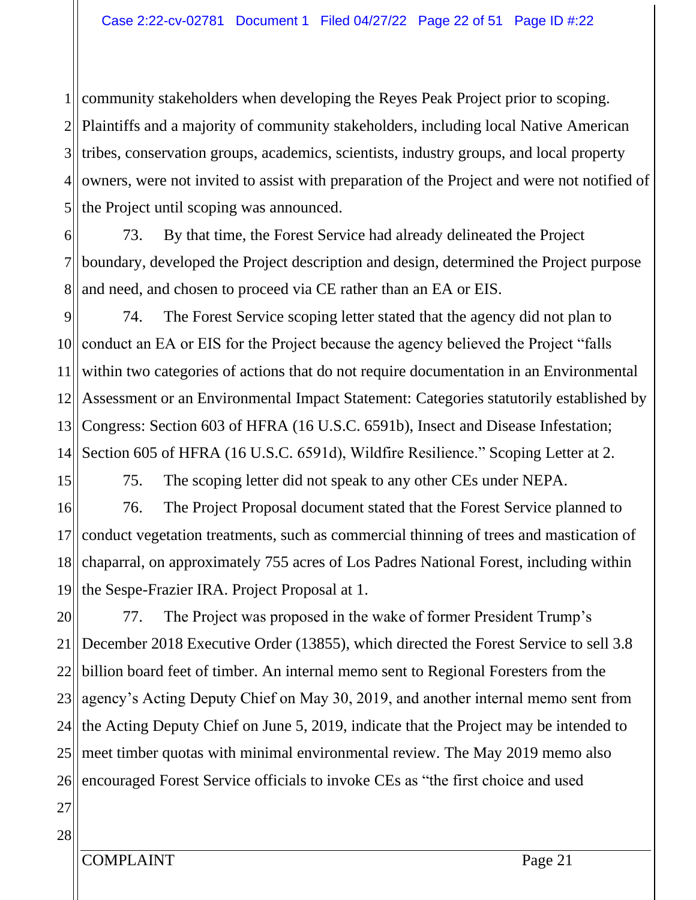community stakeholders when developing the Reyes Peak Project prior to scoping. Plaintiffs and a majority of community stakeholders, including local Native American tribes, conservation groups, academics, scientists, industry groups, and local property owners, were not invited to assist with preparation of the Project and were not notified of the Project until scoping was announced.

73. By that time, the Forest Service had already delineated the Project boundary, developed the Project description and design, determined the Project purpose and need, and chosen to proceed via CE rather than an EA or EIS.

74. The Forest Service scoping letter stated that the agency did not plan to conduct an EA or EIS for the Project because the agency believed the Project "falls within two categories of actions that do not require documentation in an Environmental Assessment or an Environmental Impact Statement: Categories statutorily established by Congress: Section 603 of HFRA (16 U.S.C. 6591b), Insect and Disease Infestation; Section 605 of HFRA (16 U.S.C. 6591d), Wildfire Resilience." Scoping Letter at 2.

75. The scoping letter did not speak to any other CEs under NEPA.

76. The Project Proposal document stated that the Forest Service planned to conduct vegetation treatments, such as commercial thinning of trees and mastication of chaparral, on approximately 755 acres of Los Padres National Forest, including within the Sespe-Frazier IRA. Project Proposal at 1.

77. The Project was proposed in the wake of former President Trump's December 2018 Executive Order (13855), which directed the Forest Service to sell 3.8 billion board feet of timber. An internal memo sent to Regional Foresters from the agency's Acting Deputy Chief on May 30, 2019, and another internal memo sent from the Acting Deputy Chief on June 5, 2019, indicate that the Project may be intended to meet timber quotas with minimal environmental review. The May 2019 memo also encouraged Forest Service officials to invoke CEs as "the first choice and used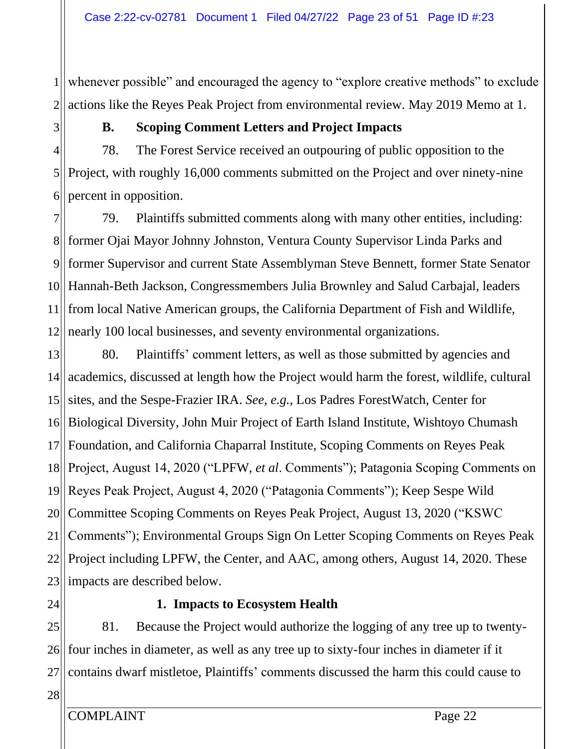whenever possible" and encouraged the agency to "explore creative methods" to exclude actions like the Reyes Peak Project from environmental review. May 2019 Memo at 1.

### B. Scoping Comment Letters and Project Impacts

78. The Forest Service received an outpouring of public opposition to the Project, with roughly 16,000 comments submitted on the Project and over ninety-nine percent in opposition.

79. Plaintiffs submitted comments along with many other entities, including: former Ojai Mayor Johnny Johnston, Ventura County Supervisor Linda Parks and former Supervisor and current State Assemblyman Steve Bennett, former State Senator Hannah-Beth Jackson, Congressmembers Julia Brownley and Salud Carbajal, leaders from local Native American groups, the California Department of Fish and Wildlife, nearly 100 local businesses, and seventy environmental organizations.

80. Plaintiffs' comment letters, as well as those submitted by agencies and academics, discussed at length how the Project would harm the forest, wildlife, cultural sites, and the Sespe-Frazier IRA. *See, e.g.*, Los Padres ForestWatch, Center for Biological Diversity, John Muir Project of Earth Island Institute, Wishtoyo Chumash Foundation, and California Chaparral Institute, Scoping Comments on Reyes Peak Project, August 14, 2020 ("LPFW, *et al*. Comments"); Patagonia Scoping Comments on Reyes Peak Project, August 4, 2020 ("Patagonia Comments"); Keep Sespe Wild Committee Scoping Comments on Reyes Peak Project, August 13, 2020 ("KSWC Comments"); Environmental Groups Sign On Letter Scoping Comments on Reyes Peak Project including LPFW, the Center, and AAC, among others, August 14, 2020. These impacts are described below.

#### 1. Impacts to Ecosystem Health

81. Because the Project would authorize the logging of any tree up to twenty-four inches in diameter, as well as any tree up to sixty-four inches in diameter if it contains dwarf mistletoe, Plaintiffs' comments discussed the harm this could cause to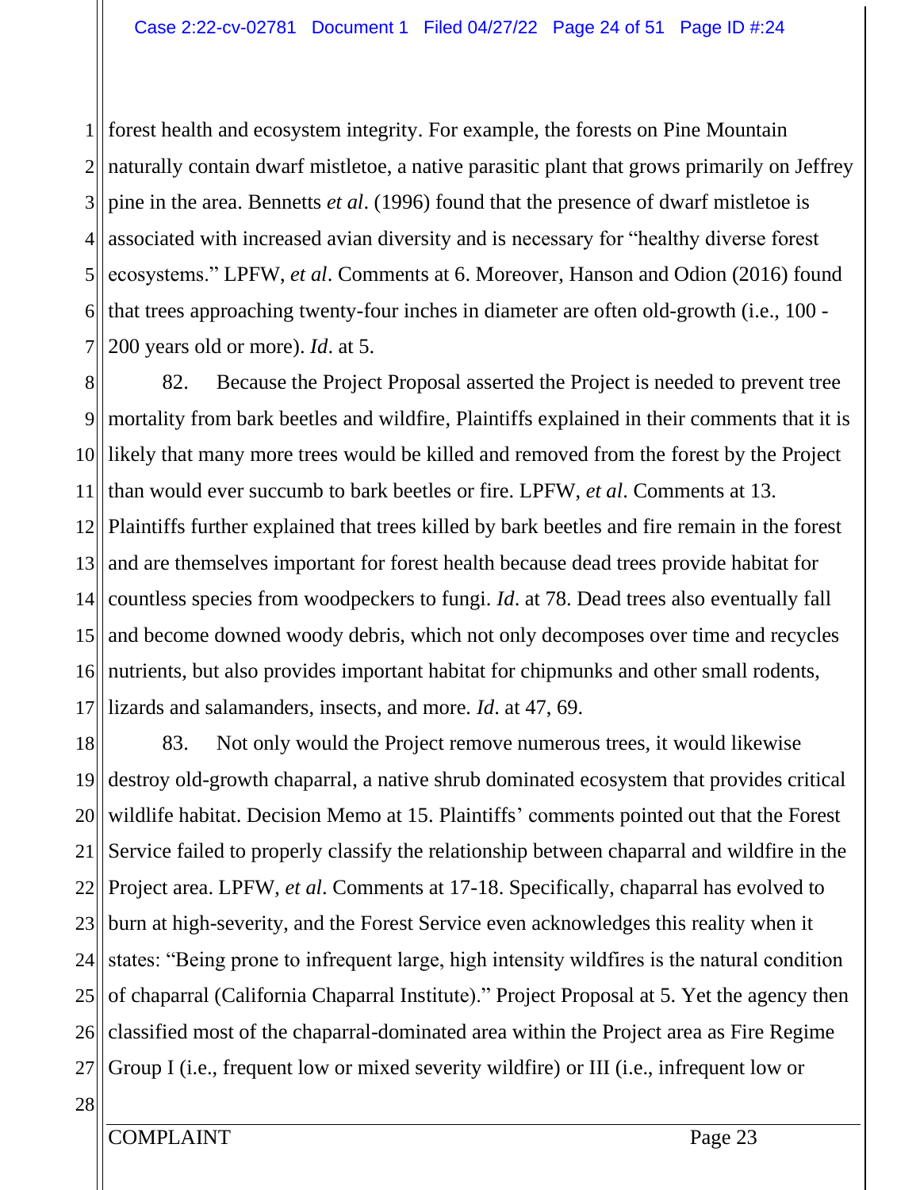forest health and ecosystem integrity. For example, the forests on Pine Mountain naturally contain dwarf mistletoe, a native parasitic plant that grows primarily on Jeffrey pine in the area. Bennetts *et al*. (1996) found that the presence of dwarf mistletoe is associated with increased avian diversity and is necessary for "healthy diverse forest ecosystems." LPFW, *et al*. Comments at 6. Moreover, Hanson and Odion (2016) found that trees approaching twenty-four inches in diameter are often old-growth (i.e., 100 - 200 years old or more). *Id*. at 5.

82. Because the Project Proposal asserted the Project is needed to prevent tree mortality from bark beetles and wildfire, Plaintiffs explained in their comments that it is likely that many more trees would be killed and removed from the forest by the Project than would ever succumb to bark beetles or fire. LPFW, *et al*. Comments at 13. Plaintiffs further explained that trees killed by bark beetles and fire remain in the forest and are themselves important for forest health because dead trees provide habitat for countless species from woodpeckers to fungi. *Id*. at 78. Dead trees also eventually fall and become downed woody debris, which not only decomposes over time and recycles nutrients, but also provides important habitat for chipmunks and other small rodents, lizards and salamanders, insects, and more. *Id*. at 47, 69.

83. Not only would the Project remove numerous trees, it would likewise destroy old-growth chaparral, a native shrub dominated ecosystem that provides critical wildlife habitat. Decision Memo at 15. Plaintiffs' comments pointed out that the Forest Service failed to properly classify the relationship between chaparral and wildfire in the Project area. LPFW, *et al*. Comments at 17-18. Specifically, chaparral has evolved to burn at high-severity, and the Forest Service even acknowledges this reality when it states: "Being prone to infrequent large, high intensity wildfires is the natural condition of chaparral (California Chaparral Institute)." Project Proposal at 5. Yet the agency then classified most of the chaparral-dominated area within the Project area as Fire Regime Group I (i.e., frequent low or mixed severity wildfire) or III (i.e., infrequent low or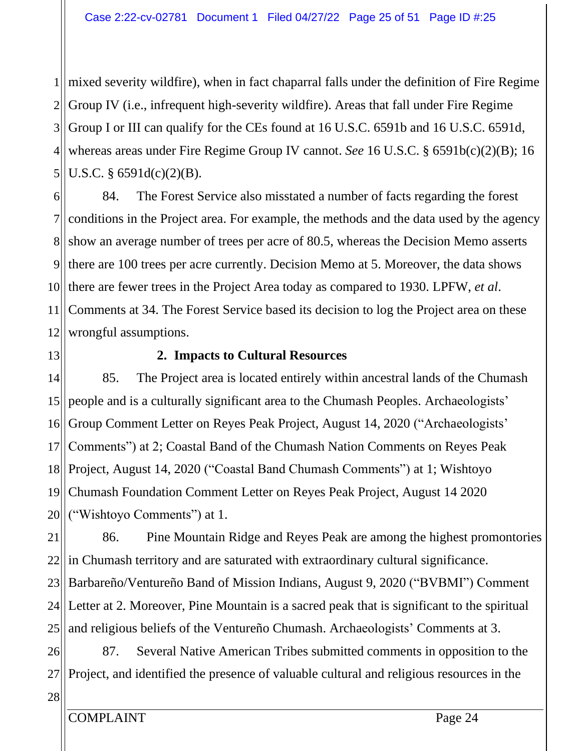mixed severity wildfire), when in fact chaparral falls under the definition of Fire Regime Group IV (i.e., infrequent high-severity wildfire). Areas that fall under Fire Regime Group I or III can qualify for the CEs found at 16 U.S.C. 6591b and 16 U.S.C. 6591d, whereas areas under Fire Regime Group IV cannot. *See* 16 U.S.C. § 6591b(c)(2)(B); 16 U.S.C. § 6591d(c)(2)(B).

84. The Forest Service also misstated a number of facts regarding the forest conditions in the Project area. For example, the methods and the data used by the agency show an average number of trees per acre of 80.5, whereas the Decision Memo asserts there are 100 trees per acre currently. Decision Memo at 5. Moreover, the data shows there are fewer trees in the Project Area today as compared to 1930. LPFW, *et al*. Comments at 34. The Forest Service based its decision to log the Project area on these wrongful assumptions.

**2. Impacts to Cultural Resources**

85. The Project area is located entirely within ancestral lands of the Chumash people and is a culturally significant area to the Chumash Peoples. Archaeologists' Group Comment Letter on Reyes Peak Project, August 14, 2020 ("Archaeologists' Comments") at 2; Coastal Band of the Chumash Nation Comments on Reyes Peak Project, August 14, 2020 ("Coastal Band Chumash Comments") at 1; Wishtoyo Chumash Foundation Comment Letter on Reyes Peak Project, August 14 2020 ("Wishtoyo Comments") at 1.

86. Pine Mountain Ridge and Reyes Peak are among the highest promontories in Chumash territory and are saturated with extraordinary cultural significance. Barbareño/Ventureño Band of Mission Indians, August 9, 2020 ("BVBMI") Comment Letter at 2. Moreover, Pine Mountain is a sacred peak that is significant to the spiritual and religious beliefs of the Ventureño Chumash. Archaeologists' Comments at 3.

87. Several Native American Tribes submitted comments in opposition to the Project, and identified the presence of valuable cultural and religious resources in the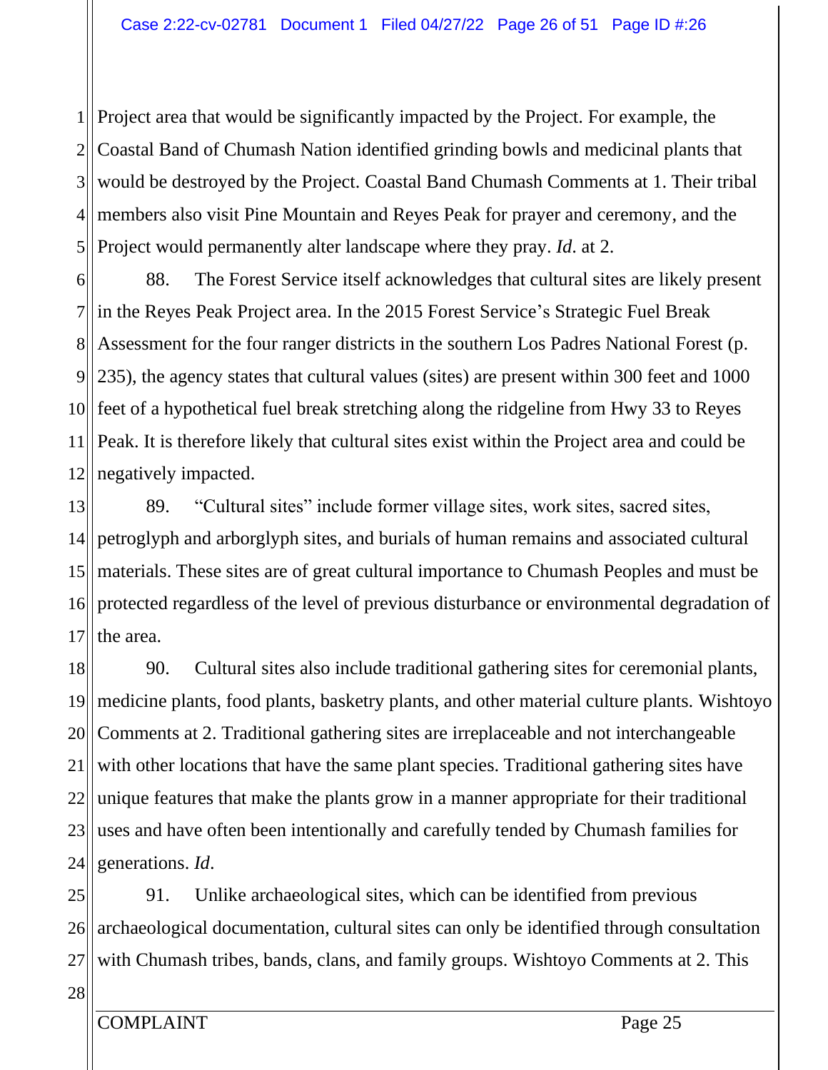Project area that would be significantly impacted by the Project. For example, the Coastal Band of Chumash Nation identified grinding bowls and medicinal plants that would be destroyed by the Project. Coastal Band Chumash Comments at 1. Their tribal members also visit Pine Mountain and Reyes Peak for prayer and ceremony, and the Project would permanently alter landscape where they pray. *Id*. at 2.

88. The Forest Service itself acknowledges that cultural sites are likely present in the Reyes Peak Project area. In the 2015 Forest Service's Strategic Fuel Break Assessment for the four ranger districts in the southern Los Padres National Forest (p. 235), the agency states that cultural values (sites) are present within 300 feet and 1000 feet of a hypothetical fuel break stretching along the ridgeline from Hwy 33 to Reyes Peak. It is therefore likely that cultural sites exist within the Project area and could be negatively impacted.

89. "Cultural sites" include former village sites, work sites, sacred sites, petroglyph and arborglyph sites, and burials of human remains and associated cultural materials. These sites are of great cultural importance to Chumash Peoples and must be protected regardless of the level of previous disturbance or environmental degradation of the area.

90. Cultural sites also include traditional gathering sites for ceremonial plants, medicine plants, food plants, basketry plants, and other material culture plants. Wishtoyo Comments at 2. Traditional gathering sites are irreplaceable and not interchangeable with other locations that have the same plant species. Traditional gathering sites have unique features that make the plants grow in a manner appropriate for their traditional uses and have often been intentionally and carefully tended by Chumash families for generations. *Id*.

91. Unlike archaeological sites, which can be identified from previous archaeological documentation, cultural sites can only be identified through consultation with Chumash tribes, bands, clans, and family groups. Wishtoyo Comments at 2. This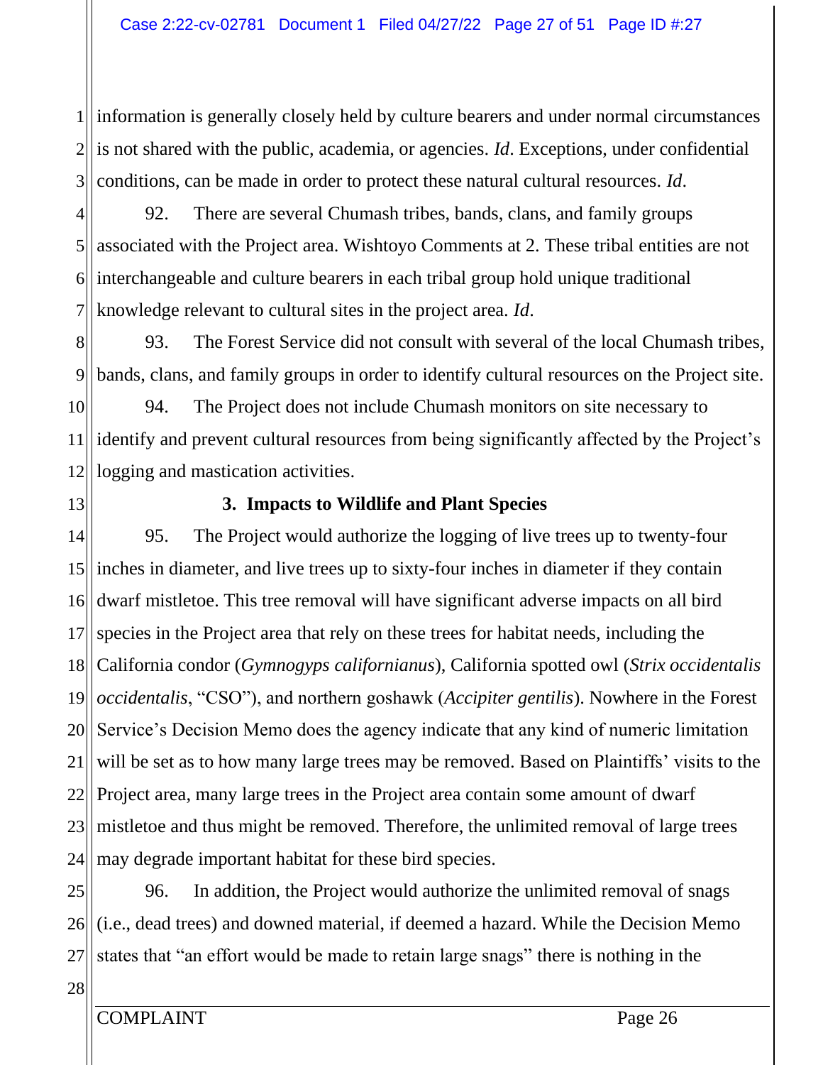information is generally closely held by culture bearers and under normal circumstances is not shared with the public, academia, or agencies. *Id*. Exceptions, under confidential conditions, can be made in order to protect these natural cultural resources. *Id*.

92. There are several Chumash tribes, bands, clans, and family groups associated with the Project area. Wishtoyo Comments at 2. These tribal entities are not interchangeable and culture bearers in each tribal group hold unique traditional knowledge relevant to cultural sites in the project area. *Id*.

93. The Forest Service did not consult with several of the local Chumash tribes, bands, clans, and family groups in order to identify cultural resources on the Project site.

94. The Project does not include Chumash monitors on site necessary to identify and prevent cultural resources from being significantly affected by the Project's logging and mastication activities.

### 3. Impacts to Wildlife and Plant Species

95. The Project would authorize the logging of live trees up to twenty-four inches in diameter, and live trees up to sixty-four inches in diameter if they contain dwarf mistletoe. This tree removal will have significant adverse impacts on all bird species in the Project area that rely on these trees for habitat needs, including the California condor (*Gymnogyps californianus*), California spotted owl (*Strix occidentalis occidentalis*, "CSO"), and northern goshawk (*Accipiter gentilis*). Nowhere in the Forest Service's Decision Memo does the agency indicate that any kind of numeric limitation will be set as to how many large trees may be removed. Based on Plaintiffs' visits to the Project area, many large trees in the Project area contain some amount of dwarf mistletoe and thus might be removed. Therefore, the unlimited removal of large trees may degrade important habitat for these bird species.

96. In addition, the Project would authorize the unlimited removal of snags (i.e., dead trees) and downed material, if deemed a hazard. While the Decision Memo states that "an effort would be made to retain large snags" there is nothing in the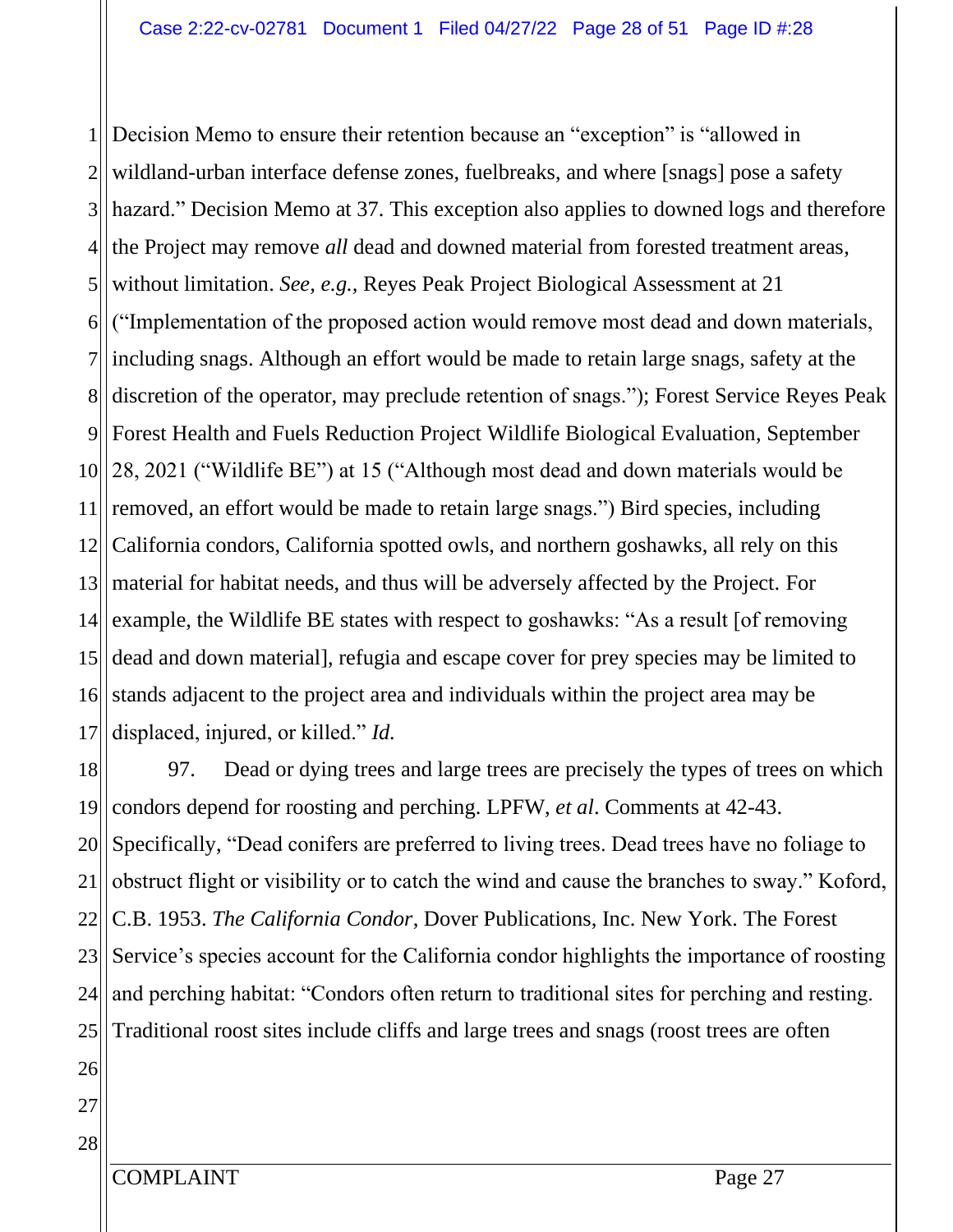Decision Memo to ensure their retention because an "exception" is "allowed in wildland-urban interface defense zones, fuelbreaks, and where [snags] pose a safety hazard." Decision Memo at 37. This exception also applies to downed logs and therefore the Project may remove *all* dead and downed material from forested treatment areas, without limitation. *See, e.g.,* Reyes Peak Project Biological Assessment at 21 ("Implementation of the proposed action would remove most dead and down materials, including snags. Although an effort would be made to retain large snags, safety at the discretion of the operator, may preclude retention of snags."); Forest Service Reyes Peak Forest Health and Fuels Reduction Project Wildlife Biological Evaluation, September 28, 2021 ("Wildlife BE") at 15 ("Although most dead and down materials would be removed, an effort would be made to retain large snags.") Bird species, including California condors, California spotted owls, and northern goshawks, all rely on this material for habitat needs, and thus will be adversely affected by the Project. For example, the Wildlife BE states with respect to goshawks: "As a result [of removing dead and down material], refugia and escape cover for prey species may be limited to stands adjacent to the project area and individuals within the project area may be displaced, injured, or killed." *Id.*

97. Dead or dying trees and large trees are precisely the types of trees on which condors depend for roosting and perching. LPFW, *et al*. Comments at 42-43. Specifically, "Dead conifers are preferred to living trees. Dead trees have no foliage to obstruct flight or visibility or to catch the wind and cause the branches to sway." Koford, C.B. 1953. *The California Condor*, Dover Publications, Inc. New York. The Forest Service's species account for the California condor highlights the importance of roosting and perching habitat: "Condors often return to traditional sites for perching and resting. Traditional roost sites include cliffs and large trees and snags (roost trees are often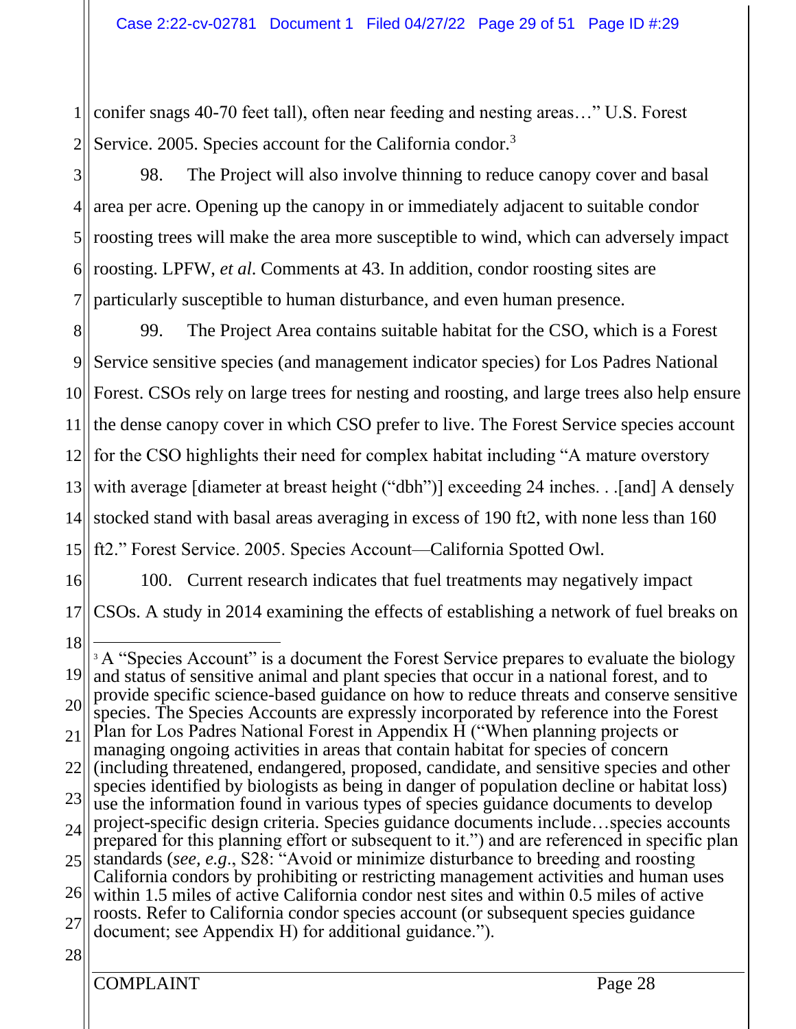conifer snags 40-70 feet tall), often near feeding and nesting areas…" U.S. Forest Service. 2005. Species account for the California condor.[3]

98. The Project will also involve thinning to reduce canopy cover and basal area per acre. Opening up the canopy in or immediately adjacent to suitable condor roosting trees will make the area more susceptible to wind, which can adversely impact roosting. LPFW, *et al*. Comments at 43. In addition, condor roosting sites are particularly susceptible to human disturbance, and even human presence.

99. The Project Area contains suitable habitat for the CSO, which is a Forest Service sensitive species (and management indicator species) for Los Padres National Forest. CSOs rely on large trees for nesting and roosting, and large trees also help ensure the dense canopy cover in which CSO prefer to live. The Forest Service species account for the CSO highlights their need for complex habitat including "A mature overstory with average [diameter at breast height ("dbh")] exceeding 24 inches. . .[and] A densely stocked stand with basal areas averaging in excess of 190 ft2, with none less than 160 ft2." Forest Service. 2005. Species Account—California Spotted Owl.

100. Current research indicates that fuel treatments may negatively impact CSOs. A study in 2014 examining the effects of establishing a network of fuel breaks on

---

[3] A "Species Account" is a document the Forest Service prepares to evaluate the biology and status of sensitive animal and plant species that occur in a national forest, and to provide specific science-based guidance on how to reduce threats and conserve sensitive species. The Species Accounts are expressly incorporated by reference into the Forest Plan for Los Padres National Forest in Appendix H ("When planning projects or managing ongoing activities in areas that contain habitat for species of concern (including threatened, endangered, proposed, candidate, and sensitive species and other species identified by biologists as being in danger of population decline or habitat loss) use the information found in various types of species guidance documents to develop project-specific design criteria. Species guidance documents include…species accounts prepared for this planning effort or subsequent to it.") and are referenced in specific plan standards (*see, e.g.*, S28: "Avoid or minimize disturbance to breeding and roosting California condors by prohibiting or restricting management activities and human uses within 1.5 miles of active California condor nest sites and within 0.5 miles of active roosts. Refer to California condor species account (or subsequent species guidance document; see Appendix H) for additional guidance.").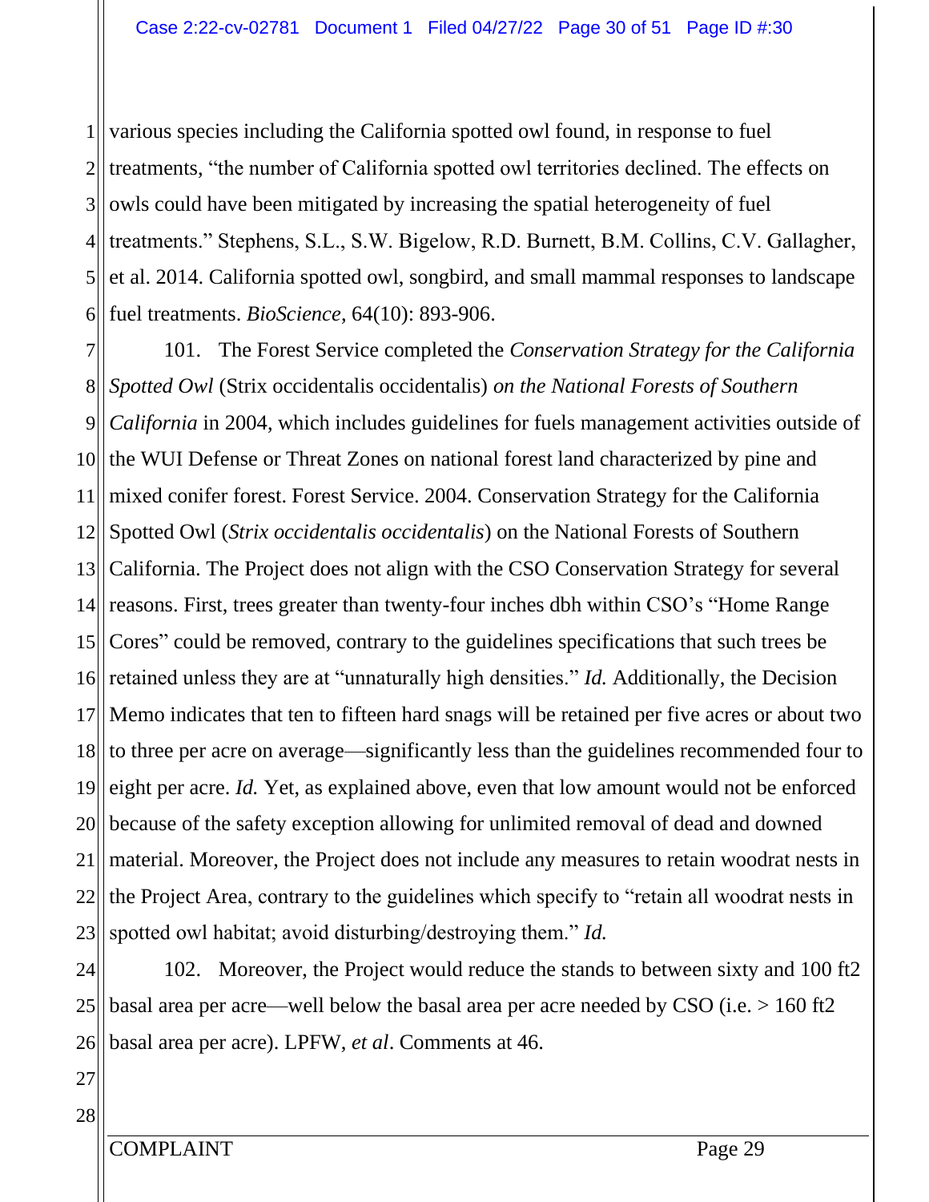various species including the California spotted owl found, in response to fuel treatments, "the number of California spotted owl territories declined. The effects on owls could have been mitigated by increasing the spatial heterogeneity of fuel treatments." Stephens, S.L., S.W. Bigelow, R.D. Burnett, B.M. Collins, C.V. Gallagher, et al. 2014. California spotted owl, songbird, and small mammal responses to landscape fuel treatments. *BioScience*, 64(10): 893-906.

101. The Forest Service completed the *Conservation Strategy for the California Spotted Owl* (Strix occidentalis occidentalis) *on the National Forests of Southern California* in 2004, which includes guidelines for fuels management activities outside of the WUI Defense or Threat Zones on national forest land characterized by pine and mixed conifer forest. Forest Service. 2004. Conservation Strategy for the California Spotted Owl (*Strix occidentalis occidentalis*) on the National Forests of Southern California. The Project does not align with the CSO Conservation Strategy for several reasons. First, trees greater than twenty-four inches dbh within CSO's "Home Range Cores" could be removed, contrary to the guidelines specifications that such trees be retained unless they are at "unnaturally high densities." *Id.* Additionally, the Decision Memo indicates that ten to fifteen hard snags will be retained per five acres or about two to three per acre on average—significantly less than the guidelines recommended four to eight per acre. *Id.* Yet, as explained above, even that low amount would not be enforced because of the safety exception allowing for unlimited removal of dead and downed material. Moreover, the Project does not include any measures to retain woodrat nests in the Project Area, contrary to the guidelines which specify to "retain all woodrat nests in spotted owl habitat; avoid disturbing/destroying them." *Id.*

102. Moreover, the Project would reduce the stands to between sixty and 100 ft2 basal area per acre—well below the basal area per acre needed by CSO (i.e. > 160 ft2 basal area per acre). LPFW, *et al*. Comments at 46.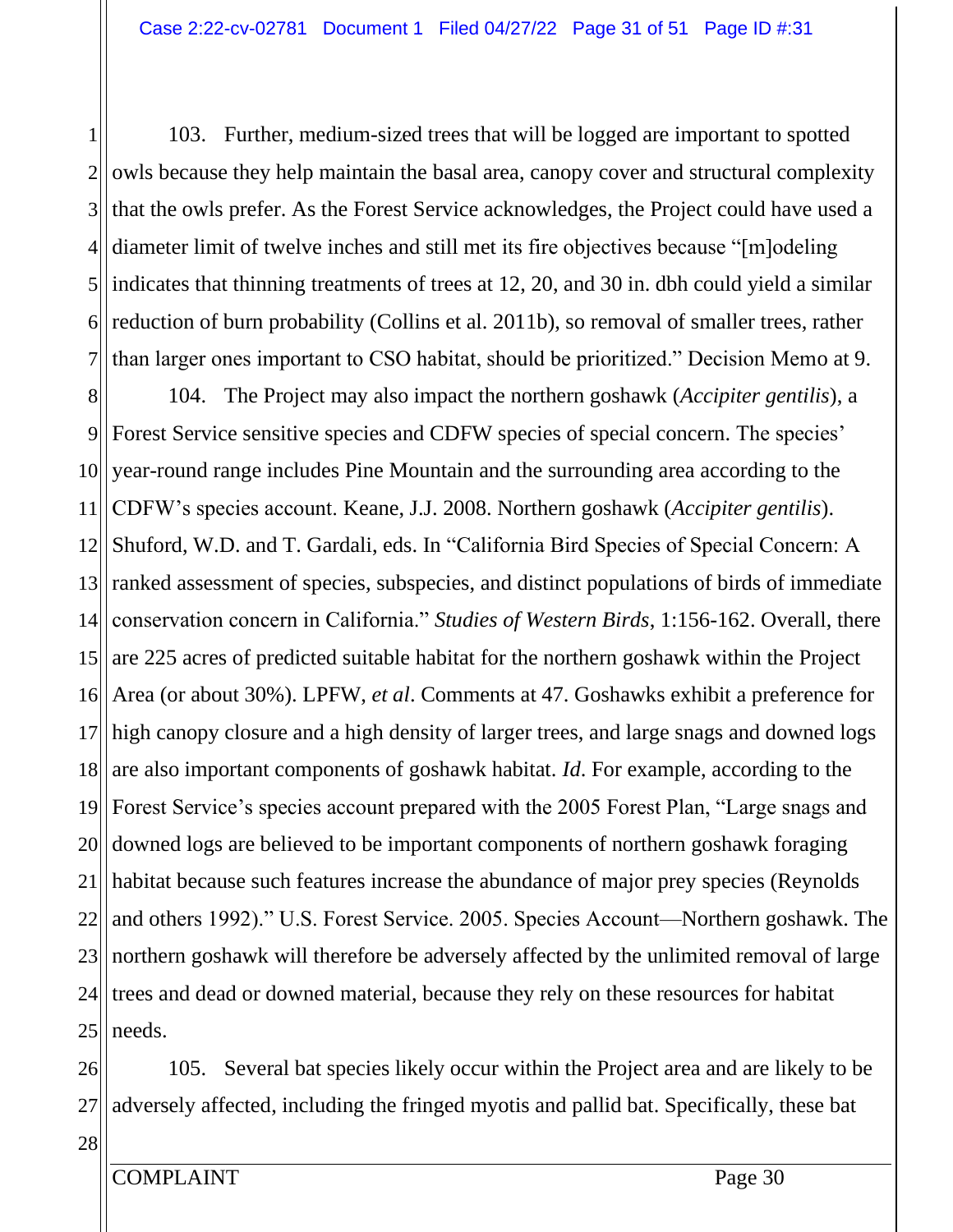103. Further, medium-sized trees that will be logged are important to spotted owls because they help maintain the basal area, canopy cover and structural complexity that the owls prefer. As the Forest Service acknowledges, the Project could have used a diameter limit of twelve inches and still met its fire objectives because "[m]odeling indicates that thinning treatments of trees at 12, 20, and 30 in. dbh could yield a similar reduction of burn probability (Collins et al. 2011b), so removal of smaller trees, rather than larger ones important to CSO habitat, should be prioritized." Decision Memo at 9.

104. The Project may also impact the northern goshawk (*Accipiter gentilis*), a Forest Service sensitive species and CDFW species of special concern. The species' year-round range includes Pine Mountain and the surrounding area according to the CDFW's species account. Keane, J.J. 2008. Northern goshawk (*Accipiter gentilis*). Shuford, W.D. and T. Gardali, eds. In "California Bird Species of Special Concern: A ranked assessment of species, subspecies, and distinct populations of birds of immediate conservation concern in California." *Studies of Western Birds*, 1:156-162. Overall, there are 225 acres of predicted suitable habitat for the northern goshawk within the Project Area (or about 30%). LPFW, *et al*. Comments at 47. Goshawks exhibit a preference for high canopy closure and a high density of larger trees, and large snags and downed logs are also important components of goshawk habitat. *Id*. For example, according to the Forest Service's species account prepared with the 2005 Forest Plan, "Large snags and downed logs are believed to be important components of northern goshawk foraging habitat because such features increase the abundance of major prey species (Reynolds and others 1992)." U.S. Forest Service. 2005. Species Account—Northern goshawk. The northern goshawk will therefore be adversely affected by the unlimited removal of large trees and dead or downed material, because they rely on these resources for habitat needs.

105. Several bat species likely occur within the Project area and are likely to be adversely affected, including the fringed myotis and pallid bat. Specifically, these bat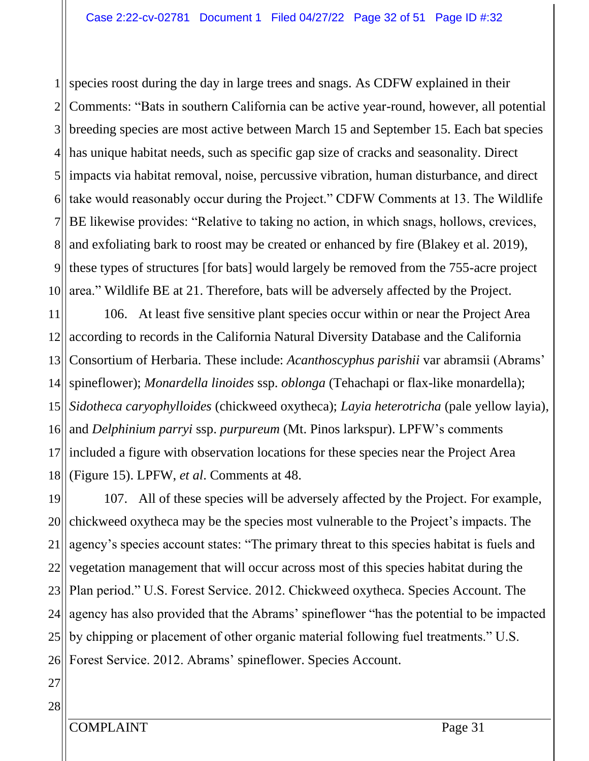species roost during the day in large trees and snags. As CDFW explained in their Comments: "Bats in southern California can be active year-round, however, all potential breeding species are most active between March 15 and September 15. Each bat species has unique habitat needs, such as specific gap size of cracks and seasonality. Direct impacts via habitat removal, noise, percussive vibration, human disturbance, and direct take would reasonably occur during the Project." CDFW Comments at 13. The Wildlife BE likewise provides: "Relative to taking no action, in which snags, hollows, crevices, and exfoliating bark to roost may be created or enhanced by fire (Blakey et al. 2019), these types of structures [for bats] would largely be removed from the 755-acre project area." Wildlife BE at 21. Therefore, bats will be adversely affected by the Project.

106. At least five sensitive plant species occur within or near the Project Area according to records in the California Natural Diversity Database and the California Consortium of Herbaria. These include: *Acanthoscyphus parishii* var abramsii (Abrams' spineflower); *Monardella linoides* ssp. *oblonga* (Tehachapi or flax-like monardella); *Sidotheca caryophylloides* (chickweed oxytheca); *Layia heterotricha* (pale yellow layia), and *Delphinium parryi* ssp. *purpureum* (Mt. Pinos larkspur). LPFW's comments included a figure with observation locations for these species near the Project Area (Figure 15). LPFW, *et al*. Comments at 48.

107. All of these species will be adversely affected by the Project. For example, chickweed oxytheca may be the species most vulnerable to the Project's impacts. The agency's species account states: "The primary threat to this species habitat is fuels and vegetation management that will occur across most of this species habitat during the Plan period." U.S. Forest Service. 2012. Chickweed oxytheca. Species Account. The agency has also provided that the Abrams' spineflower "has the potential to be impacted by chipping or placement of other organic material following fuel treatments." U.S. Forest Service. 2012. Abrams' spineflower. Species Account.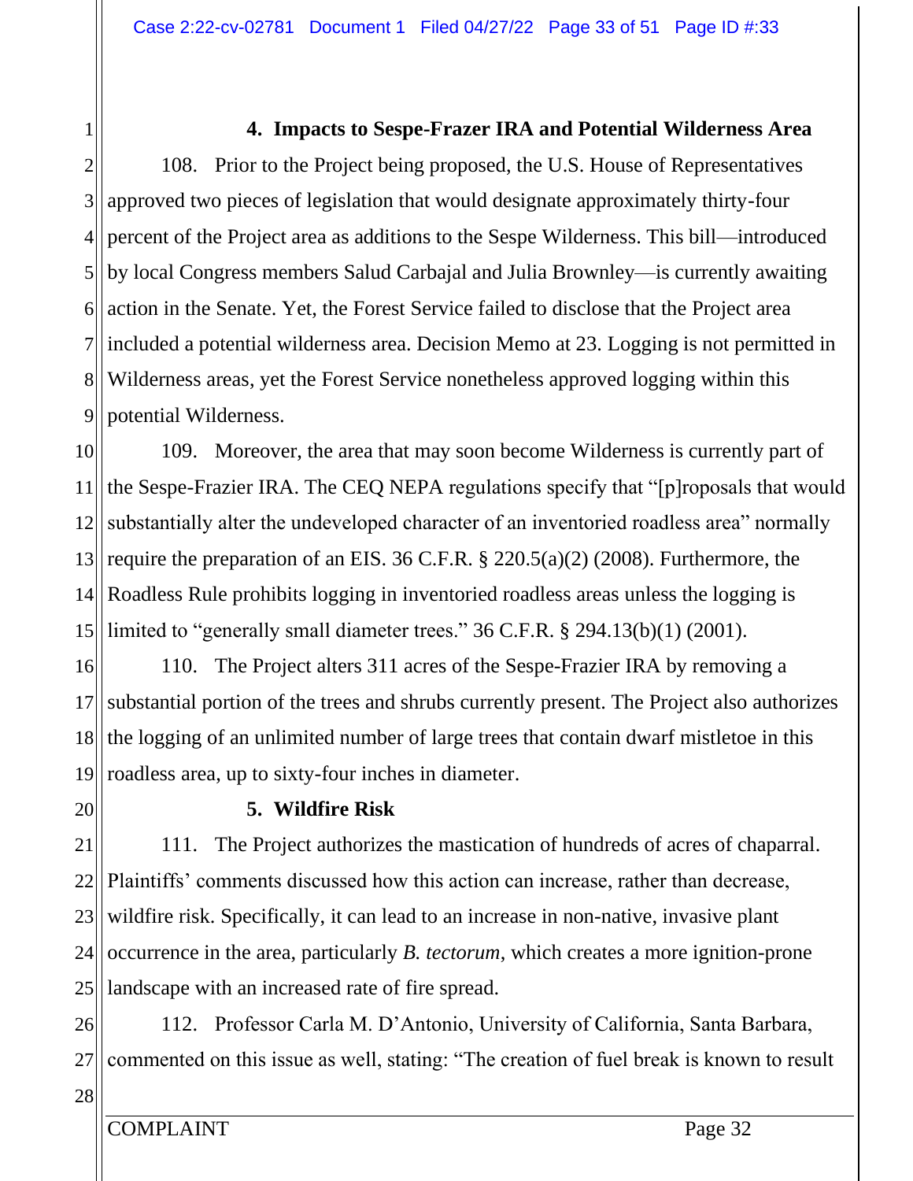### 4. Impacts to Sespe-Frazer IRA and Potential Wilderness Area

108. Prior to the Project being proposed, the U.S. House of Representatives approved two pieces of legislation that would designate approximately thirty-four percent of the Project area as additions to the Sespe Wilderness. This bill—introduced by local Congress members Salud Carbajal and Julia Brownley—is currently awaiting action in the Senate. Yet, the Forest Service failed to disclose that the Project area included a potential wilderness area. Decision Memo at 23. Logging is not permitted in Wilderness areas, yet the Forest Service nonetheless approved logging within this potential Wilderness.

109. Moreover, the area that may soon become Wilderness is currently part of the Sespe-Frazier IRA. The CEQ NEPA regulations specify that "[p]roposals that would substantially alter the undeveloped character of an inventoried roadless area" normally require the preparation of an EIS. 36 C.F.R. § 220.5(a)(2) (2008). Furthermore, the Roadless Rule prohibits logging in inventoried roadless areas unless the logging is limited to "generally small diameter trees." 36 C.F.R. § 294.13(b)(1) (2001).

110. The Project alters 311 acres of the Sespe-Frazier IRA by removing a substantial portion of the trees and shrubs currently present. The Project also authorizes the logging of an unlimited number of large trees that contain dwarf mistletoe in this roadless area, up to sixty-four inches in diameter.

### 5. Wildfire Risk

111. The Project authorizes the mastication of hundreds of acres of chaparral. Plaintiffs' comments discussed how this action can increase, rather than decrease, wildfire risk. Specifically, it can lead to an increase in non-native, invasive plant occurrence in the area, particularly *B. tectorum,* which creates a more ignition-prone landscape with an increased rate of fire spread.

112. Professor Carla M. D'Antonio, University of California, Santa Barbara, commented on this issue as well, stating: "The creation of fuel break is known to result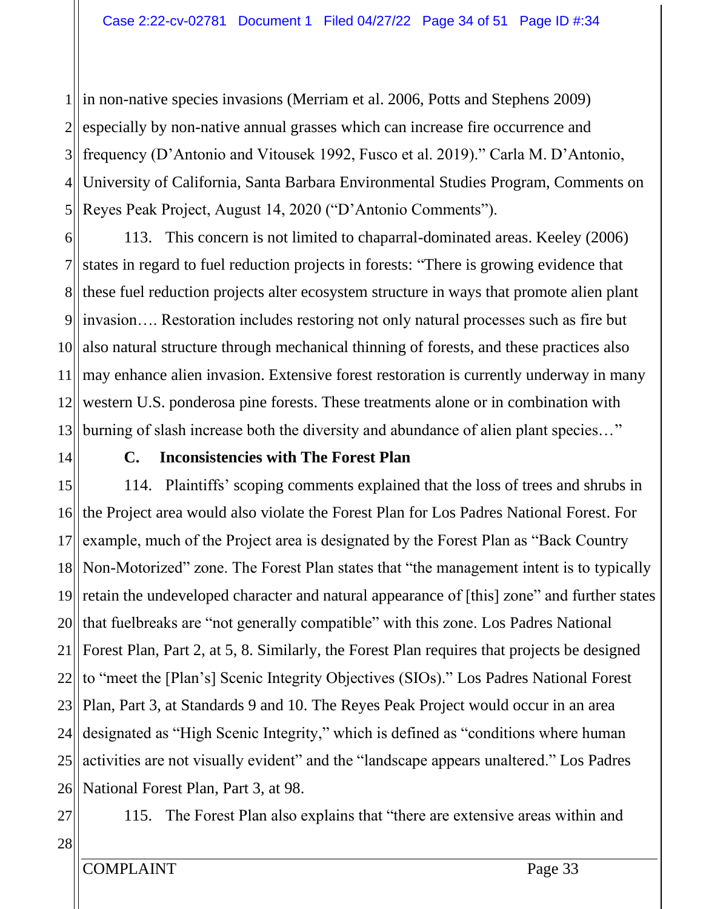in non-native species invasions (Merriam et al. 2006, Potts and Stephens 2009) especially by non-native annual grasses which can increase fire occurrence and frequency (D'Antonio and Vitousek 1992, Fusco et al. 2019)." Carla M. D'Antonio, University of California, Santa Barbara Environmental Studies Program, Comments on Reyes Peak Project, August 14, 2020 ("D'Antonio Comments").

113. This concern is not limited to chaparral-dominated areas. Keeley (2006) states in regard to fuel reduction projects in forests: "There is growing evidence that these fuel reduction projects alter ecosystem structure in ways that promote alien plant invasion…. Restoration includes restoring not only natural processes such as fire but also natural structure through mechanical thinning of forests, and these practices also may enhance alien invasion. Extensive forest restoration is currently underway in many western U.S. ponderosa pine forests. These treatments alone or in combination with burning of slash increase both the diversity and abundance of alien plant species…"

### C. Inconsistencies with The Forest Plan

114. Plaintiffs' scoping comments explained that the loss of trees and shrubs in the Project area would also violate the Forest Plan for Los Padres National Forest. For example, much of the Project area is designated by the Forest Plan as "Back Country Non-Motorized" zone. The Forest Plan states that "the management intent is to typically retain the undeveloped character and natural appearance of [this] zone" and further states that fuelbreaks are "not generally compatible" with this zone. Los Padres National Forest Plan, Part 2, at 5, 8. Similarly, the Forest Plan requires that projects be designed to "meet the [Plan's] Scenic Integrity Objectives (SIOs)." Los Padres National Forest Plan, Part 3, at Standards 9 and 10. The Reyes Peak Project would occur in an area designated as "High Scenic Integrity," which is defined as "conditions where human activities are not visually evident" and the "landscape appears unaltered." Los Padres National Forest Plan, Part 3, at 98.

115. The Forest Plan also explains that "there are extensive areas within and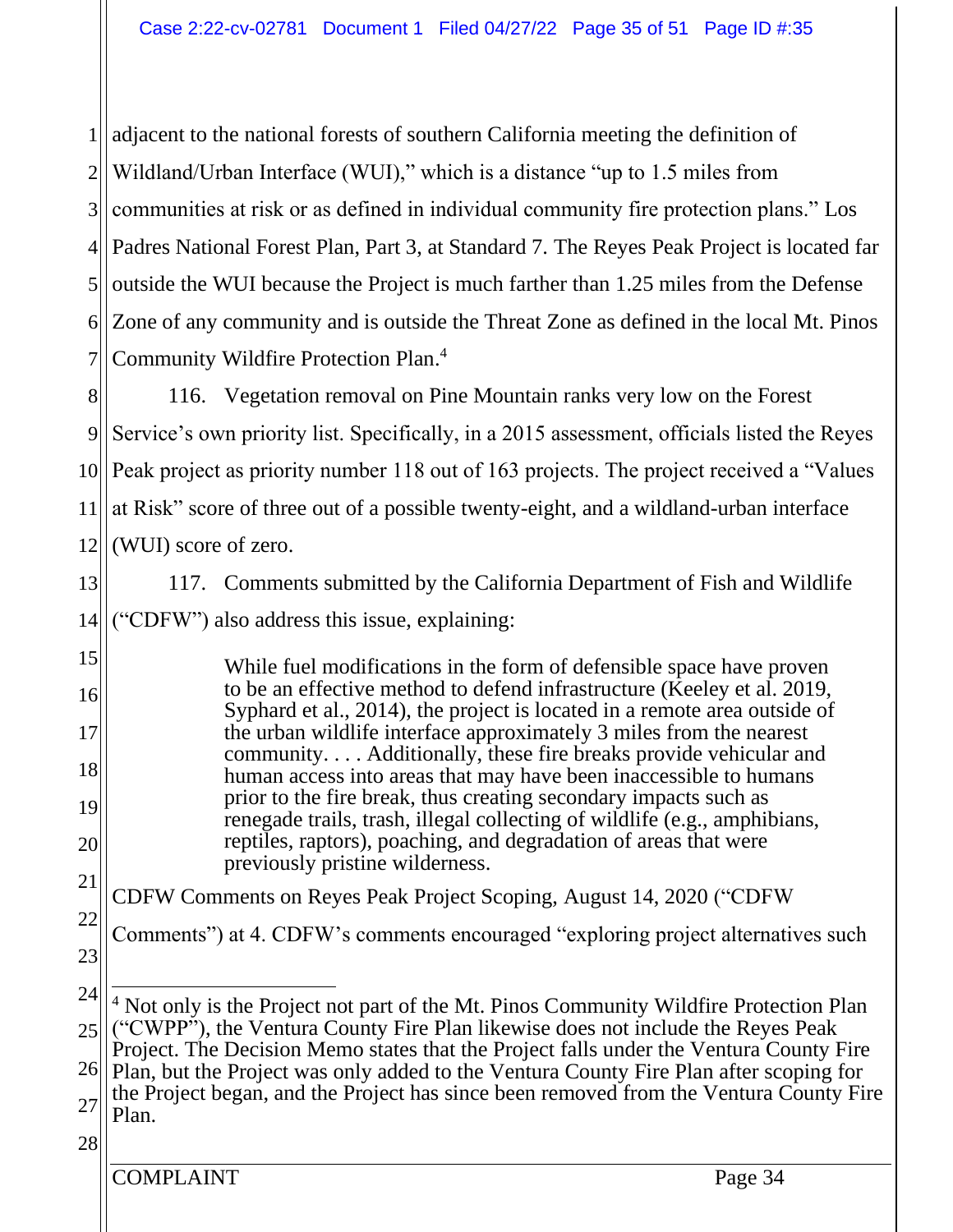adjacent to the national forests of southern California meeting the definition of Wildland/Urban Interface (WUI)," which is a distance "up to 1.5 miles from communities at risk or as defined in individual community fire protection plans." Los Padres National Forest Plan, Part 3, at Standard 7. The Reyes Peak Project is located far outside the WUI because the Project is much farther than 1.25 miles from the Defense Zone of any community and is outside the Threat Zone as defined in the local Mt. Pinos Community Wildfire Protection Plan.[4]

116. Vegetation removal on Pine Mountain ranks very low on the Forest Service's own priority list. Specifically, in a 2015 assessment, officials listed the Reyes Peak project as priority number 118 out of 163 projects. The project received a "Values at Risk" score of three out of a possible twenty-eight, and a wildland-urban interface (WUI) score of zero.

117. Comments submitted by the California Department of Fish and Wildlife ("CDFW") also address this issue, explaining:

> While fuel modifications in the form of defensible space have proven to be an effective method to defend infrastructure (Keeley et al. 2019, Syphard et al., 2014), the project is located in a remote area outside of the urban wildlife interface approximately 3 miles from the nearest community. . . . Additionally, these fire breaks provide vehicular and human access into areas that may have been inaccessible to humans prior to the fire break, thus creating secondary impacts such as renegade trails, trash, illegal collecting of wildlife (e.g., amphibians, reptiles, raptors), poaching, and degradation of areas that were previously pristine wilderness.

CDFW Comments on Reyes Peak Project Scoping, August 14, 2020 ("CDFW Comments") at 4. CDFW's comments encouraged "exploring project alternatives such

---

[4] Not only is the Project not part of the Mt. Pinos Community Wildfire Protection Plan ("CWPP"), the Ventura County Fire Plan likewise does not include the Reyes Peak Project. The Decision Memo states that the Project falls under the Ventura County Fire Plan, but the Project was only added to the Ventura County Fire Plan after scoping for the Project began, and the Project has since been removed from the Ventura County Fire Plan.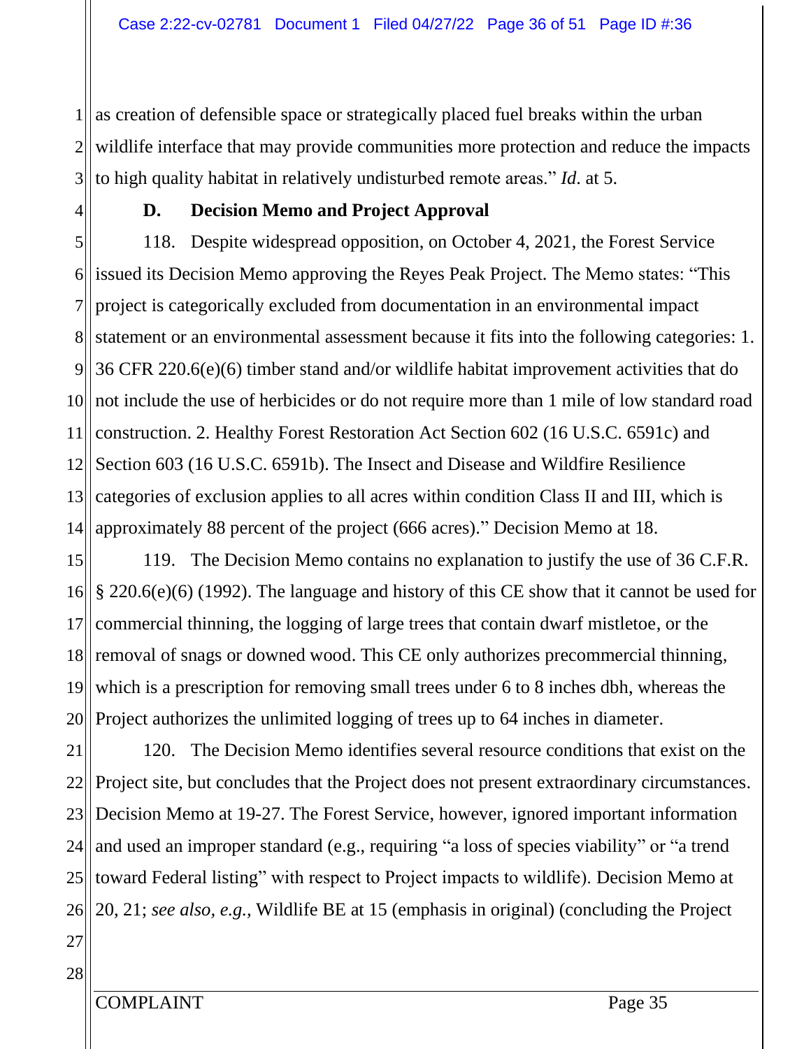as creation of defensible space or strategically placed fuel breaks within the urban wildlife interface that may provide communities more protection and reduce the impacts to high quality habitat in relatively undisturbed remote areas." *Id*. at 5.

### D. Decision Memo and Project Approval

118. Despite widespread opposition, on October 4, 2021, the Forest Service issued its Decision Memo approving the Reyes Peak Project. The Memo states: "This project is categorically excluded from documentation in an environmental impact statement or an environmental assessment because it fits into the following categories: 1. 36 CFR 220.6(e)(6) timber stand and/or wildlife habitat improvement activities that do not include the use of herbicides or do not require more than 1 mile of low standard road construction. 2. Healthy Forest Restoration Act Section 602 (16 U.S.C. 6591c) and Section 603 (16 U.S.C. 6591b). The Insect and Disease and Wildfire Resilience categories of exclusion applies to all acres within condition Class II and III, which is approximately 88 percent of the project (666 acres)." Decision Memo at 18.

119. The Decision Memo contains no explanation to justify the use of 36 C.F.R. § 220.6(e)(6) (1992). The language and history of this CE show that it cannot be used for commercial thinning, the logging of large trees that contain dwarf mistletoe, or the removal of snags or downed wood. This CE only authorizes precommercial thinning, which is a prescription for removing small trees under 6 to 8 inches dbh, whereas the Project authorizes the unlimited logging of trees up to 64 inches in diameter.

120. The Decision Memo identifies several resource conditions that exist on the Project site, but concludes that the Project does not present extraordinary circumstances. Decision Memo at 19-27. The Forest Service, however, ignored important information and used an improper standard (e.g., requiring "a loss of species viability" or "a trend toward Federal listing" with respect to Project impacts to wildlife). Decision Memo at 20, 21; *see also, e.g.,* Wildlife BE at 15 (emphasis in original) (concluding the Project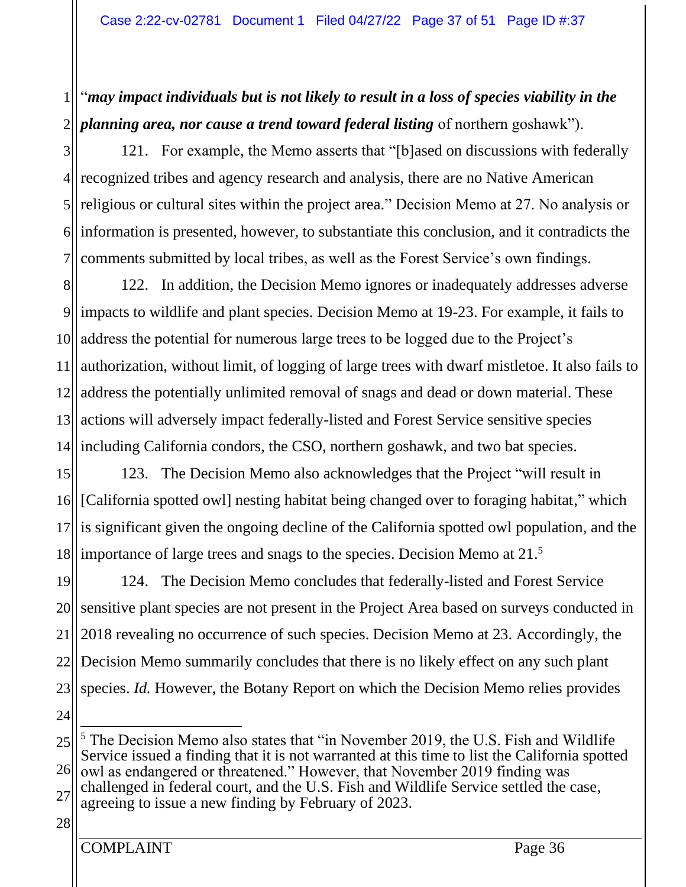"***may impact individuals but is not likely to result in a loss of species viability in the planning area, nor cause a trend toward federal listing*** of northern goshawk").

121. For example, the Memo asserts that "[b]ased on discussions with federally recognized tribes and agency research and analysis, there are no Native American religious or cultural sites within the project area." Decision Memo at 27. No analysis or information is presented, however, to substantiate this conclusion, and it contradicts the comments submitted by local tribes, as well as the Forest Service's own findings.

122. In addition, the Decision Memo ignores or inadequately addresses adverse impacts to wildlife and plant species. Decision Memo at 19-23. For example, it fails to address the potential for numerous large trees to be logged due to the Project's authorization, without limit, of logging of large trees with dwarf mistletoe. It also fails to address the potentially unlimited removal of snags and dead or down material. These actions will adversely impact federally-listed and Forest Service sensitive species including California condors, the CSO, northern goshawk, and two bat species.

123. The Decision Memo also acknowledges that the Project "will result in [California spotted owl] nesting habitat being changed over to foraging habitat," which is significant given the ongoing decline of the California spotted owl population, and the importance of large trees and snags to the species. Decision Memo at 21.[5]

124. The Decision Memo concludes that federally-listed and Forest Service sensitive plant species are not present in the Project Area based on surveys conducted in 2018 revealing no occurrence of such species. Decision Memo at 23. Accordingly, the Decision Memo summarily concludes that there is no likely effect on any such plant species. *Id.* However, the Botany Report on which the Decision Memo relies provides

[5] The Decision Memo also states that "in November 2019, the U.S. Fish and Wildlife Service issued a finding that it is not warranted at this time to list the California spotted owl as endangered or threatened." However, that November 2019 finding was challenged in federal court, and the U.S. Fish and Wildlife Service settled the case, agreeing to issue a new finding by February of 2023.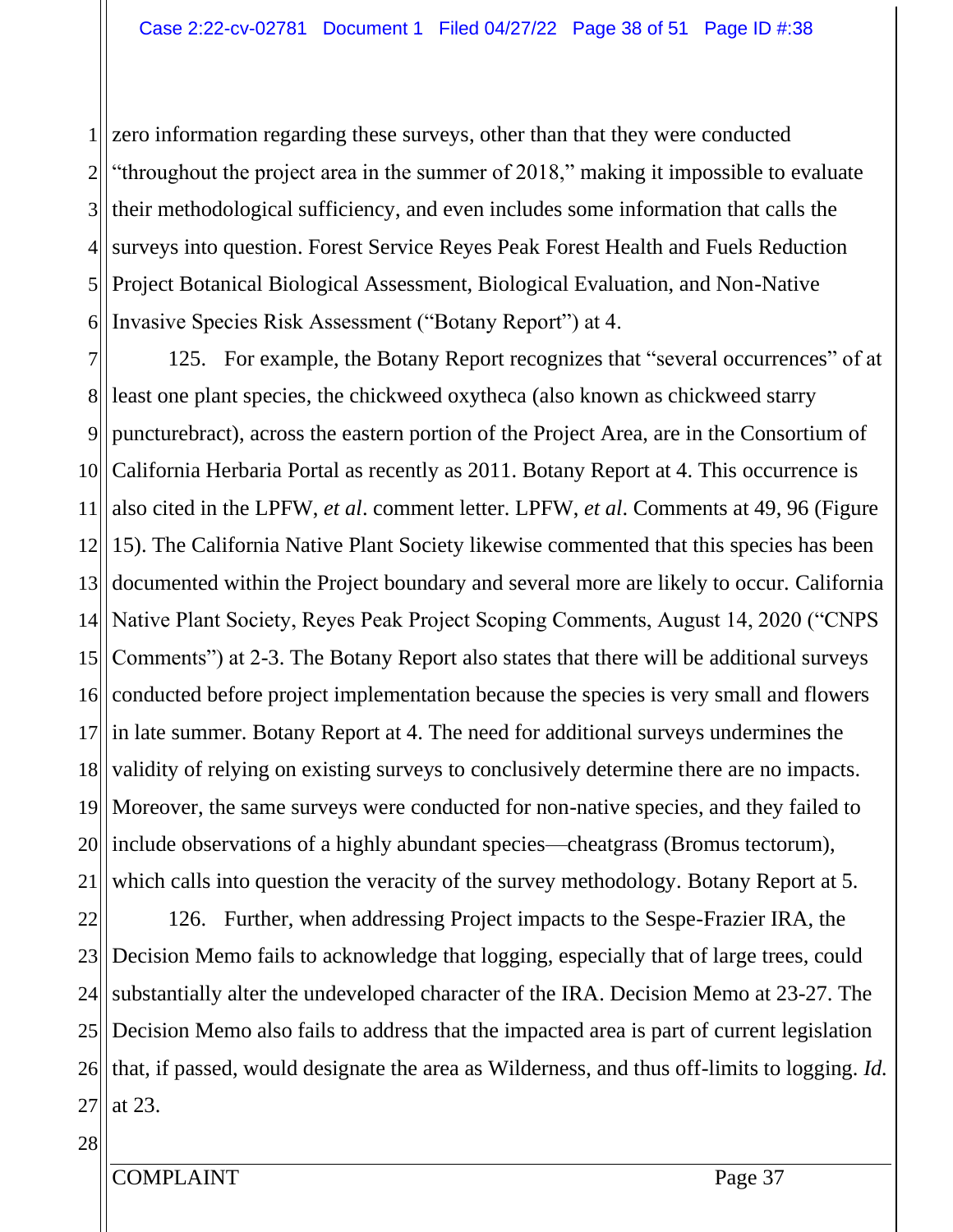zero information regarding these surveys, other than that they were conducted "throughout the project area in the summer of 2018," making it impossible to evaluate their methodological sufficiency, and even includes some information that calls the surveys into question. Forest Service Reyes Peak Forest Health and Fuels Reduction Project Botanical Biological Assessment, Biological Evaluation, and Non-Native Invasive Species Risk Assessment ("Botany Report") at 4.

125. For example, the Botany Report recognizes that "several occurrences" of at least one plant species, the chickweed oxytheca (also known as chickweed starry puncturebract), across the eastern portion of the Project Area, are in the Consortium of California Herbaria Portal as recently as 2011. Botany Report at 4. This occurrence is also cited in the LPFW, *et al*. comment letter. LPFW, *et al*. Comments at 49, 96 (Figure 15). The California Native Plant Society likewise commented that this species has been documented within the Project boundary and several more are likely to occur. California Native Plant Society, Reyes Peak Project Scoping Comments, August 14, 2020 ("CNPS Comments") at 2-3. The Botany Report also states that there will be additional surveys conducted before project implementation because the species is very small and flowers in late summer. Botany Report at 4. The need for additional surveys undermines the validity of relying on existing surveys to conclusively determine there are no impacts. Moreover, the same surveys were conducted for non-native species, and they failed to include observations of a highly abundant species—cheatgrass (Bromus tectorum), which calls into question the veracity of the survey methodology. Botany Report at 5.

126. Further, when addressing Project impacts to the Sespe-Frazier IRA, the Decision Memo fails to acknowledge that logging, especially that of large trees, could substantially alter the undeveloped character of the IRA. Decision Memo at 23-27. The Decision Memo also fails to address that the impacted area is part of current legislation that, if passed, would designate the area as Wilderness, and thus off-limits to logging. *Id.* at 23.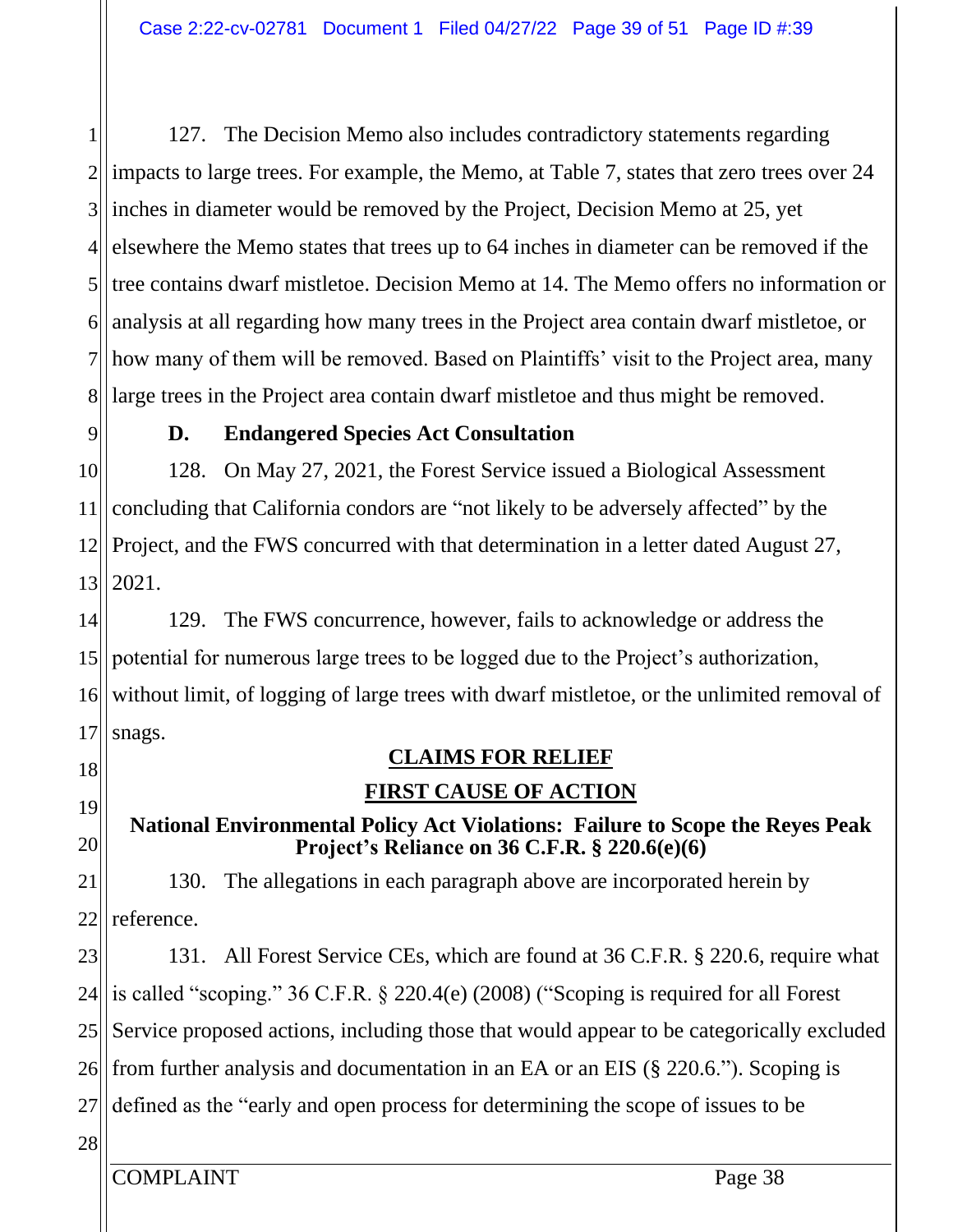127. The Decision Memo also includes contradictory statements regarding impacts to large trees. For example, the Memo, at Table 7, states that zero trees over 24 inches in diameter would be removed by the Project, Decision Memo at 25, yet elsewhere the Memo states that trees up to 64 inches in diameter can be removed if the tree contains dwarf mistletoe. Decision Memo at 14. The Memo offers no information or analysis at all regarding how many trees in the Project area contain dwarf mistletoe, or how many of them will be removed. Based on Plaintiffs' visit to the Project area, many large trees in the Project area contain dwarf mistletoe and thus might be removed.

### D. Endangered Species Act Consultation

128. On May 27, 2021, the Forest Service issued a Biological Assessment concluding that California condors are "not likely to be adversely affected" by the Project, and the FWS concurred with that determination in a letter dated August 27, 2021.

129. The FWS concurrence, however, fails to acknowledge or address the potential for numerous large trees to be logged due to the Project's authorization, without limit, of logging of large trees with dwarf mistletoe, or the unlimited removal of snags.

## CLAIMS FOR RELIEF

## FIRST CAUSE OF ACTION

### National Environmental Policy Act Violations: Failure to Scope the Reyes Peak Project's Reliance on 36 C.F.R. § 220.6(e)(6)

130. The allegations in each paragraph above are incorporated herein by reference.

131. All Forest Service CEs, which are found at 36 C.F.R. § 220.6, require what is called "scoping." 36 C.F.R. § 220.4(e) (2008) ("Scoping is required for all Forest Service proposed actions, including those that would appear to be categorically excluded from further analysis and documentation in an EA or an EIS (§ 220.6."). Scoping is defined as the "early and open process for determining the scope of issues to be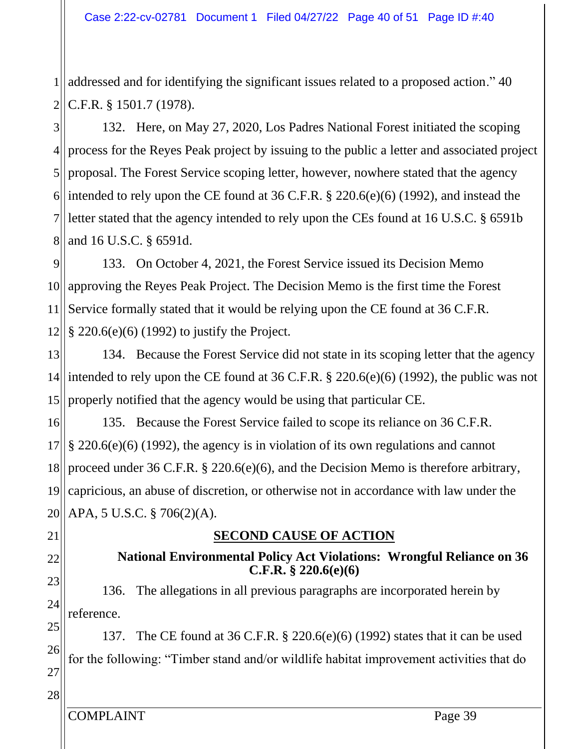addressed and for identifying the significant issues related to a proposed action." 40 C.F.R. § 1501.7 (1978).

132. Here, on May 27, 2020, Los Padres National Forest initiated the scoping process for the Reyes Peak project by issuing to the public a letter and associated project proposal. The Forest Service scoping letter, however, nowhere stated that the agency intended to rely upon the CE found at 36 C.F.R. § 220.6(e)(6) (1992), and instead the letter stated that the agency intended to rely upon the CEs found at 16 U.S.C. § 6591b and 16 U.S.C. § 6591d.

133. On October 4, 2021, the Forest Service issued its Decision Memo approving the Reyes Peak Project. The Decision Memo is the first time the Forest Service formally stated that it would be relying upon the CE found at 36 C.F.R. § 220.6(e)(6) (1992) to justify the Project.

134. Because the Forest Service did not state in its scoping letter that the agency intended to rely upon the CE found at 36 C.F.R. § 220.6(e)(6) (1992), the public was not properly notified that the agency would be using that particular CE.

135. Because the Forest Service failed to scope its reliance on 36 C.F.R. § 220.6(e)(6) (1992), the agency is in violation of its own regulations and cannot proceed under 36 C.F.R. § 220.6(e)(6), and the Decision Memo is therefore arbitrary, capricious, an abuse of discretion, or otherwise not in accordance with law under the APA, 5 U.S.C. § 706(2)(A).

## SECOND CAUSE OF ACTION

### National Environmental Policy Act Violations: Wrongful Reliance on 36 C.F.R. § 220.6(e)(6)

136. The allegations in all previous paragraphs are incorporated herein by reference.

137. The CE found at 36 C.F.R. § 220.6(e)(6) (1992) states that it can be used for the following: "Timber stand and/or wildlife habitat improvement activities that do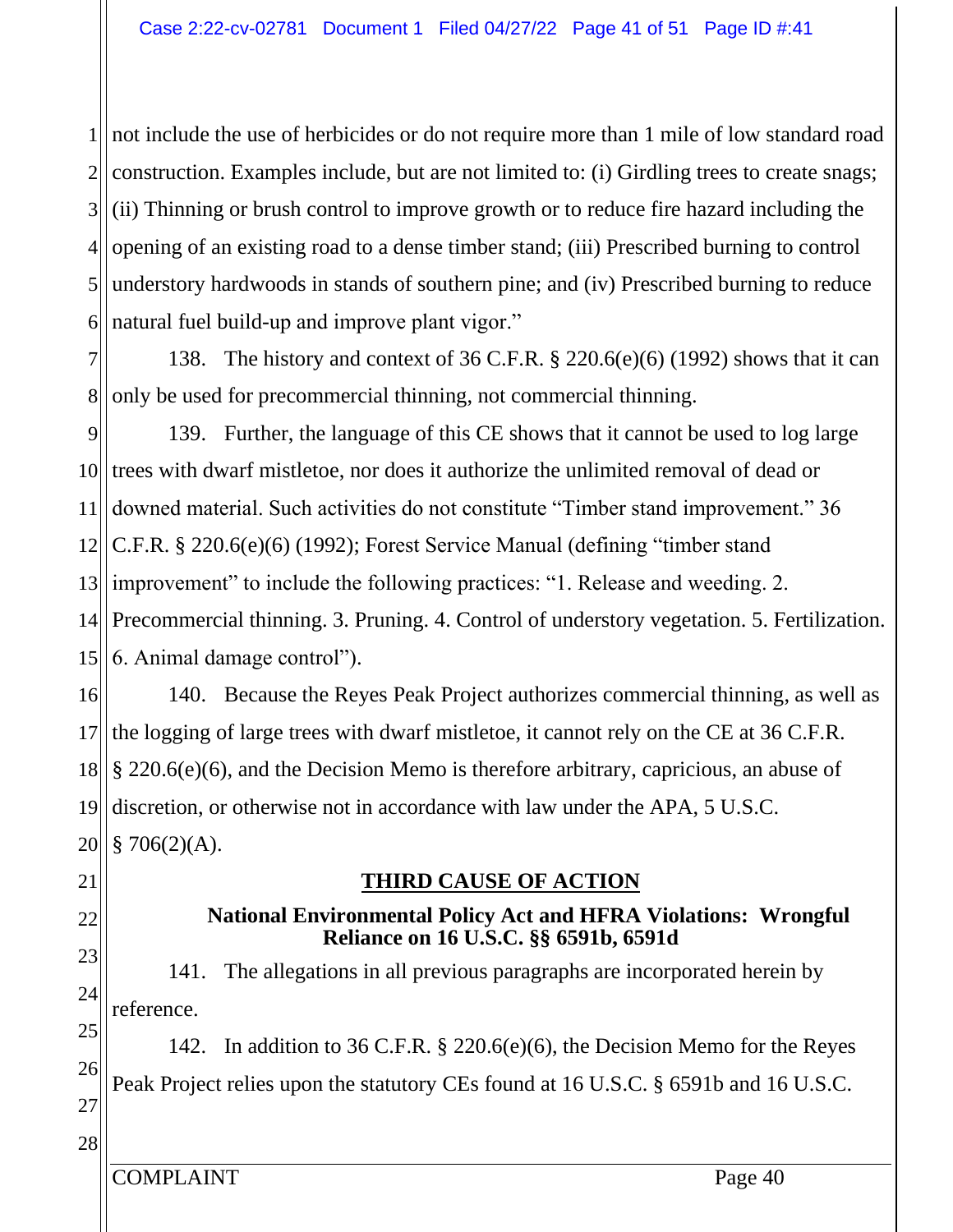not include the use of herbicides or do not require more than 1 mile of low standard road construction. Examples include, but are not limited to: (i) Girdling trees to create snags; (ii) Thinning or brush control to improve growth or to reduce fire hazard including the opening of an existing road to a dense timber stand; (iii) Prescribed burning to control understory hardwoods in stands of southern pine; and (iv) Prescribed burning to reduce natural fuel build-up and improve plant vigor."

138. The history and context of 36 C.F.R. § 220.6(e)(6) (1992) shows that it can only be used for precommercial thinning, not commercial thinning.

139. Further, the language of this CE shows that it cannot be used to log large trees with dwarf mistletoe, nor does it authorize the unlimited removal of dead or downed material. Such activities do not constitute "Timber stand improvement." 36 C.F.R. § 220.6(e)(6) (1992); Forest Service Manual (defining "timber stand improvement" to include the following practices: "1. Release and weeding. 2. Precommercial thinning. 3. Pruning. 4. Control of understory vegetation. 5. Fertilization. 6. Animal damage control").

140. Because the Reyes Peak Project authorizes commercial thinning, as well as the logging of large trees with dwarf mistletoe, it cannot rely on the CE at 36 C.F.R. § 220.6(e)(6), and the Decision Memo is therefore arbitrary, capricious, an abuse of discretion, or otherwise not in accordance with law under the APA, 5 U.S.C. § 706(2)(A).

## THIRD CAUSE OF ACTION

### National Environmental Policy Act and HFRA Violations: Wrongful Reliance on 16 U.S.C. §§ 6591b, 6591d

141. The allegations in all previous paragraphs are incorporated herein by reference.

142. In addition to 36 C.F.R. § 220.6(e)(6), the Decision Memo for the Reyes Peak Project relies upon the statutory CEs found at 16 U.S.C. § 6591b and 16 U.S.C.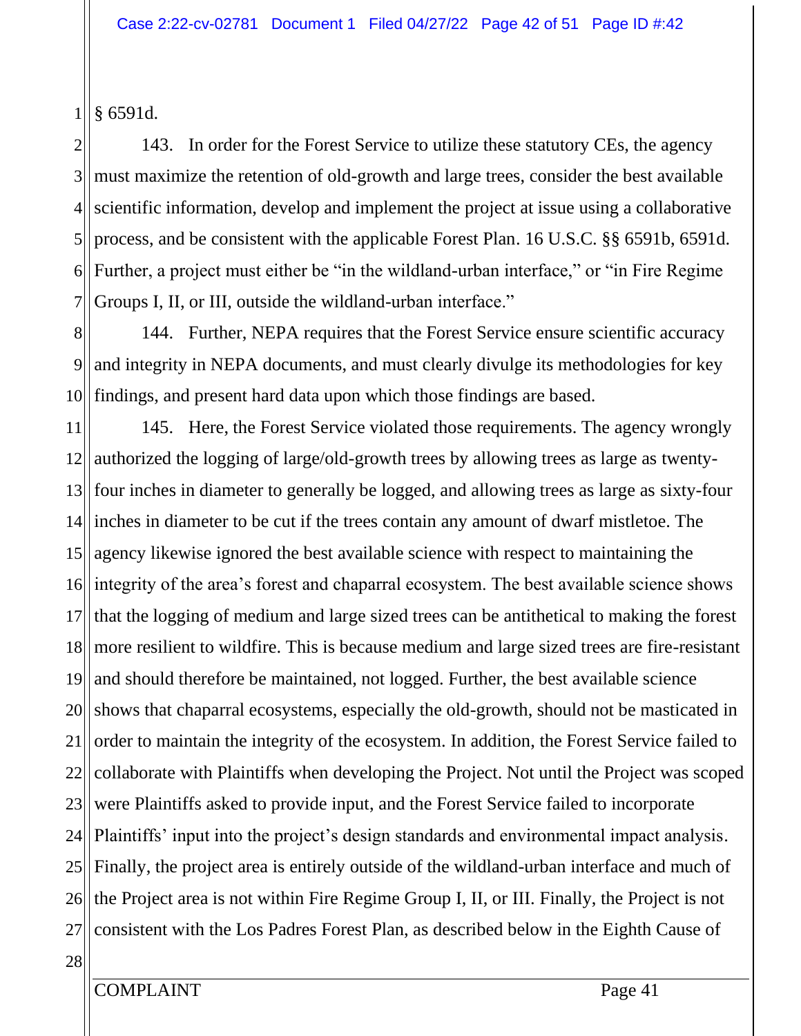§ 6591d.

143. In order for the Forest Service to utilize these statutory CEs, the agency must maximize the retention of old-growth and large trees, consider the best available scientific information, develop and implement the project at issue using a collaborative process, and be consistent with the applicable Forest Plan. 16 U.S.C. §§ 6591b, 6591d. Further, a project must either be "in the wildland-urban interface," or "in Fire Regime Groups I, II, or III, outside the wildland-urban interface."

144. Further, NEPA requires that the Forest Service ensure scientific accuracy and integrity in NEPA documents, and must clearly divulge its methodologies for key findings, and present hard data upon which those findings are based.

145. Here, the Forest Service violated those requirements. The agency wrongly authorized the logging of large/old-growth trees by allowing trees as large as twenty-four inches in diameter to generally be logged, and allowing trees as large as sixty-four inches in diameter to be cut if the trees contain any amount of dwarf mistletoe. The agency likewise ignored the best available science with respect to maintaining the integrity of the area's forest and chaparral ecosystem. The best available science shows that the logging of medium and large sized trees can be antithetical to making the forest more resilient to wildfire. This is because medium and large sized trees are fire-resistant and should therefore be maintained, not logged. Further, the best available science shows that chaparral ecosystems, especially the old-growth, should not be masticated in order to maintain the integrity of the ecosystem. In addition, the Forest Service failed to collaborate with Plaintiffs when developing the Project. Not until the Project was scoped were Plaintiffs asked to provide input, and the Forest Service failed to incorporate Plaintiffs' input into the project's design standards and environmental impact analysis. Finally, the project area is entirely outside of the wildland-urban interface and much of the Project area is not within Fire Regime Group I, II, or III. Finally, the Project is not consistent with the Los Padres Forest Plan, as described below in the Eighth Cause of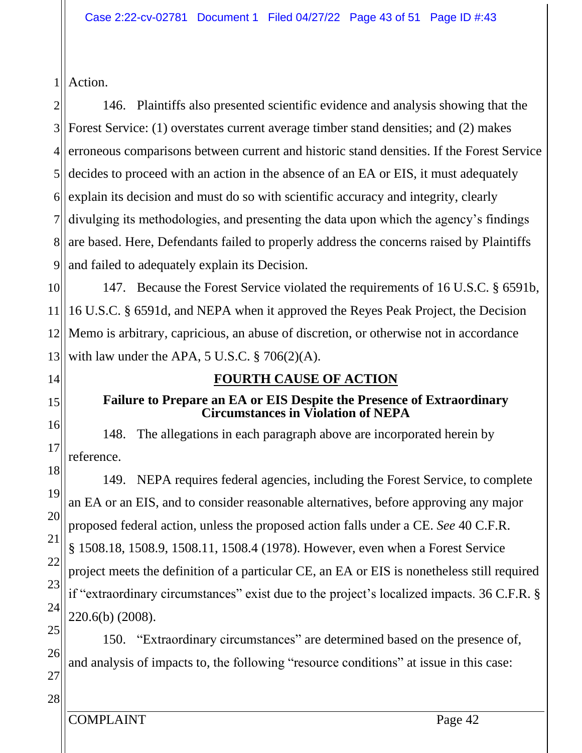Action.

146. Plaintiffs also presented scientific evidence and analysis showing that the Forest Service: (1) overstates current average timber stand densities; and (2) makes erroneous comparisons between current and historic stand densities. If the Forest Service decides to proceed with an action in the absence of an EA or EIS, it must adequately explain its decision and must do so with scientific accuracy and integrity, clearly divulging its methodologies, and presenting the data upon which the agency's findings are based. Here, Defendants failed to properly address the concerns raised by Plaintiffs and failed to adequately explain its Decision.

147. Because the Forest Service violated the requirements of 16 U.S.C. § 6591b, 16 U.S.C. § 6591d, and NEPA when it approved the Reyes Peak Project, the Decision Memo is arbitrary, capricious, an abuse of discretion, or otherwise not in accordance with law under the APA, 5 U.S.C. § 706(2)(A).

## FOURTH CAUSE OF ACTION

### Failure to Prepare an EA or EIS Despite the Presence of Extraordinary Circumstances in Violation of NEPA

148. The allegations in each paragraph above are incorporated herein by reference.

149. NEPA requires federal agencies, including the Forest Service, to complete an EA or an EIS, and to consider reasonable alternatives, before approving any major proposed federal action, unless the proposed action falls under a CE. *See* 40 C.F.R. § 1508.18, 1508.9, 1508.11, 1508.4 (1978). However, even when a Forest Service project meets the definition of a particular CE, an EA or EIS is nonetheless still required if "extraordinary circumstances" exist due to the project's localized impacts. 36 C.F.R. § 220.6(b) (2008).

150. "Extraordinary circumstances" are determined based on the presence of, and analysis of impacts to, the following "resource conditions" at issue in this case: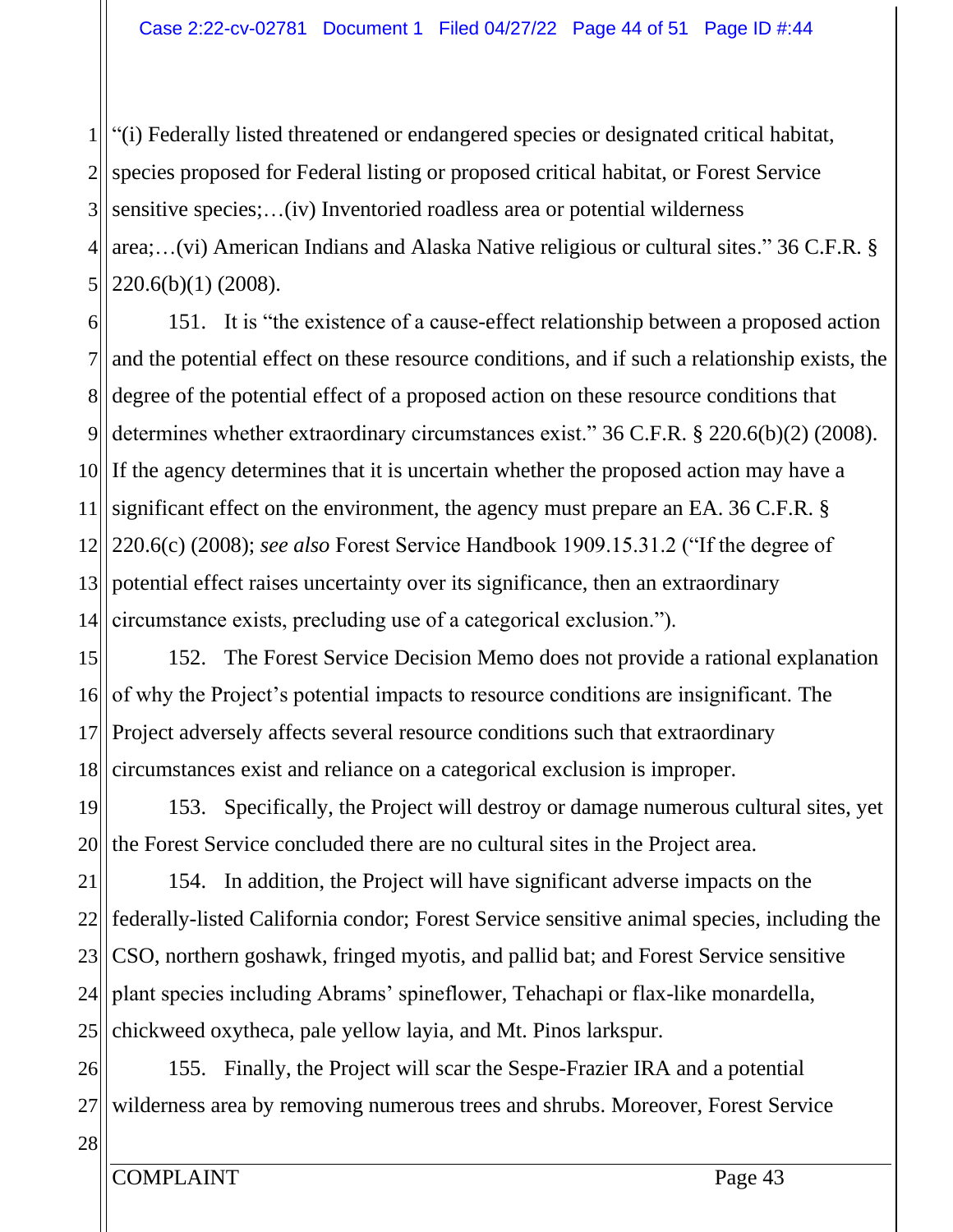"(i) Federally listed threatened or endangered species or designated critical habitat, species proposed for Federal listing or proposed critical habitat, or Forest Service sensitive species;…(iv) Inventoried roadless area or potential wilderness area;…(vi) American Indians and Alaska Native religious or cultural sites." 36 C.F.R. § 220.6(b)(1) (2008).

151. It is "the existence of a cause-effect relationship between a proposed action and the potential effect on these resource conditions, and if such a relationship exists, the degree of the potential effect of a proposed action on these resource conditions that determines whether extraordinary circumstances exist." 36 C.F.R. § 220.6(b)(2) (2008). If the agency determines that it is uncertain whether the proposed action may have a significant effect on the environment, the agency must prepare an EA. 36 C.F.R. § 220.6(c) (2008); *see also* Forest Service Handbook 1909.15.31.2 ("If the degree of potential effect raises uncertainty over its significance, then an extraordinary circumstance exists, precluding use of a categorical exclusion.").

152. The Forest Service Decision Memo does not provide a rational explanation of why the Project's potential impacts to resource conditions are insignificant. The Project adversely affects several resource conditions such that extraordinary circumstances exist and reliance on a categorical exclusion is improper.

153. Specifically, the Project will destroy or damage numerous cultural sites, yet the Forest Service concluded there are no cultural sites in the Project area.

154. In addition, the Project will have significant adverse impacts on the federally-listed California condor; Forest Service sensitive animal species, including the CSO, northern goshawk, fringed myotis, and pallid bat; and Forest Service sensitive plant species including Abrams' spineflower, Tehachapi or flax-like monardella, chickweed oxytheca, pale yellow layia, and Mt. Pinos larkspur.

155. Finally, the Project will scar the Sespe-Frazier IRA and a potential wilderness area by removing numerous trees and shrubs. Moreover, Forest Service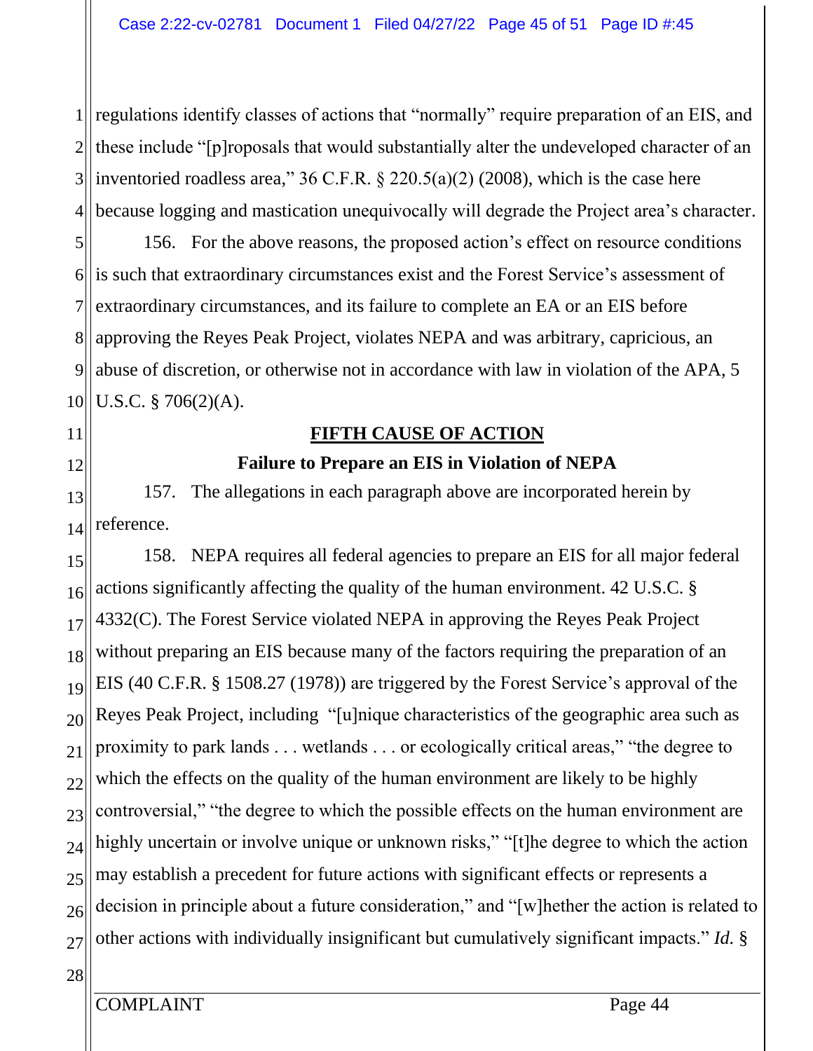regulations identify classes of actions that "normally" require preparation of an EIS, and these include "[p]roposals that would substantially alter the undeveloped character of an inventoried roadless area," 36 C.F.R. § 220.5(a)(2) (2008), which is the case here because logging and mastication unequivocally will degrade the Project area's character.

156. For the above reasons, the proposed action's effect on resource conditions is such that extraordinary circumstances exist and the Forest Service's assessment of extraordinary circumstances, and its failure to complete an EA or an EIS before approving the Reyes Peak Project, violates NEPA and was arbitrary, capricious, an abuse of discretion, or otherwise not in accordance with law in violation of the APA, 5 U.S.C. § 706(2)(A).

## FIFTH CAUSE OF ACTION

### Failure to Prepare an EIS in Violation of NEPA

157. The allegations in each paragraph above are incorporated herein by reference.

158. NEPA requires all federal agencies to prepare an EIS for all major federal actions significantly affecting the quality of the human environment. 42 U.S.C. § 4332(C). The Forest Service violated NEPA in approving the Reyes Peak Project without preparing an EIS because many of the factors requiring the preparation of an EIS (40 C.F.R. § 1508.27 (1978)) are triggered by the Forest Service's approval of the Reyes Peak Project, including "[u]nique characteristics of the geographic area such as proximity to park lands . . . wetlands . . . or ecologically critical areas," "the degree to which the effects on the quality of the human environment are likely to be highly controversial," "the degree to which the possible effects on the human environment are highly uncertain or involve unique or unknown risks," "[t]he degree to which the action may establish a precedent for future actions with significant effects or represents a decision in principle about a future consideration," and "[w]hether the action is related to other actions with individually insignificant but cumulatively significant impacts." *Id.* §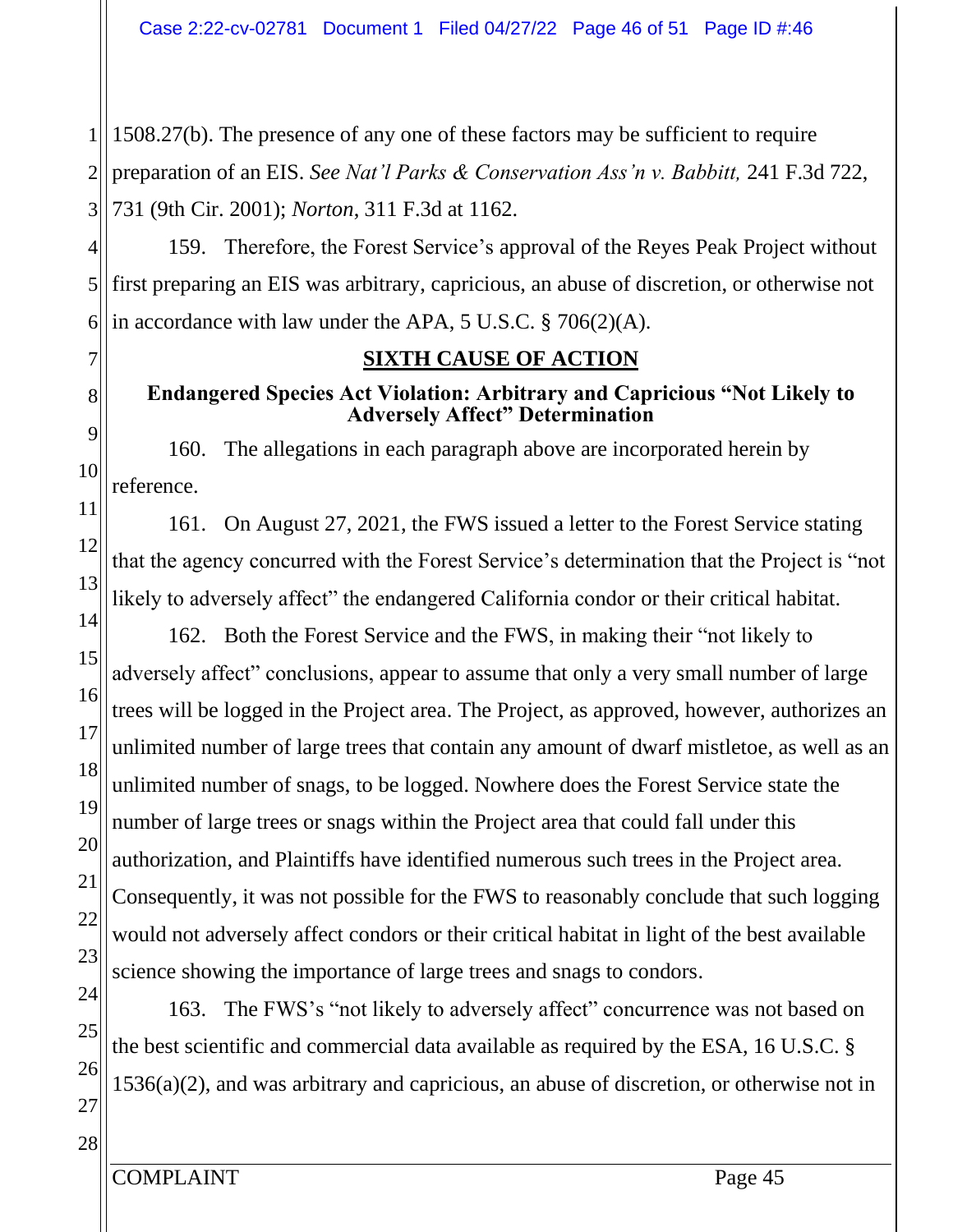1508.27(b). The presence of any one of these factors may be sufficient to require preparation of an EIS. *See Nat'l Parks & Conservation Ass'n v. Babbitt,* 241 F.3d 722, 731 (9th Cir. 2001); *Norton*, 311 F.3d at 1162.

159. Therefore, the Forest Service's approval of the Reyes Peak Project without first preparing an EIS was arbitrary, capricious, an abuse of discretion, or otherwise not in accordance with law under the APA, 5 U.S.C. § 706(2)(A).

## SIXTH CAUSE OF ACTION

### Endangered Species Act Violation: Arbitrary and Capricious "Not Likely to Adversely Affect" Determination

160. The allegations in each paragraph above are incorporated herein by reference.

161. On August 27, 2021, the FWS issued a letter to the Forest Service stating that the agency concurred with the Forest Service's determination that the Project is "not likely to adversely affect" the endangered California condor or their critical habitat.

162. Both the Forest Service and the FWS, in making their "not likely to adversely affect" conclusions, appear to assume that only a very small number of large trees will be logged in the Project area. The Project, as approved, however, authorizes an unlimited number of large trees that contain any amount of dwarf mistletoe, as well as an unlimited number of snags, to be logged. Nowhere does the Forest Service state the number of large trees or snags within the Project area that could fall under this authorization, and Plaintiffs have identified numerous such trees in the Project area. Consequently, it was not possible for the FWS to reasonably conclude that such logging would not adversely affect condors or their critical habitat in light of the best available science showing the importance of large trees and snags to condors.

163. The FWS's "not likely to adversely affect" concurrence was not based on the best scientific and commercial data available as required by the ESA, 16 U.S.C. § 1536(a)(2), and was arbitrary and capricious, an abuse of discretion, or otherwise not in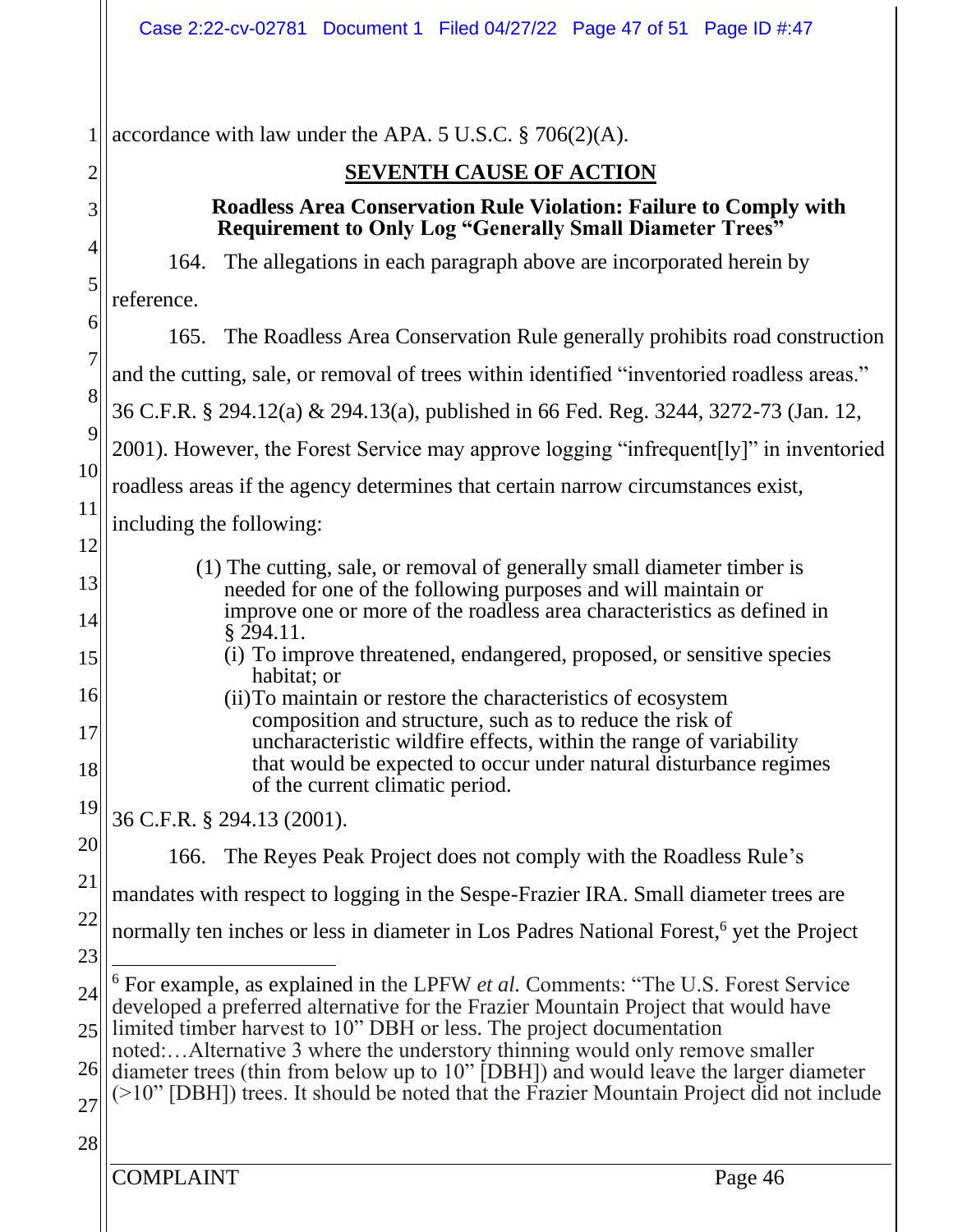accordance with law under the APA. 5 U.S.C. § 706(2)(A).

## SEVENTH CAUSE OF ACTION

### Roadless Area Conservation Rule Violation: Failure to Comply with Requirement to Only Log "Generally Small Diameter Trees"

164. The allegations in each paragraph above are incorporated herein by reference.

165. The Roadless Area Conservation Rule generally prohibits road construction and the cutting, sale, or removal of trees within identified "inventoried roadless areas." 36 C.F.R. § 294.12(a) & 294.13(a), published in 66 Fed. Reg. 3244, 3272-73 (Jan. 12, 2001). However, the Forest Service may approve logging "infrequent[ly]" in inventoried roadless areas if the agency determines that certain narrow circumstances exist, including the following:

> (1) The cutting, sale, or removal of generally small diameter timber is needed for one of the following purposes and will maintain or improve one or more of the roadless area characteristics as defined in § 294.11.
>
> (i) To improve threatened, endangered, proposed, or sensitive species habitat; or
>
> (ii) To maintain or restore the characteristics of ecosystem composition and structure, such as to reduce the risk of uncharacteristic wildfire effects, within the range of variability that would be expected to occur under natural disturbance regimes of the current climatic period.

36 C.F.R. § 294.13 (2001).

166. The Reyes Peak Project does not comply with the Roadless Rule's mandates with respect to logging in the Sespe-Frazier IRA. Small diameter trees are normally ten inches or less in diameter in Los Padres National Forest,[6] yet the Project

---

[6] For example, as explained in the LPFW *et al.* Comments: "The U.S. Forest Service developed a preferred alternative for the Frazier Mountain Project that would have limited timber harvest to 10" DBH or less. The project documentation noted:…Alternative 3 where the understory thinning would only remove smaller diameter trees (thin from below up to 10" [DBH]) and would leave the larger diameter (>10" [DBH]) trees. It should be noted that the Frazier Mountain Project did not include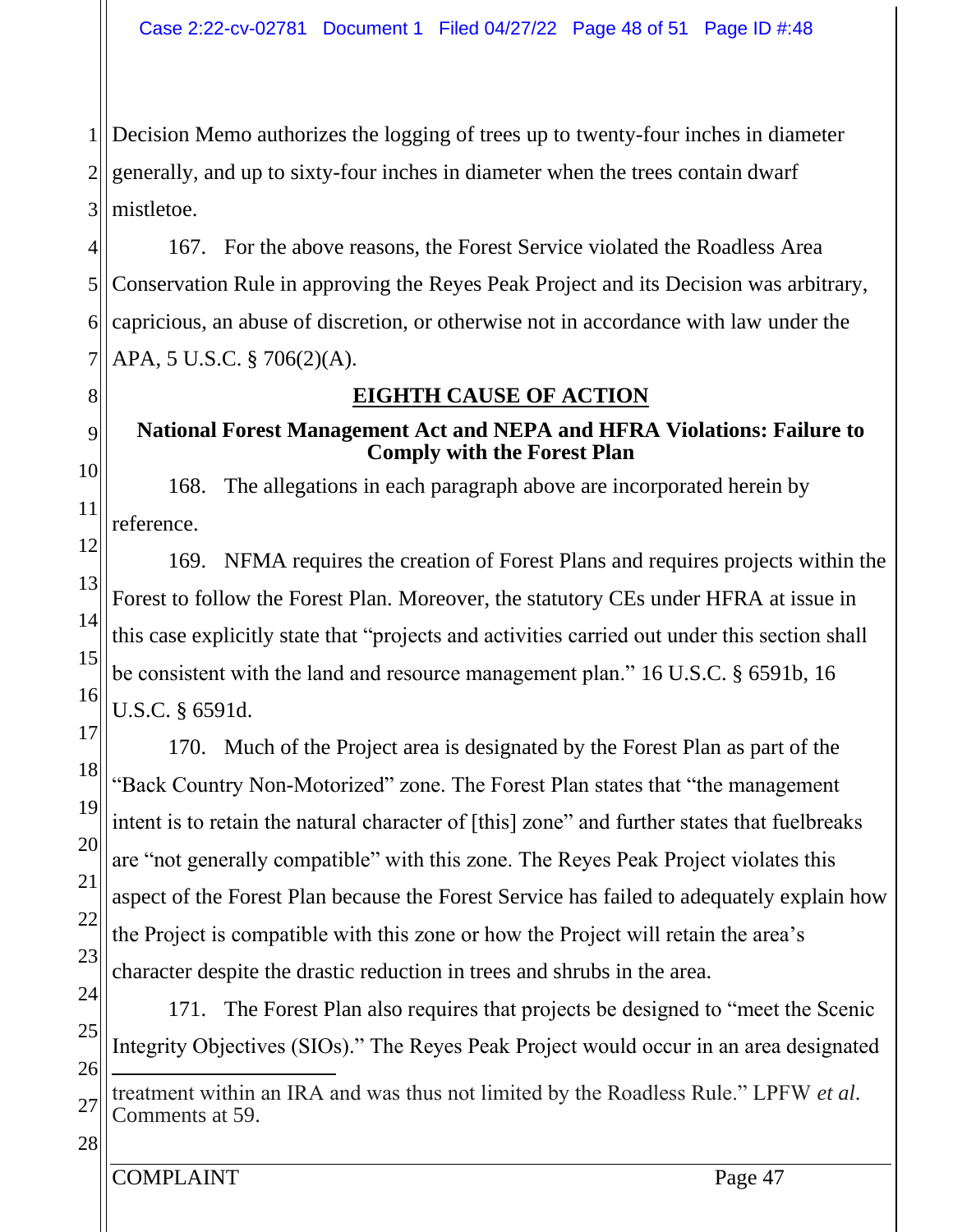Decision Memo authorizes the logging of trees up to twenty-four inches in diameter generally, and up to sixty-four inches in diameter when the trees contain dwarf mistletoe.

167. For the above reasons, the Forest Service violated the Roadless Area Conservation Rule in approving the Reyes Peak Project and its Decision was arbitrary, capricious, an abuse of discretion, or otherwise not in accordance with law under the APA, 5 U.S.C. § 706(2)(A).

## EIGHTH CAUSE OF ACTION

### National Forest Management Act and NEPA and HFRA Violations: Failure to Comply with the Forest Plan

168. The allegations in each paragraph above are incorporated herein by reference.

169. NFMA requires the creation of Forest Plans and requires projects within the Forest to follow the Forest Plan. Moreover, the statutory CEs under HFRA at issue in this case explicitly state that "projects and activities carried out under this section shall be consistent with the land and resource management plan." 16 U.S.C. § 6591b, 16 U.S.C. § 6591d.

170. Much of the Project area is designated by the Forest Plan as part of the "Back Country Non-Motorized" zone. The Forest Plan states that "the management intent is to retain the natural character of [this] zone" and further states that fuelbreaks are "not generally compatible" with this zone. The Reyes Peak Project violates this aspect of the Forest Plan because the Forest Service has failed to adequately explain how the Project is compatible with this zone or how the Project will retain the area's character despite the drastic reduction in trees and shrubs in the area.

171. The Forest Plan also requires that projects be designed to "meet the Scenic Integrity Objectives (SIOs)." The Reyes Peak Project would occur in an area designated

---

treatment within an IRA and was thus not limited by the Roadless Rule." LPFW *et al.* Comments at 59.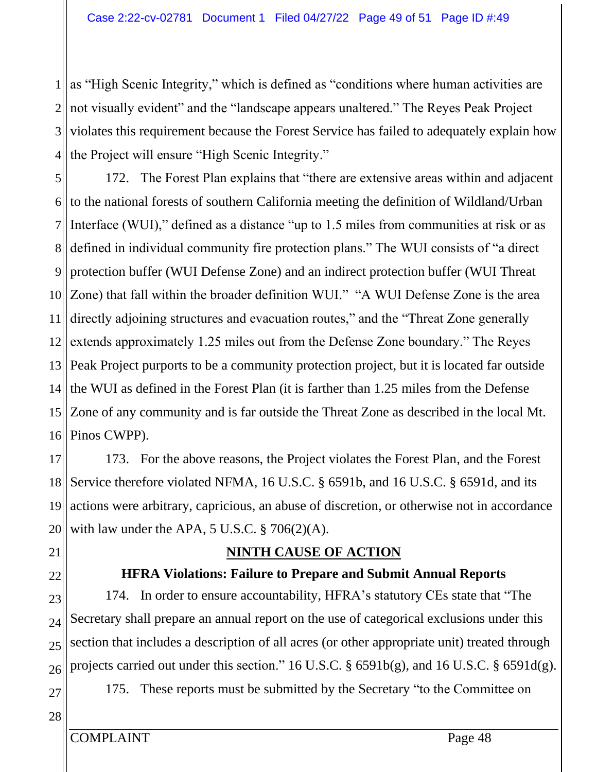as "High Scenic Integrity," which is defined as "conditions where human activities are not visually evident" and the "landscape appears unaltered." The Reyes Peak Project violates this requirement because the Forest Service has failed to adequately explain how the Project will ensure "High Scenic Integrity."

172. The Forest Plan explains that "there are extensive areas within and adjacent to the national forests of southern California meeting the definition of Wildland/Urban Interface (WUI)," defined as a distance "up to 1.5 miles from communities at risk or as defined in individual community fire protection plans." The WUI consists of "a direct protection buffer (WUI Defense Zone) and an indirect protection buffer (WUI Threat Zone) that fall within the broader definition WUI." "A WUI Defense Zone is the area directly adjoining structures and evacuation routes," and the "Threat Zone generally extends approximately 1.25 miles out from the Defense Zone boundary." The Reyes Peak Project purports to be a community protection project, but it is located far outside the WUI as defined in the Forest Plan (it is farther than 1.25 miles from the Defense Zone of any community and is far outside the Threat Zone as described in the local Mt. Pinos CWPP).

173. For the above reasons, the Project violates the Forest Plan, and the Forest Service therefore violated NFMA, 16 U.S.C. § 6591b, and 16 U.S.C. § 6591d, and its actions were arbitrary, capricious, an abuse of discretion, or otherwise not in accordance with law under the APA, 5 U.S.C. § 706(2)(A).

## NINTH CAUSE OF ACTION

### HFRA Violations: Failure to Prepare and Submit Annual Reports

174. In order to ensure accountability, HFRA's statutory CEs state that "The Secretary shall prepare an annual report on the use of categorical exclusions under this section that includes a description of all acres (or other appropriate unit) treated through projects carried out under this section." 16 U.S.C. § 6591b(g), and 16 U.S.C. § 6591d(g).

175. These reports must be submitted by the Secretary "to the Committee on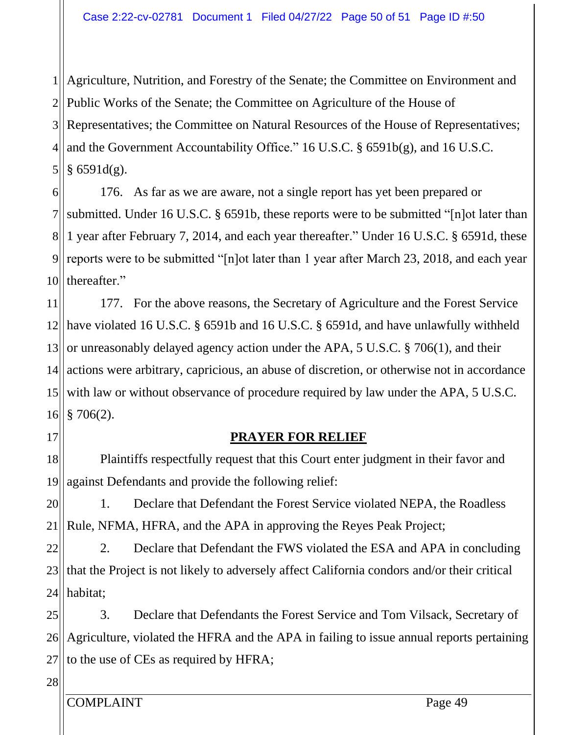Agriculture, Nutrition, and Forestry of the Senate; the Committee on Environment and Public Works of the Senate; the Committee on Agriculture of the House of Representatives; the Committee on Natural Resources of the House of Representatives; and the Government Accountability Office." 16 U.S.C. § 6591b(g), and 16 U.S.C. § 6591d(g).

176. As far as we are aware, not a single report has yet been prepared or submitted. Under 16 U.S.C. § 6591b, these reports were to be submitted "[n]ot later than 1 year after February 7, 2014, and each year thereafter." Under 16 U.S.C. § 6591d, these reports were to be submitted "[n]ot later than 1 year after March 23, 2018, and each year thereafter."

177. For the above reasons, the Secretary of Agriculture and the Forest Service have violated 16 U.S.C. § 6591b and 16 U.S.C. § 6591d, and have unlawfully withheld or unreasonably delayed agency action under the APA, 5 U.S.C. § 706(1), and their actions were arbitrary, capricious, an abuse of discretion, or otherwise not in accordance with law or without observance of procedure required by law under the APA, 5 U.S.C. § 706(2).

## PRAYER FOR RELIEF

Plaintiffs respectfully request that this Court enter judgment in their favor and against Defendants and provide the following relief:

1. Declare that Defendant the Forest Service violated NEPA, the Roadless Rule, NFMA, HFRA, and the APA in approving the Reyes Peak Project;

2. Declare that Defendant the FWS violated the ESA and APA in concluding that the Project is not likely to adversely affect California condors and/or their critical habitat;

3. Declare that Defendants the Forest Service and Tom Vilsack, Secretary of Agriculture, violated the HFRA and the APA in failing to issue annual reports pertaining to the use of CEs as required by HFRA;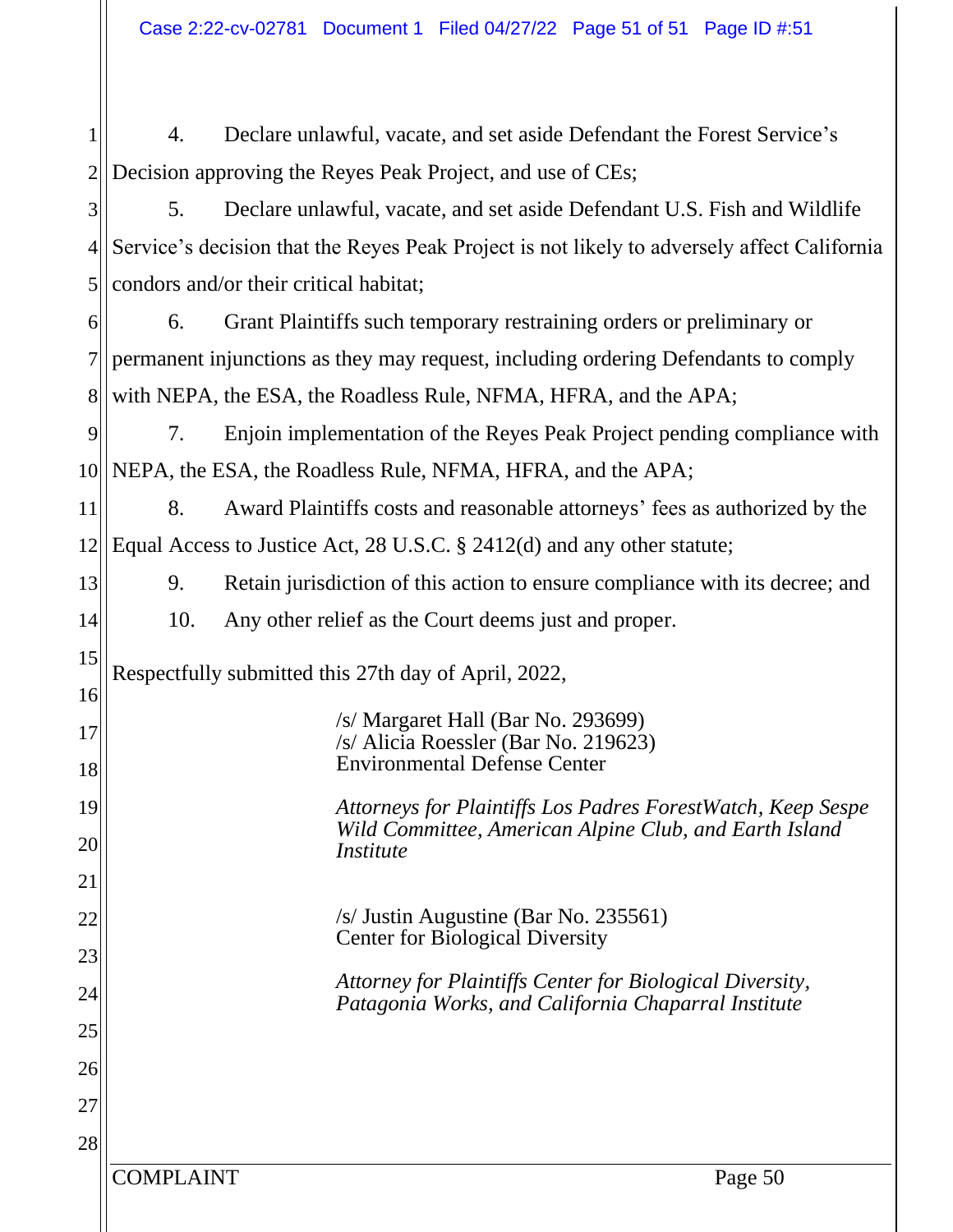4. Declare unlawful, vacate, and set aside Defendant the Forest Service's Decision approving the Reyes Peak Project, and use of CEs;

5. Declare unlawful, vacate, and set aside Defendant U.S. Fish and Wildlife Service's decision that the Reyes Peak Project is not likely to adversely affect California condors and/or their critical habitat;

6. Grant Plaintiffs such temporary restraining orders or preliminary or permanent injunctions as they may request, including ordering Defendants to comply with NEPA, the ESA, the Roadless Rule, NFMA, HFRA, and the APA;

7. Enjoin implementation of the Reyes Peak Project pending compliance with NEPA, the ESA, the Roadless Rule, NFMA, HFRA, and the APA;

8. Award Plaintiffs costs and reasonable attorneys' fees as authorized by the Equal Access to Justice Act, 28 U.S.C. § 2412(d) and any other statute;

9. Retain jurisdiction of this action to ensure compliance with its decree; and

10. Any other relief as the Court deems just and proper.

Respectfully submitted this 27th day of April, 2022,

/s/ Margaret Hall (Bar No. 293699)
/s/ Alicia Roessler (Bar No. 219623)
Environmental Defense Center

*Attorneys for Plaintiffs Los Padres ForestWatch, Keep Sespe Wild Committee, American Alpine Club, and Earth Island Institute*

/s/ Justin Augustine (Bar No. 235561)
Center for Biological Diversity

*Attorney for Plaintiffs Center for Biological Diversity, Patagonia Works, and California Chaparral Institute*